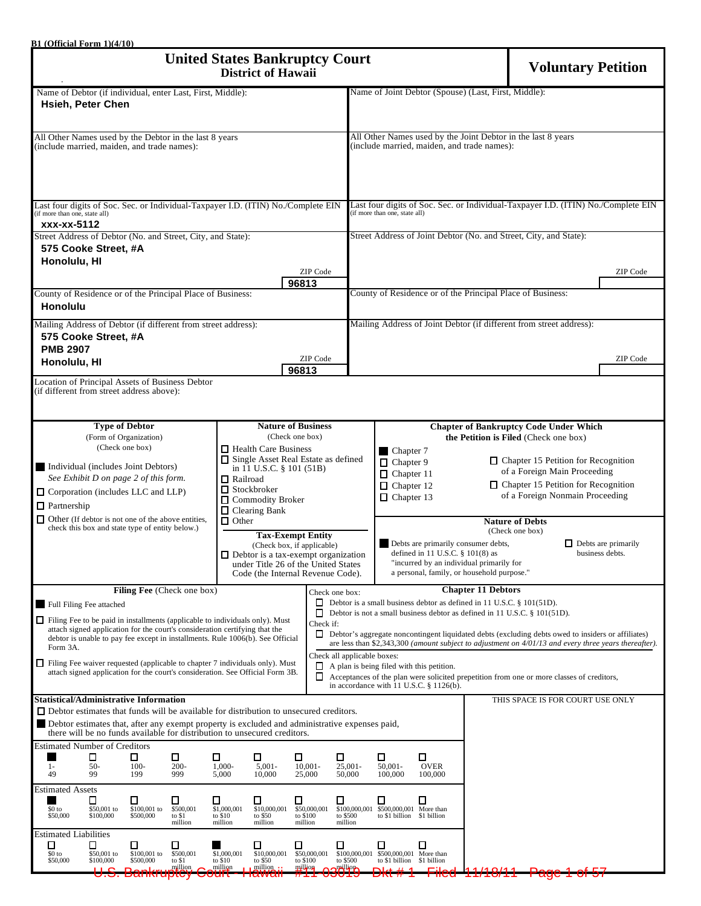B1 (Official Form 1)(4/10)

# United States Bankruptcy Court
## District of Hawaii

# Voluntary Petition

| Debtor | Joint Debtor |
|---|---|
| Name of Debtor (if individual, enter Last, First, Middle): **Hsieh, Peter Chen** | Name of Joint Debtor (Spouse) (Last, First, Middle): |
| All Other Names used by the Debtor in the last 8 years (include married, maiden, and trade names): | All Other Names used by the Joint Debtor in the last 8 years (include married, maiden, and trade names): |
| Last four digits of Soc. Sec. or Individual-Taxpayer I.D. (ITIN) No./Complete EIN (if more than one, state all) **xxx-xx-5112** | Last four digits of Soc. Sec. or Individual-Taxpayer I.D. (ITIN) No./Complete EIN (if more than one, state all) |
| Street Address of Debtor (No. and Street, City, and State): **575 Cooke Street, #A Honolulu, HI** ZIP Code **96813** | Street Address of Joint Debtor (No. and Street, City, and State): ZIP Code |
| County of Residence or of the Principal Place of Business: **Honolulu** | County of Residence or of the Principal Place of Business: |
| Mailing Address of Debtor (if different from street address): **575 Cooke Street, #A PMB 2907 Honolulu, HI** ZIP Code **96813** | Mailing Address of Joint Debtor (if different from street address): ZIP Code |
| Location of Principal Assets of Business Debtor (if different from street address above): | |

**Type of Debtor** (Form of Organization) (Check one box)

- ■ Individual (includes Joint Debtors) *See Exhibit D on page 2 of this form.*
- ☐ Corporation (includes LLC and LLP)
- ☐ Partnership
- ☐ Other (If debtor is not one of the above entities, check this box and state type of entity below.)

**Nature of Business** (Check one box)

- ☐ Health Care Business
- ☐ Single Asset Real Estate as defined in 11 U.S.C. § 101 (51B)
- ☐ Railroad
- ☐ Stockbroker
- ☐ Commodity Broker
- ☐ Clearing Bank
- ☐ Other

**Tax-Exempt Entity** (Check box, if applicable)

- ☐ Debtor is a tax-exempt organization under Title 26 of the United States Code (the Internal Revenue Code).

**Chapter of Bankruptcy Code Under Which the Petition is Filed** (Check one box)

- ■ Chapter 7
- ☐ Chapter 9
- ☐ Chapter 11
- ☐ Chapter 12
- ☐ Chapter 13
- ☐ Chapter 15 Petition for Recognition of a Foreign Main Proceeding
- ☐ Chapter 15 Petition for Recognition of a Foreign Nonmain Proceeding

**Nature of Debts** (Check one box)

- ■ Debts are primarily consumer debts, defined in 11 U.S.C. § 101(8) as "incurred by an individual primarily for a personal, family, or household purpose."
- ☐ Debts are primarily business debts.

**Filing Fee** (Check one box)

- ■ Full Filing Fee attached
- ☐ Filing Fee to be paid in installments (applicable to individuals only). Must attach signed application for the court's consideration certifying that the debtor is unable to pay fee except in installments. Rule 1006(b). See Official Form 3A.
- ☐ Filing Fee waiver requested (applicable to chapter 7 individuals only). Must attach signed application for the court's consideration. See Official Form 3B.

**Chapter 11 Debtors**

Check one box:
- ☐ Debtor is a small business debtor as defined in 11 U.S.C. § 101(51D).
- ☐ Debtor is not a small business debtor as defined in 11 U.S.C. § 101(51D).

Check if:
- ☐ Debtor's aggregate noncontingent liquidated debts (excluding debts owed to insiders or affiliates) are less than $2,343,300 *(amount subject to adjustment on 4/01/13 and every three years thereafter).*

Check all applicable boxes:
- ☐ A plan is being filed with this petition.
- ☐ Acceptances of the plan were solicited prepetition from one or more classes of creditors, in accordance with 11 U.S.C. § 1126(b).

**Statistical/Administrative Information**

THIS SPACE IS FOR COURT USE ONLY

- ☐ Debtor estimates that funds will be available for distribution to unsecured creditors.
- ■ Debtor estimates that, after any exempt property is excluded and administrative expenses paid, there will be no funds available for distribution to unsecured creditors.

Estimated Number of Creditors

| ■ | ☐ | ☐ | ☐ | ☐ | ☐ | ☐ | ☐ | ☐ | ☐ |
|---|---|---|---|---|---|---|---|---|---|
| 1-49 | 50-99 | 100-199 | 200-999 | 1,000-5,000 | 5,001-10,000 | 10,001-25,000 | 25,001-50,000 | 50,001-100,000 | OVER 100,000 |

Estimated Assets

| ■ | ☐ | ☐ | ☐ | ☐ | ☐ | ☐ | ☐ | ☐ | ☐ |
|---|---|---|---|---|---|---|---|---|---|
| $0 to $50,000 | $50,001 to $100,000 | $100,001 to $500,000 | $500,001 to $1 million | $1,000,001 to $10 million | $10,000,001 to $50 million | $50,000,001 to $100 million | $100,000,001 to $500 million | $500,000,001 to $1 billion | More than $1 billion |

Estimated Liabilities

| ☐ | ☐ | ☐ | ☐ | ■ | ☐ | ☐ | ☐ | ☐ | ☐ |
|---|---|---|---|---|---|---|---|---|---|
| $0 to $50,000 | $50,001 to $100,000 | $100,001 to $500,000 | $500,001 to $1 million | $1,000,001 to $10 million | $10,000,001 to $50 million | $50,000,001 to $100 million | $100,000,001 to $500 million | $500,000,001 to $1 billion | More than $1 billion |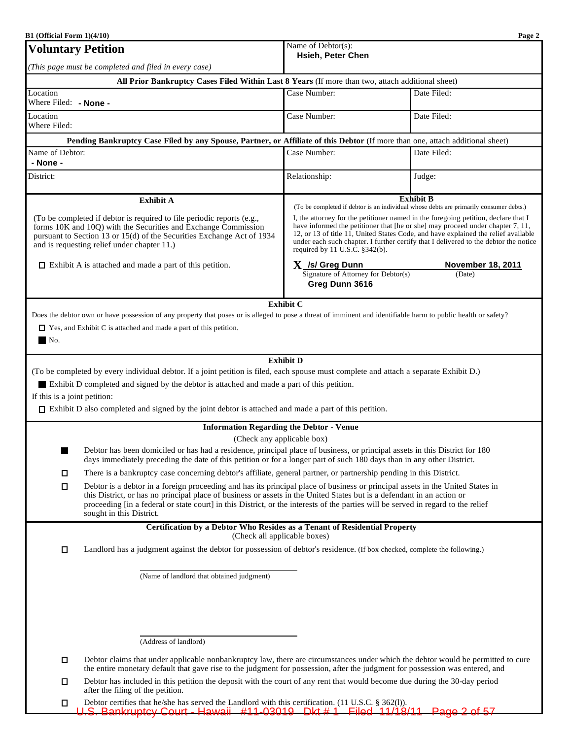**Voluntary Petition**

*(This page must be completed and filed in every case)*

Name of Debtor(s):
**Hsieh, Peter Chen**

**All Prior Bankruptcy Cases Filed Within Last 8 Years** (If more than two, attach additional sheet)

| Location Where Filed | Case Number | Date Filed |
|---|---|---|
| - None - | | |
| | | |

**Pending Bankruptcy Case Filed by any Spouse, Partner, or Affiliate of this Debtor** (If more than one, attach additional sheet)

| Name of Debtor | Case Number | Date Filed |
|---|---|---|
| - None - | | |
| **District:** | **Relationship:** | **Judge:** |
| | | |

**Exhibit A**

(To be completed if debtor is required to file periodic reports (e.g., forms 10K and 10Q) with the Securities and Exchange Commission pursuant to Section 13 or 15(d) of the Securities Exchange Act of 1934 and is requesting relief under chapter 11.)

☐ Exhibit A is attached and made a part of this petition.

**Exhibit B**

(To be completed if debtor is an individual whose debts are primarily consumer debts.)

I, the attorney for the petitioner named in the foregoing petition, declare that I have informed the petitioner that [he or she] may proceed under chapter 7, 11, 12, or 13 of title 11, United States Code, and have explained the relief available under each such chapter. I further certify that I delivered to the debtor the notice required by 11 U.S.C. §342(b).

X /s/ Greg Dunn — November 18, 2011
Signature of Attorney for Debtor(s) (Date)
Greg Dunn 3616

**Exhibit C**

Does the debtor own or have possession of any property that poses or is alleged to pose a threat of imminent and identifiable harm to public health or safety?

☐ Yes, and Exhibit C is attached and made a part of this petition.

■ No.

**Exhibit D**

(To be completed by every individual debtor. If a joint petition is filed, each spouse must complete and attach a separate Exhibit D.)

■ Exhibit D completed and signed by the debtor is attached and made a part of this petition.

If this is a joint petition:

☐ Exhibit D also completed and signed by the joint debtor is attached and made a part of this petition.

**Information Regarding the Debtor - Venue**

(Check any applicable box)

■ Debtor has been domiciled or has had a residence, principal place of business, or principal assets in this District for 180 days immediately preceding the date of this petition or for a longer part of such 180 days than in any other District.

☐ There is a bankruptcy case concerning debtor's affiliate, general partner, or partnership pending in this District.

☐ Debtor is a debtor in a foreign proceeding and has its principal place of business or principal assets in the United States in this District, or has no principal place of business or assets in the United States but is a defendant in an action or proceeding [in a federal or state court] in this District, or the interests of the parties will be served in regard to the relief sought in this District.

**Certification by a Debtor Who Resides as a Tenant of Residential Property**

(Check all applicable boxes)

☐ Landlord has a judgment against the debtor for possession of debtor's residence. (If box checked, complete the following.)

(Name of landlord that obtained judgment)

(Address of landlord)

☐ Debtor claims that under applicable nonbankruptcy law, there are circumstances under which the debtor would be permitted to cure the entire monetary default that gave rise to the judgment for possession, after the judgment for possession was entered, and

☐ Debtor has included in this petition the deposit with the court of any rent that would become due during the 30-day period after the filing of the petition.

☐ Debtor certifies that he/she has served the Landlord with this certification. (11 U.S.C. § 362(l)).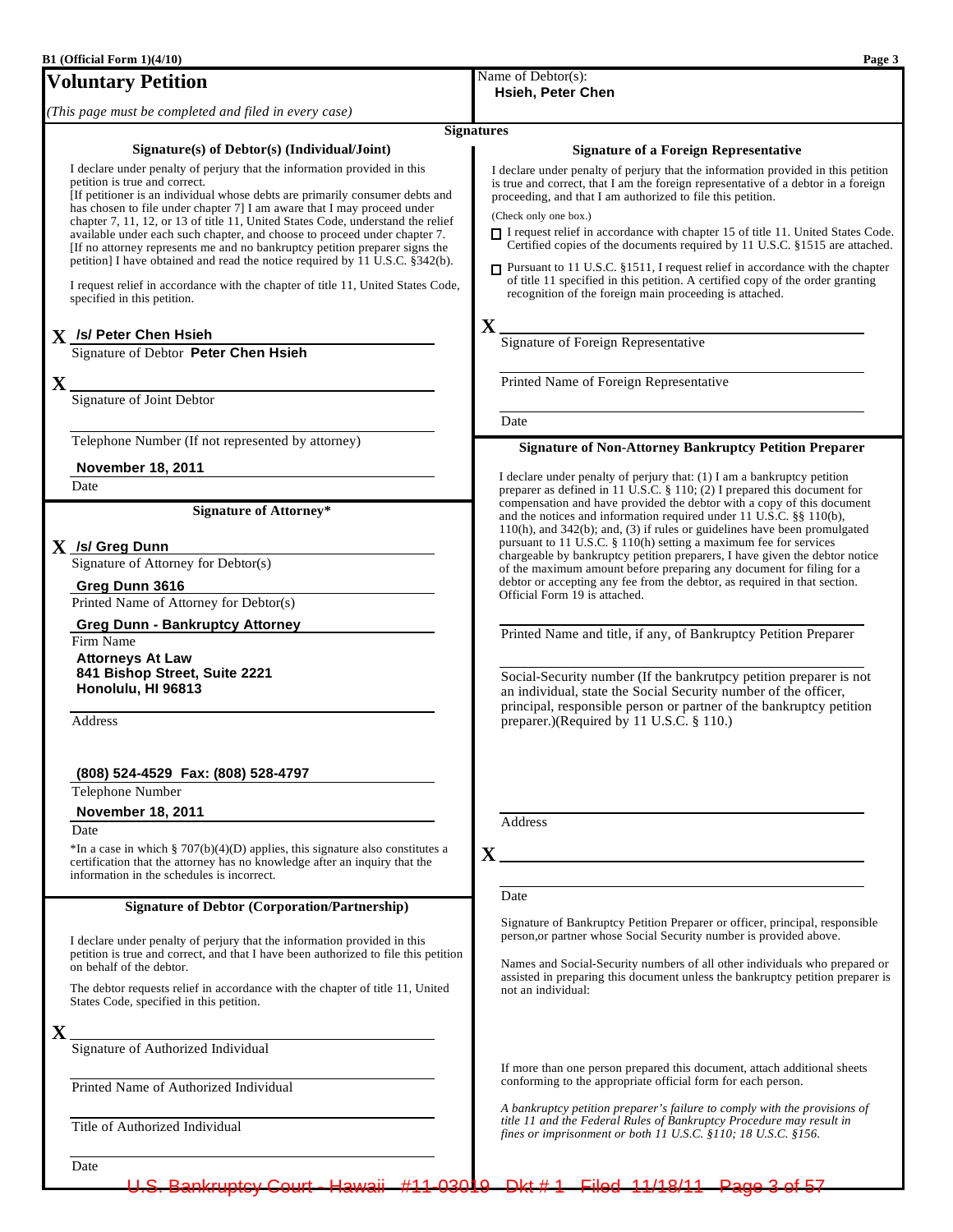B1 (Official Form 1)(4/10)

# Voluntary Petition

*(This page must be completed and filed in every case)*

Name of Debtor(s):
**Hsieh, Peter Chen**

## Signatures

### Signature(s) of Debtor(s) (Individual/Joint)

I declare under penalty of perjury that the information provided in this petition is true and correct.
[If petitioner is an individual whose debts are primarily consumer debts and has chosen to file under chapter 7] I am aware that I may proceed under chapter 7, 11, 12, or 13 of title 11, United States Code, understand the relief available under each such chapter, and choose to proceed under chapter 7.
[If no attorney represents me and no bankruptcy petition preparer signs the petition] I have obtained and read the notice required by 11 U.S.C. §342(b).

I request relief in accordance with the chapter of title 11, United States Code, specified in this petition.

X **/s/ Peter Chen Hsieh**
Signature of Debtor **Peter Chen Hsieh**

X ______________________________
Signature of Joint Debtor

______________________________
Telephone Number (If not represented by attorney)

**November 18, 2011**
Date

### Signature of Attorney*

X **/s/ Greg Dunn**
Signature of Attorney for Debtor(s)

**Greg Dunn 3616**
Printed Name of Attorney for Debtor(s)

**Greg Dunn - Bankruptcy Attorney**
Firm Name

**Attorneys At Law**
**841 Bishop Street, Suite 2221**
**Honolulu, HI 96813**

Address

**(808) 524-4529 Fax: (808) 528-4797**
Telephone Number

**November 18, 2011**
Date

*In a case in which § 707(b)(4)(D) applies, this signature also constitutes a certification that the attorney has no knowledge after an inquiry that the information in the schedules is incorrect.

### Signature of Debtor (Corporation/Partnership)

I declare under penalty of perjury that the information provided in this petition is true and correct, and that I have been authorized to file this petition on behalf of the debtor.

The debtor requests relief in accordance with the chapter of title 11, United States Code, specified in this petition.

X ______________________________
Signature of Authorized Individual

______________________________
Printed Name of Authorized Individual

______________________________
Title of Authorized Individual

______________________________
Date

### Signature of a Foreign Representative

I declare under penalty of perjury that the information provided in this petition is true and correct, that I am the foreign representative of a debtor in a foreign proceeding, and that I am authorized to file this petition.

(Check only one box.)

☐ I request relief in accordance with chapter 15 of title 11. United States Code. Certified copies of the documents required by 11 U.S.C. §1515 are attached.

☐ Pursuant to 11 U.S.C. §1511, I request relief in accordance with the chapter of title 11 specified in this petition. A certified copy of the order granting recognition of the foreign main proceeding is attached.

X ______________________________
Signature of Foreign Representative

______________________________
Printed Name of Foreign Representative

______________________________
Date

### Signature of Non-Attorney Bankruptcy Petition Preparer

I declare under penalty of perjury that: (1) I am a bankruptcy petition preparer as defined in 11 U.S.C. § 110; (2) I prepared this document for compensation and have provided the debtor with a copy of this document and the notices and information required under 11 U.S.C. §§ 110(b), 110(h), and 342(b); and, (3) if rules or guidelines have been promulgated pursuant to 11 U.S.C. § 110(h) setting a maximum fee for services chargeable by bankruptcy petition preparers, I have given the debtor notice of the maximum amount before preparing any document for filing for a debtor or accepting any fee from the debtor, as required in that section. Official Form 19 is attached.

______________________________
Printed Name and title, if any, of Bankruptcy Petition Preparer

______________________________
Social-Security number (If the bankrutpcy petition preparer is not an individual, state the Social Security number of the officer, principal, responsible person or partner of the bankruptcy petition preparer.)(Required by 11 U.S.C. § 110.)

______________________________
Address

X ______________________________

______________________________
Date

Signature of Bankruptcy Petition Preparer or officer, principal, responsible person,or partner whose Social Security number is provided above.

Names and Social-Security numbers of all other individuals who prepared or assisted in preparing this document unless the bankruptcy petition preparer is not an individual:

If more than one person prepared this document, attach additional sheets conforming to the appropriate official form for each person.

*A bankruptcy petition preparer's failure to comply with the provisions of title 11 and the Federal Rules of Bankruptcy Procedure may result in fines or imprisonment or both 11 U.S.C. §110; 18 U.S.C. §156.*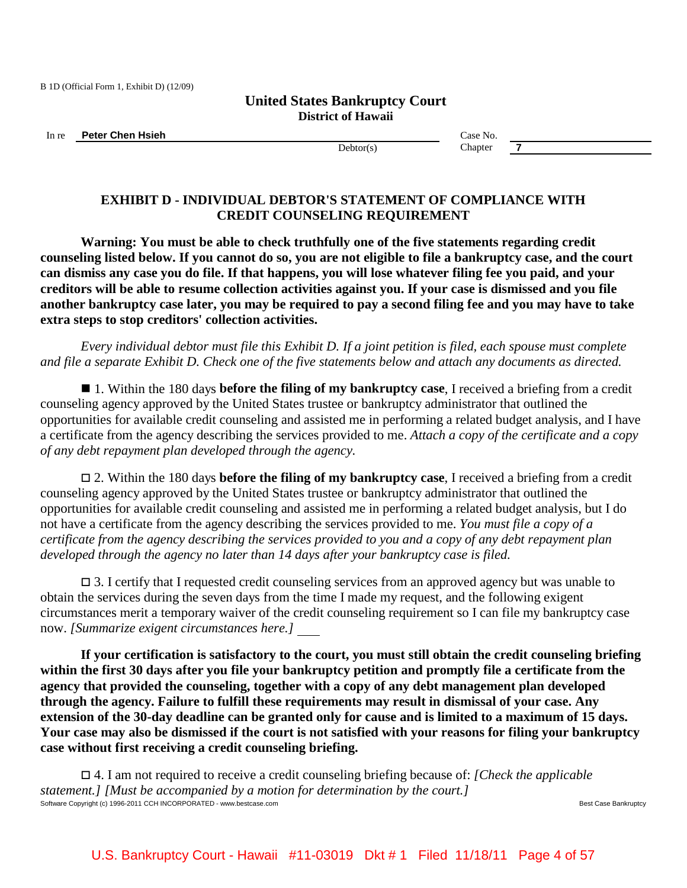B 1D (Official Form 1, Exhibit D) (12/09)

# United States Bankruptcy Court
## District of Hawaii

In re **Peter Chen Hsieh** Case No. 
Debtor(s) Chapter **7**

## EXHIBIT D - INDIVIDUAL DEBTOR'S STATEMENT OF COMPLIANCE WITH CREDIT COUNSELING REQUIREMENT

**Warning: You must be able to check truthfully one of the five statements regarding credit counseling listed below. If you cannot do so, you are not eligible to file a bankruptcy case, and the court can dismiss any case you do file. If that happens, you will lose whatever filing fee you paid, and your creditors will be able to resume collection activities against you. If your case is dismissed and you file another bankruptcy case later, you may be required to pay a second filing fee and you may have to take extra steps to stop creditors' collection activities.**

*Every individual debtor must file this Exhibit D. If a joint petition is filed, each spouse must complete and file a separate Exhibit D. Check one of the five statements below and attach any documents as directed.*

■ 1. Within the 180 days **before the filing of my bankruptcy case**, I received a briefing from a credit counseling agency approved by the United States trustee or bankruptcy administrator that outlined the opportunities for available credit counseling and assisted me in performing a related budget analysis, and I have a certificate from the agency describing the services provided to me. *Attach a copy of the certificate and a copy of any debt repayment plan developed through the agency.*

□ 2. Within the 180 days **before the filing of my bankruptcy case**, I received a briefing from a credit counseling agency approved by the United States trustee or bankruptcy administrator that outlined the opportunities for available credit counseling and assisted me in performing a related budget analysis, but I do not have a certificate from the agency describing the services provided to me. *You must file a copy of a certificate from the agency describing the services provided to you and a copy of any debt repayment plan developed through the agency no later than 14 days after your bankruptcy case is filed.*

□ 3. I certify that I requested credit counseling services from an approved agency but was unable to obtain the services during the seven days from the time I made my request, and the following exigent circumstances merit a temporary waiver of the credit counseling requirement so I can file my bankruptcy case now. *[Summarize exigent circumstances here.]* ___

**If your certification is satisfactory to the court, you must still obtain the credit counseling briefing within the first 30 days after you file your bankruptcy petition and promptly file a certificate from the agency that provided the counseling, together with a copy of any debt management plan developed through the agency. Failure to fulfill these requirements may result in dismissal of your case. Any extension of the 30-day deadline can be granted only for cause and is limited to a maximum of 15 days. Your case may also be dismissed if the court is not satisfied with your reasons for filing your bankruptcy case without first receiving a credit counseling briefing.**

□ 4. I am not required to receive a credit counseling briefing because of: *[Check the applicable statement.] [Must be accompanied by a motion for determination by the court.]*

Software Copyright (c) 1996-2011 CCH INCORPORATED - www.bestcase.com Best Case Bankruptcy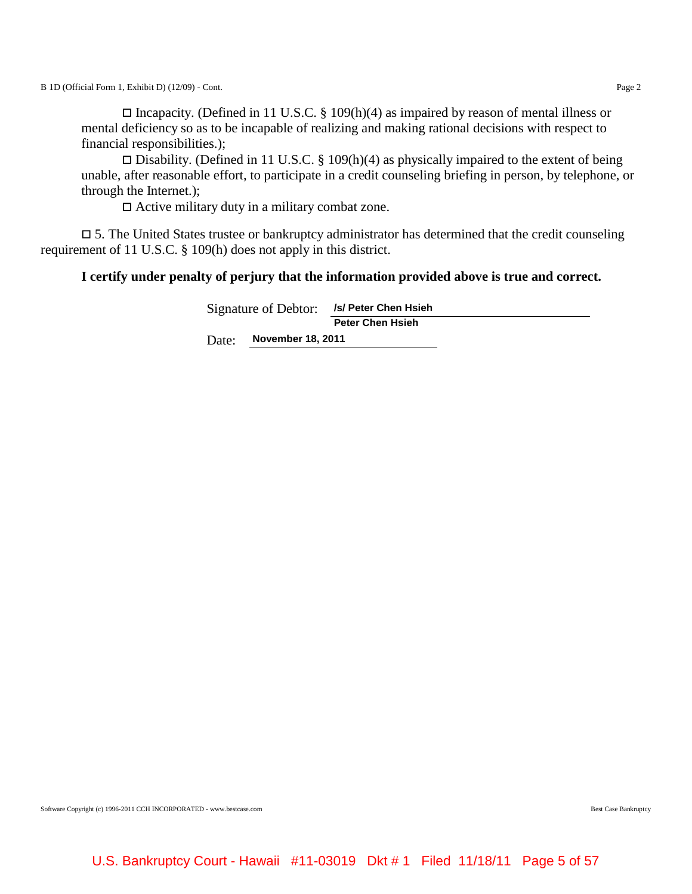☐ Incapacity. (Defined in 11 U.S.C. § 109(h)(4) as impaired by reason of mental illness or mental deficiency so as to be incapable of realizing and making rational decisions with respect to financial responsibilities.);

☐ Disability. (Defined in 11 U.S.C. § 109(h)(4) as physically impaired to the extent of being unable, after reasonable effort, to participate in a credit counseling briefing in person, by telephone, or through the Internet.);

☐ Active military duty in a military combat zone.

☐ 5. The United States trustee or bankruptcy administrator has determined that the credit counseling requirement of 11 U.S.C. § 109(h) does not apply in this district.

**I certify under penalty of perjury that the information provided above is true and correct.**

Signature of Debtor: **/s/ Peter Chen Hsieh**
**Peter Chen Hsieh**

Date: **November 18, 2011**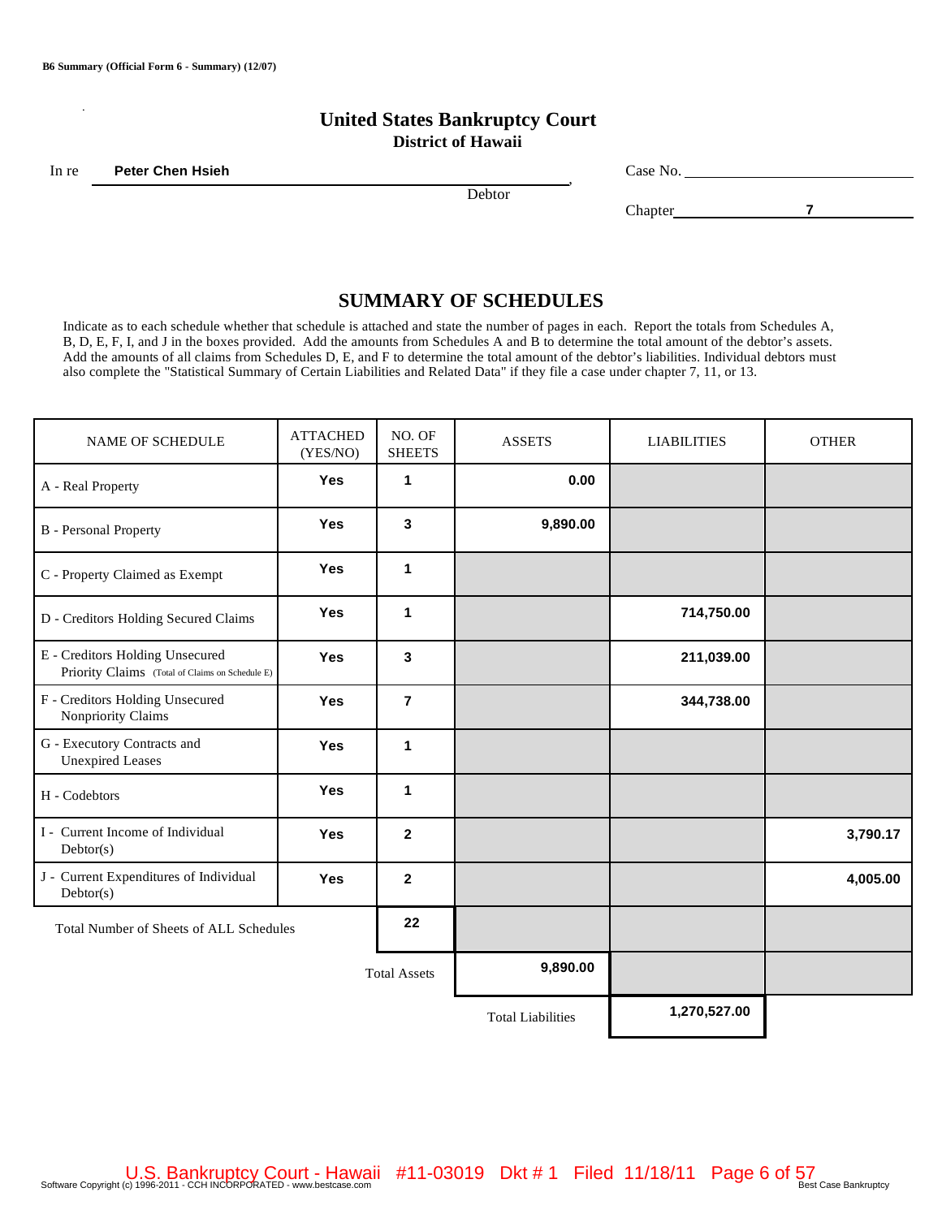B6 Summary (Official Form 6 - Summary) (12/07)

# United States Bankruptcy Court
## District of Hawaii

In re **Peter Chen Hsieh**, Debtor

Case No. ____________

Chapter **7**

## SUMMARY OF SCHEDULES

Indicate as to each schedule whether that schedule is attached and state the number of pages in each. Report the totals from Schedules A, B, D, E, F, I, and J in the boxes provided. Add the amounts from Schedules A and B to determine the total amount of the debtor's assets. Add the amounts of all claims from Schedules D, E, and F to determine the total amount of the debtor's liabilities. Individual debtors must also complete the "Statistical Summary of Certain Liabilities and Related Data" if they file a case under chapter 7, 11, or 13.

| NAME OF SCHEDULE | ATTACHED (YES/NO) | NO. OF SHEETS | ASSETS | LIABILITIES | OTHER |
|---|---|---|---|---|---|
| A - Real Property | Yes | 1 | 0.00 | | |
| B - Personal Property | Yes | 3 | 9,890.00 | | |
| C - Property Claimed as Exempt | Yes | 1 | | | |
| D - Creditors Holding Secured Claims | Yes | 1 | | 714,750.00 | |
| E - Creditors Holding Unsecured Priority Claims (Total of Claims on Schedule E) | Yes | 3 | | 211,039.00 | |
| F - Creditors Holding Unsecured Nonpriority Claims | Yes | 7 | | 344,738.00 | |
| G - Executory Contracts and Unexpired Leases | Yes | 1 | | | |
| H - Codebtors | Yes | 1 | | | |
| I - Current Income of Individual Debtor(s) | Yes | 2 | | | 3,790.17 |
| J - Current Expenditures of Individual Debtor(s) | Yes | 2 | | | 4,005.00 |
| Total Number of Sheets of ALL Schedules | | 22 | | | |
| | | Total Assets | 9,890.00 | | |
| | | | Total Liabilities | 1,270,527.00 | |

Software Copyright (c) 1996-2011 - CCH INCORPORATED - www.bestcase.com Best Case Bankruptcy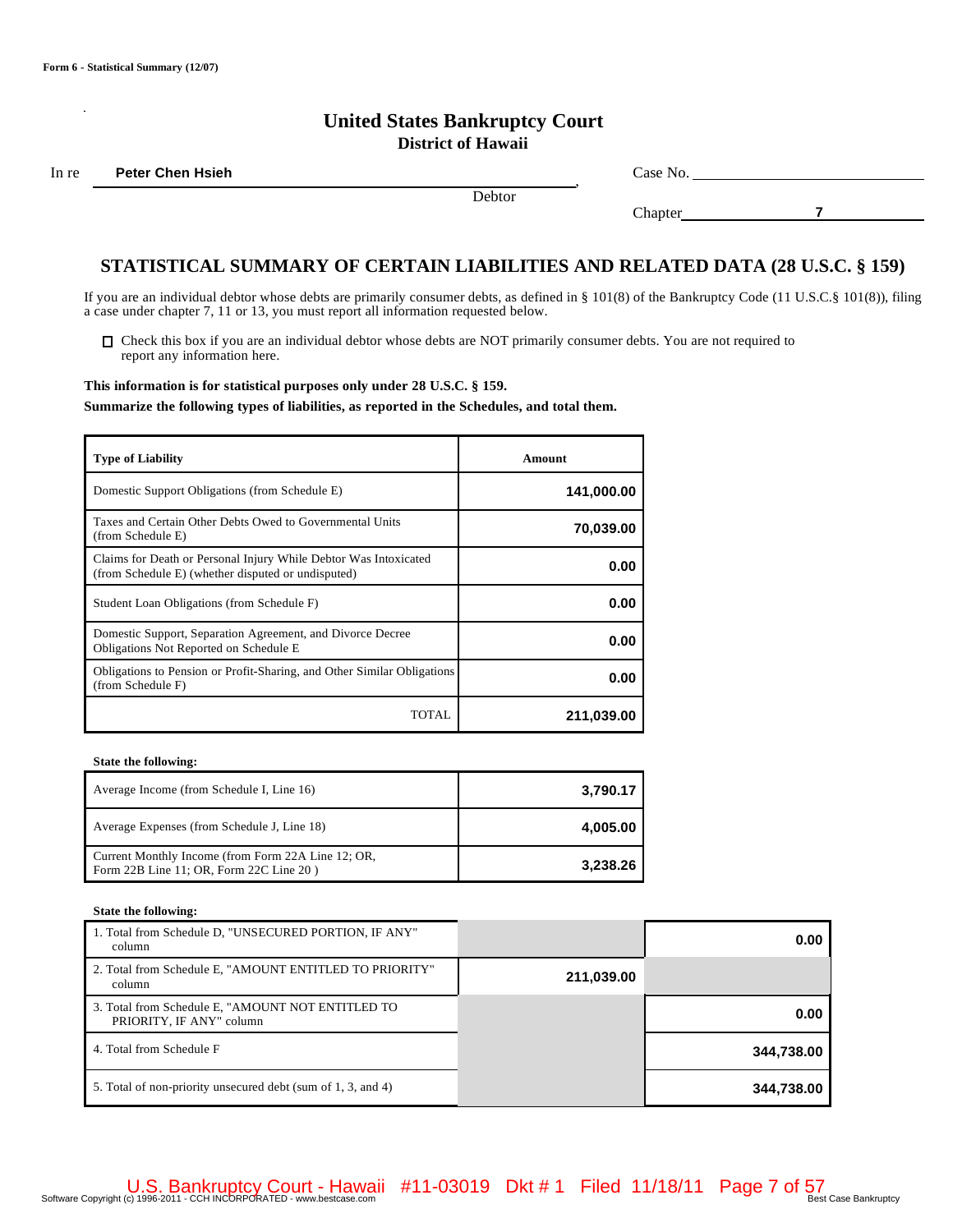Form 6 - Statistical Summary (12/07)

# United States Bankruptcy Court
## District of Hawaii

In re **Peter Chen Hsieh**, Debtor

Case No. ______________

Chapter **7**

## STATISTICAL SUMMARY OF CERTAIN LIABILITIES AND RELATED DATA (28 U.S.C. § 159)

If you are an individual debtor whose debts are primarily consumer debts, as defined in § 101(8) of the Bankruptcy Code (11 U.S.C.§ 101(8)), filing a case under chapter 7, 11 or 13, you must report all information requested below.

☐ Check this box if you are an individual debtor whose debts are NOT primarily consumer debts. You are not required to report any information here.

**This information is for statistical purposes only under 28 U.S.C. § 159.**

**Summarize the following types of liabilities, as reported in the Schedules, and total them.**

| Type of Liability | Amount |
|---|---|
| Domestic Support Obligations (from Schedule E) | 141,000.00 |
| Taxes and Certain Other Debts Owed to Governmental Units (from Schedule E) | 70,039.00 |
| Claims for Death or Personal Injury While Debtor Was Intoxicated (from Schedule E) (whether disputed or undisputed) | 0.00 |
| Student Loan Obligations (from Schedule F) | 0.00 |
| Domestic Support, Separation Agreement, and Divorce Decree Obligations Not Reported on Schedule E | 0.00 |
| Obligations to Pension or Profit-Sharing, and Other Similar Obligations (from Schedule F) | 0.00 |
| TOTAL | 211,039.00 |

**State the following:**

| | |
|---|---|
| Average Income (from Schedule I, Line 16) | 3,790.17 |
| Average Expenses (from Schedule J, Line 18) | 4,005.00 |
| Current Monthly Income (from Form 22A Line 12; OR, Form 22B Line 11; OR, Form 22C Line 20 ) | 3,238.26 |

**State the following:**

| | | |
|---|---|---|
| 1. Total from Schedule D, "UNSECURED PORTION, IF ANY" column | | 0.00 |
| 2. Total from Schedule E, "AMOUNT ENTITLED TO PRIORITY" column | 211,039.00 | |
| 3. Total from Schedule E, "AMOUNT NOT ENTITLED TO PRIORITY, IF ANY" column | | 0.00 |
| 4. Total from Schedule F | | 344,738.00 |
| 5. Total of non-priority unsecured debt (sum of 1, 3, and 4) | | 344,738.00 |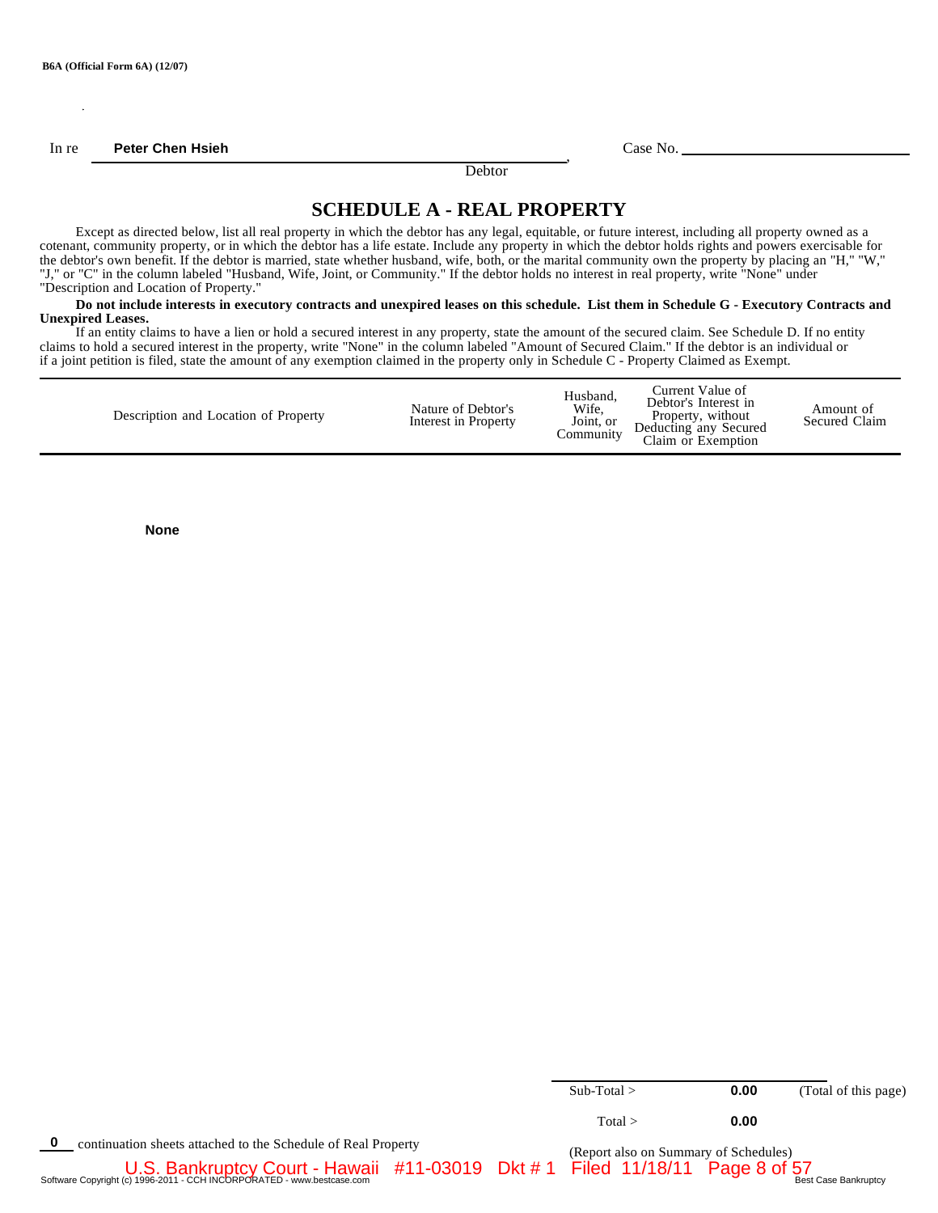B6A (Official Form 6A) (12/07)

In re **Peter Chen Hsieh** , Case No. \_\_\_\_\_\_\_\_\_\_\_\_\_\_\_\_\_\_\_\_

Debtor

# SCHEDULE A - REAL PROPERTY

Except as directed below, list all real property in which the debtor has any legal, equitable, or future interest, including all property owned as a cotenant, community property, or in which the debtor has a life estate. Include any property in which the debtor holds rights and powers exercisable for the debtor's own benefit. If the debtor is married, state whether husband, wife, both, or the marital community own the property by placing an "H," "W," "J," or "C" in the column labeled "Husband, Wife, Joint, or Community." If the debtor holds no interest in real property, write "None" under "Description and Location of Property."

**Do not include interests in executory contracts and unexpired leases on this schedule. List them in Schedule G - Executory Contracts and Unexpired Leases.**

If an entity claims to have a lien or hold a secured interest in any property, state the amount of the secured claim. See Schedule D. If no entity claims to hold a secured interest in the property, write "None" in the column labeled "Amount of Secured Claim." If the debtor is an individual or if a joint petition is filed, state the amount of any exemption claimed in the property only in Schedule C - Property Claimed as Exempt.

| Description and Location of Property | Nature of Debtor's Interest in Property | Husband, Wife, Joint, or Community | Current Value of Debtor's Interest in Property, without Deducting any Secured Claim or Exemption | Amount of Secured Claim |
|---|---|---|---|---|
| **None** | | | | |

Sub-Total > **0.00** (Total of this page)

Total > **0.00**

(Report also on Summary of Schedules)

**0** continuation sheets attached to the Schedule of Real Property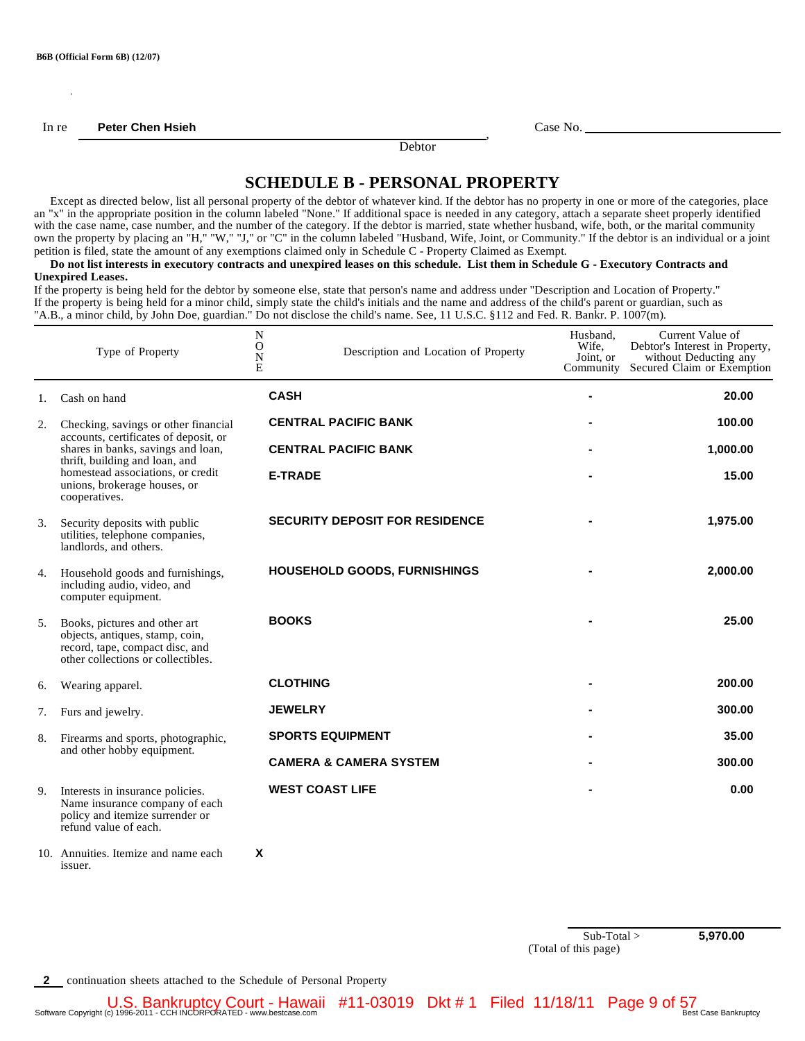B6B (Official Form 6B) (12/07)

In re **Peter Chen Hsieh** , Debtor

Case No. ______________________

# SCHEDULE B - PERSONAL PROPERTY

Except as directed below, list all personal property of the debtor of whatever kind. If the debtor has no property in one or more of the categories, place an "x" in the appropriate position in the column labeled "None." If additional space is needed in any category, attach a separate sheet properly identified with the case name, case number, and the number of the category. If the debtor is married, state whether husband, wife, both, or the marital community own the property by placing an "H," "W," "J," or "C" in the column labeled "Husband, Wife, Joint, or Community." If the debtor is an individual or a joint petition is filed, state the amount of any exemptions claimed only in Schedule C - Property Claimed as Exempt.

**Do not list interests in executory contracts and unexpired leases on this schedule. List them in Schedule G - Executory Contracts and Unexpired Leases.**

If the property is being held for the debtor by someone else, state that person's name and address under "Description and Location of Property." If the property is being held for a minor child, simply state the child's initials and the name and address of the child's parent or guardian, such as "A.B., a minor child, by John Doe, guardian." Do not disclose the child's name. See, 11 U.S.C. §112 and Fed. R. Bankr. P. 1007(m).

| Type of Property | NONE | Description and Location of Property | Husband, Wife, Joint, or Community | Current Value of Debtor's Interest in Property, without Deducting any Secured Claim or Exemption |
|---|---|---|---|---|
| 1. Cash on hand | | **CASH** | - | **20.00** |
| 2. Checking, savings or other financial accounts, certificates of deposit, or shares in banks, savings and loan, thrift, building and loan, and homestead associations, or credit unions, brokerage houses, or cooperatives. | | **CENTRAL PACIFIC BANK** | - | **100.00** |
| | | **CENTRAL PACIFIC BANK** | - | **1,000.00** |
| | | **E-TRADE** | - | **15.00** |
| 3. Security deposits with public utilities, telephone companies, landlords, and others. | | **SECURITY DEPOSIT FOR RESIDENCE** | - | **1,975.00** |
| 4. Household goods and furnishings, including audio, video, and computer equipment. | | **HOUSEHOLD GOODS, FURNISHINGS** | - | **2,000.00** |
| 5. Books, pictures and other art objects, antiques, stamp, coin, record, tape, compact disc, and other collections or collectibles. | | **BOOKS** | - | **25.00** |
| 6. Wearing apparel. | | **CLOTHING** | - | **200.00** |
| 7. Furs and jewelry. | | **JEWELRY** | - | **300.00** |
| 8. Firearms and sports, photographic, and other hobby equipment. | | **SPORTS EQUIPMENT** | - | **35.00** |
| | | **CAMERA & CAMERA SYSTEM** | - | **300.00** |
| 9. Interests in insurance policies. Name insurance company of each policy and itemize surrender or refund value of each. | | **WEST COAST LIFE** | - | **0.00** |
| 10. Annuities. Itemize and name each issuer. | **X** | | | |

Sub-Total > **5,970.00**
(Total of this page)

**2** continuation sheets attached to the Schedule of Personal Property

U.S. Bankruptcy Court - Hawaii #11-03019 Dkt # 1 Filed 11/18/11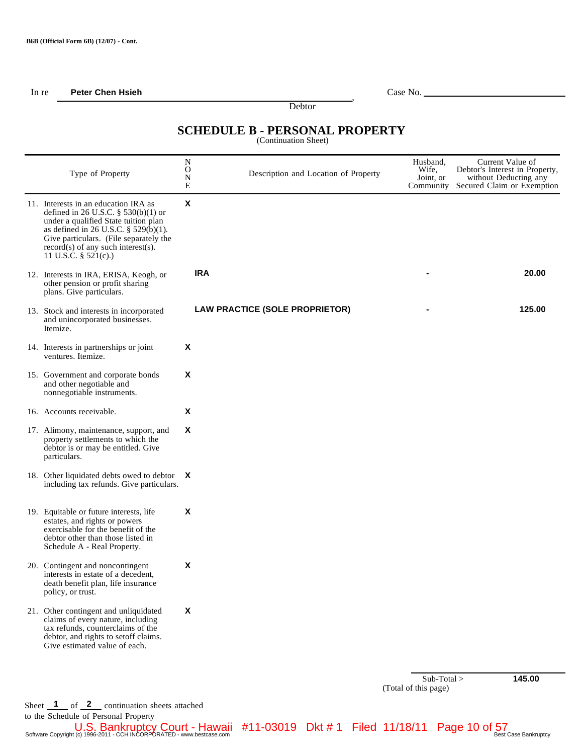B6B (Official Form 6B) (12/07) - Cont.

In re **Peter Chen Hsieh**, Debtor

Case No. ______________________

# SCHEDULE B - PERSONAL PROPERTY
(Continuation Sheet)

| Type of Property | N O N E | Description and Location of Property | Husband, Wife, Joint, or Community | Current Value of Debtor's Interest in Property, without Deducting any Secured Claim or Exemption |
|---|---|---|---|---|
| 11. Interests in an education IRA as defined in 26 U.S.C. § 530(b)(1) or under a qualified State tuition plan as defined in 26 U.S.C. § 529(b)(1). Give particulars. (File separately the record(s) of any such interest(s). 11 U.S.C. § 521(c).) | X | | | |
| 12. Interests in IRA, ERISA, Keogh, or other pension or profit sharing plans. Give particulars. | | **IRA** | - | **20.00** |
| 13. Stock and interests in incorporated and unincorporated businesses. Itemize. | | **LAW PRACTICE (SOLE PROPRIETOR)** | - | **125.00** |
| 14. Interests in partnerships or joint ventures. Itemize. | X | | | |
| 15. Government and corporate bonds and other negotiable and nonnegotiable instruments. | X | | | |
| 16. Accounts receivable. | X | | | |
| 17. Alimony, maintenance, support, and property settlements to which the debtor is or may be entitled. Give particulars. | X | | | |
| 18. Other liquidated debts owed to debtor including tax refunds. Give particulars. | X | | | |
| 19. Equitable or future interests, life estates, and rights or powers exercisable for the benefit of the debtor other than those listed in Schedule A - Real Property. | X | | | |
| 20. Contingent and noncontingent interests in estate of a decedent, death benefit plan, life insurance policy, or trust. | X | | | |
| 21. Other contingent and unliquidated claims of every nature, including tax refunds, counterclaims of the debtor, and rights to setoff claims. Give estimated value of each. | X | | | |

Sub-Total > **145.00**
(Total of this page)

Sheet **1** of **2** continuation sheets attached to the Schedule of Personal Property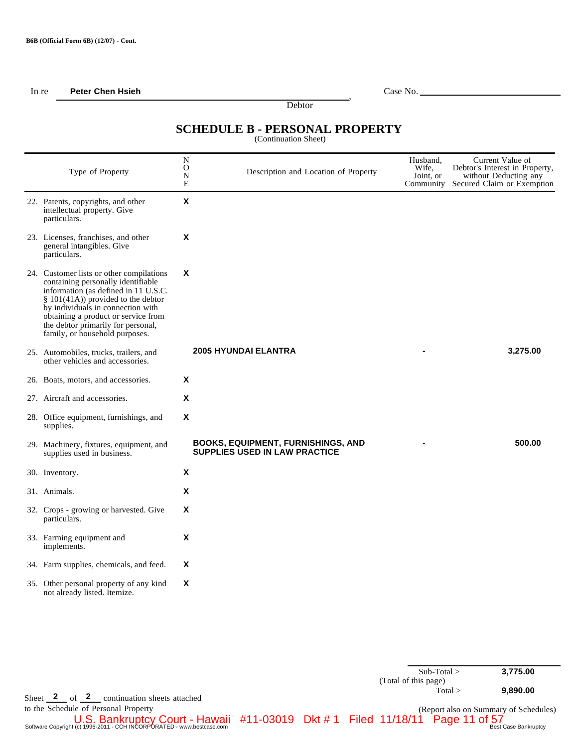B6B (Official Form 6B) (12/07) - Cont.

In re **Peter Chen Hsieh**, Debtor

Case No. ______________________

# SCHEDULE B - PERSONAL PROPERTY

(Continuation Sheet)

| Type of Property | N O N E | Description and Location of Property | Husband, Wife, Joint, or Community | Current Value of Debtor's Interest in Property, without Deducting any Secured Claim or Exemption |
|---|---|---|---|---|
| 22. Patents, copyrights, and other intellectual property. Give particulars. | X | | | |
| 23. Licenses, franchises, and other general intangibles. Give particulars. | X | | | |
| 24. Customer lists or other compilations containing personally identifiable information (as defined in 11 U.S.C. § 101(41A)) provided to the debtor by individuals in connection with obtaining a product or service from the debtor primarily for personal, family, or household purposes. | X | | | |
| 25. Automobiles, trucks, trailers, and other vehicles and accessories. | | **2005 HYUNDAI ELANTRA** | - | **3,275.00** |
| 26. Boats, motors, and accessories. | X | | | |
| 27. Aircraft and accessories. | X | | | |
| 28. Office equipment, furnishings, and supplies. | X | | | |
| 29. Machinery, fixtures, equipment, and supplies used in business. | | **BOOKS, EQUIPMENT, FURNISHINGS, AND SUPPLIES USED IN LAW PRACTICE** | - | **500.00** |
| 30. Inventory. | X | | | |
| 31. Animals. | X | | | |
| 32. Crops - growing or harvested. Give particulars. | X | | | |
| 33. Farming equipment and implements. | X | | | |
| 34. Farm supplies, chemicals, and feed. | X | | | |
| 35. Other personal property of any kind not already listed. Itemize. | X | | | |

| | |
|---|---|
| Sub-Total > (Total of this page) | **3,775.00** |
| Total > | **9,890.00** |

Sheet **2** of **2** continuation sheets attached to the Schedule of Personal Property

(Report also on Summary of Schedules)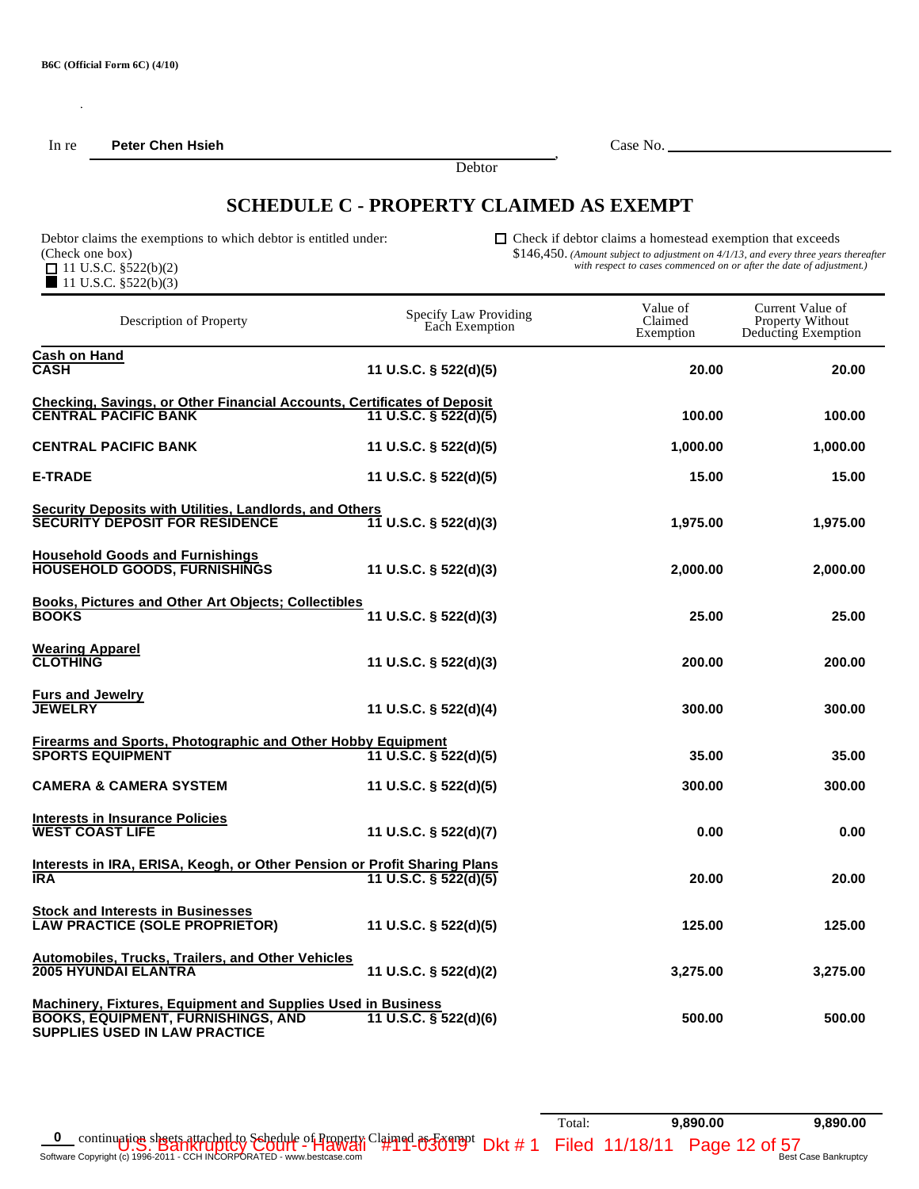B6C (Official Form 6C) (4/10)

In re **Peter Chen Hsieh**, Debtor

Case No. \_\_\_\_\_\_\_\_\_\_\_\_\_\_\_\_\_\_\_\_

# SCHEDULE C - PROPERTY CLAIMED AS EXEMPT

Debtor claims the exemptions to which debtor is entitled under:
(Check one box)
☐ 11 U.S.C. §522(b)(2)
■ 11 U.S.C. §522(b)(3)

☐ Check if debtor claims a homestead exemption that exceeds $146,450. *(Amount subject to adjustment on 4/1/13, and every three years thereafter with respect to cases commenced on or after the date of adjustment.)*

| Description of Property | Specify Law Providing Each Exemption | Value of Claimed Exemption | Current Value of Property Without Deducting Exemption |
|---|---|---|---|
| **Cash on Hand** | | | |
| **CASH** | **11 U.S.C. § 522(d)(5)** | **20.00** | **20.00** |
| **Checking, Savings, or Other Financial Accounts, Certificates of Deposit** | | | |
| **CENTRAL PACIFIC BANK** | **11 U.S.C. § 522(d)(5)** | **100.00** | **100.00** |
| **CENTRAL PACIFIC BANK** | **11 U.S.C. § 522(d)(5)** | **1,000.00** | **1,000.00** |
| **E-TRADE** | **11 U.S.C. § 522(d)(5)** | **15.00** | **15.00** |
| **Security Deposits with Utilities, Landlords, and Others** | | | |
| **SECURITY DEPOSIT FOR RESIDENCE** | **11 U.S.C. § 522(d)(3)** | **1,975.00** | **1,975.00** |
| **Household Goods and Furnishings** | | | |
| **HOUSEHOLD GOODS, FURNISHINGS** | **11 U.S.C. § 522(d)(3)** | **2,000.00** | **2,000.00** |
| **Books, Pictures and Other Art Objects; Collectibles** | | | |
| **BOOKS** | **11 U.S.C. § 522(d)(3)** | **25.00** | **25.00** |
| **Wearing Apparel** | | | |
| **CLOTHING** | **11 U.S.C. § 522(d)(3)** | **200.00** | **200.00** |
| **Furs and Jewelry** | | | |
| **JEWELRY** | **11 U.S.C. § 522(d)(4)** | **300.00** | **300.00** |
| **Firearms and Sports, Photographic and Other Hobby Equipment** | | | |
| **SPORTS EQUIPMENT** | **11 U.S.C. § 522(d)(5)** | **35.00** | **35.00** |
| **CAMERA & CAMERA SYSTEM** | **11 U.S.C. § 522(d)(5)** | **300.00** | **300.00** |
| **Interests in Insurance Policies** | | | |
| **WEST COAST LIFE** | **11 U.S.C. § 522(d)(7)** | **0.00** | **0.00** |
| **Interests in IRA, ERISA, Keogh, or Other Pension or Profit Sharing Plans** | | | |
| **IRA** | **11 U.S.C. § 522(d)(5)** | **20.00** | **20.00** |
| **Stock and Interests in Businesses** | | | |
| **LAW PRACTICE (SOLE PROPRIETOR)** | **11 U.S.C. § 522(d)(5)** | **125.00** | **125.00** |
| **Automobiles, Trucks, Trailers, and Other Vehicles** | | | |
| **2005 HYUNDAI ELANTRA** | **11 U.S.C. § 522(d)(2)** | **3,275.00** | **3,275.00** |
| **Machinery, Fixtures, Equipment and Supplies Used in Business** | | | |
| **BOOKS, EQUIPMENT, FURNISHINGS, AND SUPPLIES USED IN LAW PRACTICE** | **11 U.S.C. § 522(d)(6)** | **500.00** | **500.00** |
| | Total: | **9,890.00** | **9,890.00** |

**0** continuation sheets attached to Schedule of Property Claimed as Exempt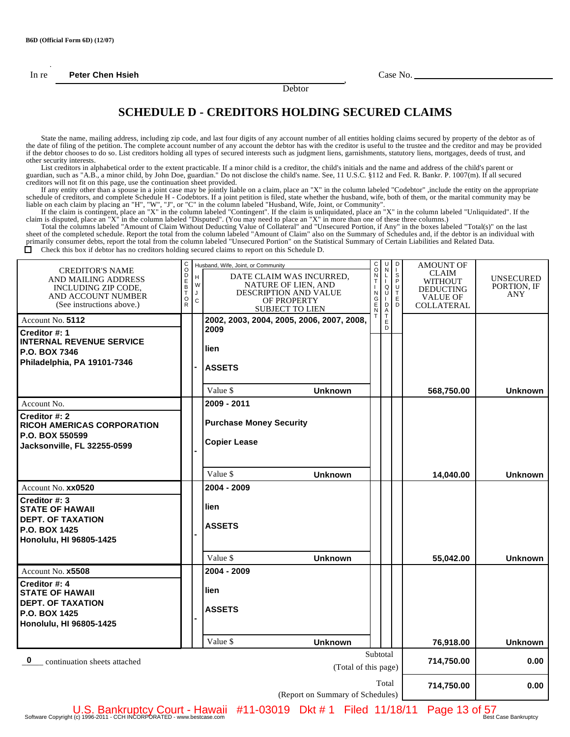B6D (Official Form 6D) (12/07)

In re **Peter Chen Hsieh** , Case No. ____________________

Debtor

# SCHEDULE D - CREDITORS HOLDING SECURED CLAIMS

State the name, mailing address, including zip code, and last four digits of any account number of all entities holding claims secured by property of the debtor as of the date of filing of the petition. The complete account number of any account the debtor has with the creditor is useful to the trustee and the creditor and may be provided if the debtor chooses to do so. List creditors holding all types of secured interests such as judgment liens, garnishments, statutory liens, mortgages, deeds of trust, and other security interests.

List creditors in alphabetical order to the extent practicable. If a minor child is a creditor, the child's initials and the name and address of the child's parent or guardian, such as "A.B., a minor child, by John Doe, guardian." Do not disclose the child's name. See, 11 U.S.C. §112 and Fed. R. Bankr. P. 1007(m). If all secured creditors will not fit on this page, use the continuation sheet provided.

If any entity other than a spouse in a joint case may be jointly liable on a claim, place an "X" in the column labeled "Codebtor" ,include the entity on the appropriate schedule of creditors, and complete Schedule H - Codebtors. If a joint petition is filed, state whether the husband, wife, both of them, or the marital community may be liable on each claim by placing an "H", "W", "J", or "C" in the column labeled "Husband, Wife, Joint, or Community".

If the claim is contingent, place an "X" in the column labeled "Contingent". If the claim is unliquidated, place an "X" in the column labeled "Unliquidated". If the claim is disputed, place an "X" in the column labeled "Disputed". (You may need to place an "X" in more than one of these three columns.)

Total the columns labeled "Amount of Claim Without Deducting Value of Collateral" and "Unsecured Portion, if Any" in the boxes labeled "Total(s)" on the last sheet of the completed schedule. Report the total from the column labeled "Amount of Claim" also on the Summary of Schedules and, if the debtor is an individual with primarily consumer debts, report the total from the column labeled "Unsecured Portion" on the Statistical Summary of Certain Liabilities and Related Data.

☐ Check this box if debtor has no creditors holding secured claims to report on this Schedule D.

| CREDITOR'S NAME AND MAILING ADDRESS INCLUDING ZIP CODE, AND ACCOUNT NUMBER (See instructions above.) | CODEBTOR | Husband, Wife, Joint, or Community (H W J C) | DATE CLAIM WAS INCURRED, NATURE OF LIEN, AND DESCRIPTION AND VALUE OF PROPERTY SUBJECT TO LIEN | CONTINGENT | UNLIQUIDATED | DISPUTED | AMOUNT OF CLAIM WITHOUT DEDUCTING VALUE OF COLLATERAL | UNSECURED PORTION, IF ANY |
|---|---|---|---|---|---|---|---|---|
| Account No. **5112**<br>**Creditor #: 1**<br>**INTERNAL REVENUE SERVICE**<br>**P.O. BOX 7346**<br>**Philadelphia, PA 19101-7346** | | - | **2002, 2003, 2004, 2005, 2006, 2007, 2008, 2009**<br>**lien**<br>**ASSETS**<br>Value $ **Unknown** | | | | **568,750.00** | **Unknown** |
| Account No.<br>**Creditor #: 2**<br>**RICOH AMERICAS CORPORATION**<br>**P.O. BOX 550599**<br>**Jacksonville, FL 32255-0599** | | - | **2009 - 2011**<br>**Purchase Money Security**<br>**Copier Lease**<br>Value $ **Unknown** | | | | **14,040.00** | **Unknown** |
| Account No. **xx0520**<br>**Creditor #: 3**<br>**STATE OF HAWAII**<br>**DEPT. OF TAXATION**<br>**P.O. BOX 1425**<br>**Honolulu, HI 96805-1425** | | - | **2004 - 2009**<br>**lien**<br>**ASSETS**<br>Value $ **Unknown** | | | | **55,042.00** | **Unknown** |
| Account No. **x5508**<br>**Creditor #: 4**<br>**STATE OF HAWAII**<br>**DEPT. OF TAXATION**<br>**P.O. BOX 1425**<br>**Honolulu, HI 96805-1425** | | - | **2004 - 2009**<br>**lien**<br>**ASSETS**<br>Value $ **Unknown** | | | | **76,918.00** | **Unknown** |
| **0** continuation sheets attached | | | | | | Subtotal (Total of this page) | **714,750.00** | **0.00** |
| | | | | | | Total (Report on Summary of Schedules) | **714,750.00** | **0.00** |

U.S. Bankruptcy Court - Hawaii #11-03019 Dkt # 1 Filed 11/18/11

Software Copyright (c) 1996-2011 - CCH INCORPORATED - www.bestcase.com Best Case Bankruptcy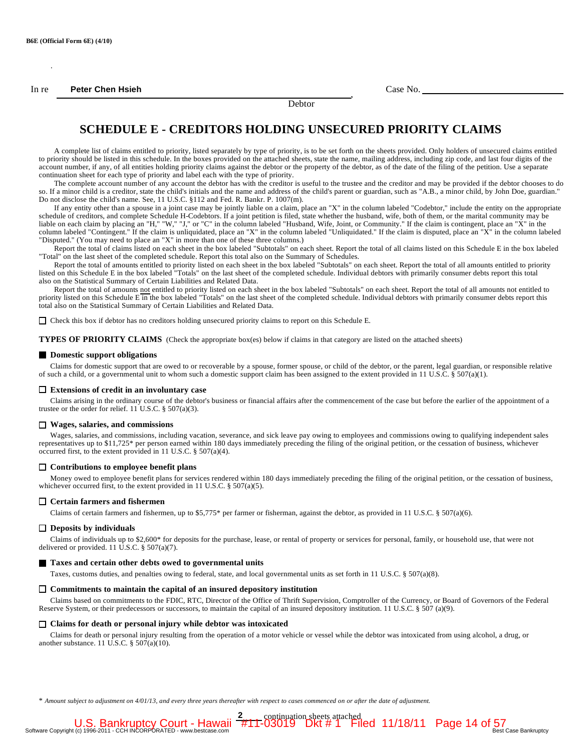B6E (Official Form 6E) (4/10)

In re **Peter Chen Hsieh** , Case No. ____________________
Debtor

# SCHEDULE E - CREDITORS HOLDING UNSECURED PRIORITY CLAIMS

A complete list of claims entitled to priority, listed separately by type of priority, is to be set forth on the sheets provided. Only holders of unsecured claims entitled to priority should be listed in this schedule. In the boxes provided on the attached sheets, state the name, mailing address, including zip code, and last four digits of the account number, if any, of all entities holding priority claims against the debtor or the property of the debtor, as of the date of the filing of the petition. Use a separate continuation sheet for each type of priority and label each with the type of priority.

The complete account number of any account the debtor has with the creditor is useful to the trustee and the creditor and may be provided if the debtor chooses to do so. If a minor child is a creditor, state the child's initials and the name and address of the child's parent or guardian, such as "A.B., a minor child, by John Doe, guardian." Do not disclose the child's name. See, 11 U.S.C. §112 and Fed. R. Bankr. P. 1007(m).

If any entity other than a spouse in a joint case may be jointly liable on a claim, place an "X" in the column labeled "Codebtor," include the entity on the appropriate schedule of creditors, and complete Schedule H-Codebtors. If a joint petition is filed, state whether the husband, wife, both of them, or the marital community may be liable on each claim by placing an "H," "W," "J," or "C" in the column labeled "Husband, Wife, Joint, or Community." If the claim is contingent, place an "X" in the column labeled "Contingent." If the claim is unliquidated, place an "X" in the column labeled "Unliquidated." If the claim is disputed, place an "X" in the column labeled "Disputed." (You may need to place an "X" in more than one of these three columns.)

Report the total of claims listed on each sheet in the box labeled "Subtotals" on each sheet. Report the total of all claims listed on this Schedule E in the box labeled "Total" on the last sheet of the completed schedule. Report this total also on the Summary of Schedules.

Report the total of amounts entitled to priority listed on each sheet in the box labeled "Subtotals" on each sheet. Report the total of all amounts entitled to priority listed on this Schedule E in the box labeled "Totals" on the last sheet of the completed schedule. Individual debtors with primarily consumer debts report this total also on the Statistical Summary of Certain Liabilities and Related Data.

Report the total of amounts not entitled to priority listed on each sheet in the box labeled "Subtotals" on each sheet. Report the total of all amounts not entitled to priority listed on this Schedule E in the box labeled "Totals" on the last sheet of the completed schedule. Individual debtors with primarily consumer debts report this total also on the Statistical Summary of Certain Liabilities and Related Data.

☐ Check this box if debtor has no creditors holding unsecured priority claims to report on this Schedule E.

**TYPES OF PRIORITY CLAIMS** (Check the appropriate box(es) below if claims in that category are listed on the attached sheets)

■ **Domestic support obligations**

Claims for domestic support that are owed to or recoverable by a spouse, former spouse, or child of the debtor, or the parent, legal guardian, or responsible relative of such a child, or a governmental unit to whom such a domestic support claim has been assigned to the extent provided in 11 U.S.C. § 507(a)(1).

☐ **Extensions of credit in an involuntary case**

Claims arising in the ordinary course of the debtor's business or financial affairs after the commencement of the case but before the earlier of the appointment of a trustee or the order for relief. 11 U.S.C. § 507(a)(3).

☐ **Wages, salaries, and commissions**

Wages, salaries, and commissions, including vacation, severance, and sick leave pay owing to employees and commissions owing to qualifying independent sales representatives up to $11,725* per person earned within 180 days immediately preceding the filing of the original petition, or the cessation of business, whichever occurred first, to the extent provided in 11 U.S.C. § 507(a)(4).

☐ **Contributions to employee benefit plans**

Money owed to employee benefit plans for services rendered within 180 days immediately preceding the filing of the original petition, or the cessation of business, whichever occurred first, to the extent provided in 11 U.S.C. § 507(a)(5).

☐ **Certain farmers and fishermen**

Claims of certain farmers and fishermen, up to $5,775* per farmer or fisherman, against the debtor, as provided in 11 U.S.C. § 507(a)(6).

☐ **Deposits by individuals**

Claims of individuals up to $2,600* for deposits for the purchase, lease, or rental of property or services for personal, family, or household use, that were not delivered or provided. 11 U.S.C. § 507(a)(7).

■ **Taxes and certain other debts owed to governmental units**

Taxes, customs duties, and penalties owing to federal, state, and local governmental units as set forth in 11 U.S.C. § 507(a)(8).

☐ **Commitments to maintain the capital of an insured depository institution**

Claims based on commitments to the FDIC, RTC, Director of the Office of Thrift Supervision, Comptroller of the Currency, or Board of Governors of the Federal Reserve System, or their predecessors or successors, to maintain the capital of an insured depository institution. 11 U.S.C. § 507 (a)(9).

☐ **Claims for death or personal injury while debtor was intoxicated**

Claims for death or personal injury resulting from the operation of a motor vehicle or vessel while the debtor was intoxicated from using alcohol, a drug, or another substance. 11 U.S.C. § 507(a)(10).

\* *Amount subject to adjustment on 4/01/13, and every three years thereafter with respect to cases commenced on or after the date of adjustment.*

**2** continuation sheets attached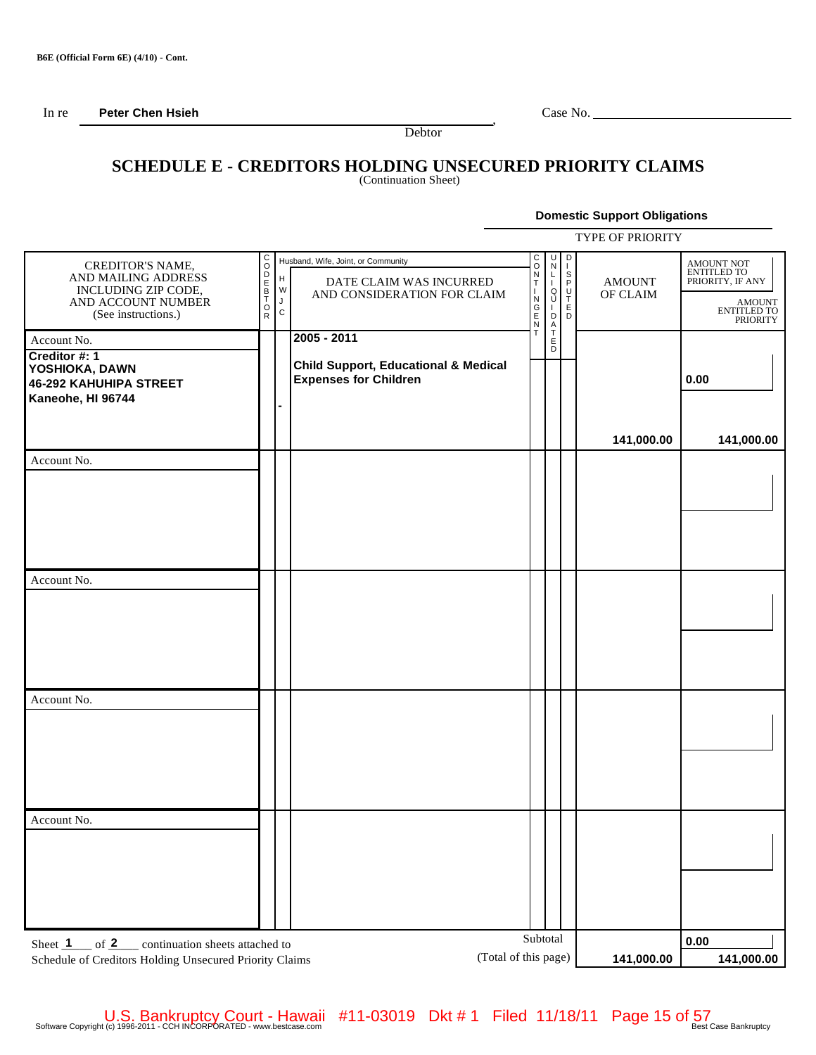B6E (Official Form 6E) (4/10) - Cont.

In re **Peter Chen Hsieh**, Debtor

Case No. ______________________

# SCHEDULE E - CREDITORS HOLDING UNSECURED PRIORITY CLAIMS

(Continuation Sheet)

**Domestic Support Obligations**

TYPE OF PRIORITY

| CREDITOR'S NAME, AND MAILING ADDRESS INCLUDING ZIP CODE, AND ACCOUNT NUMBER (See instructions.) | CODEBTOR | Husband, Wife, Joint, or Community (H W J C) | DATE CLAIM WAS INCURRED AND CONSIDERATION FOR CLAIM | CONTINGENT | UNLIQUIDATED | DISPUTED | AMOUNT OF CLAIM | AMOUNT NOT ENTITLED TO PRIORITY, IF ANY / AMOUNT ENTITLED TO PRIORITY |
|---|---|---|---|---|---|---|---|---|
| Account No.<br>**Creditor #: 1**<br>**YOSHIOKA, DAWN**<br>**46-292 KAHUHIPA STREET**<br>**Kaneohe, HI 96744** | | - | **2005 - 2011**<br><br>**Child Support, Educational & Medical Expenses for Children** | | | | **141,000.00** | **0.00**<br><br>**141,000.00** |
| Account No. | | | | | | | | |
| Account No. | | | | | | | | |
| Account No. | | | | | | | | |
| Account No. | | | | | | | | |

Sheet **1** of **2** continuation sheets attached to Schedule of Creditors Holding Unsecured Priority Claims

| | AMOUNT OF CLAIM | AMOUNT NOT ENTITLED TO PRIORITY, IF ANY / AMOUNT ENTITLED TO PRIORITY |
|---|---|---|
| Subtotal (Total of this page) | **141,000.00** | **0.00**<br>**141,000.00** |

Software Copyright (c) 1996-2011 - CCH INCORPORATED - www.bestcase.com — Best Case Bankruptcy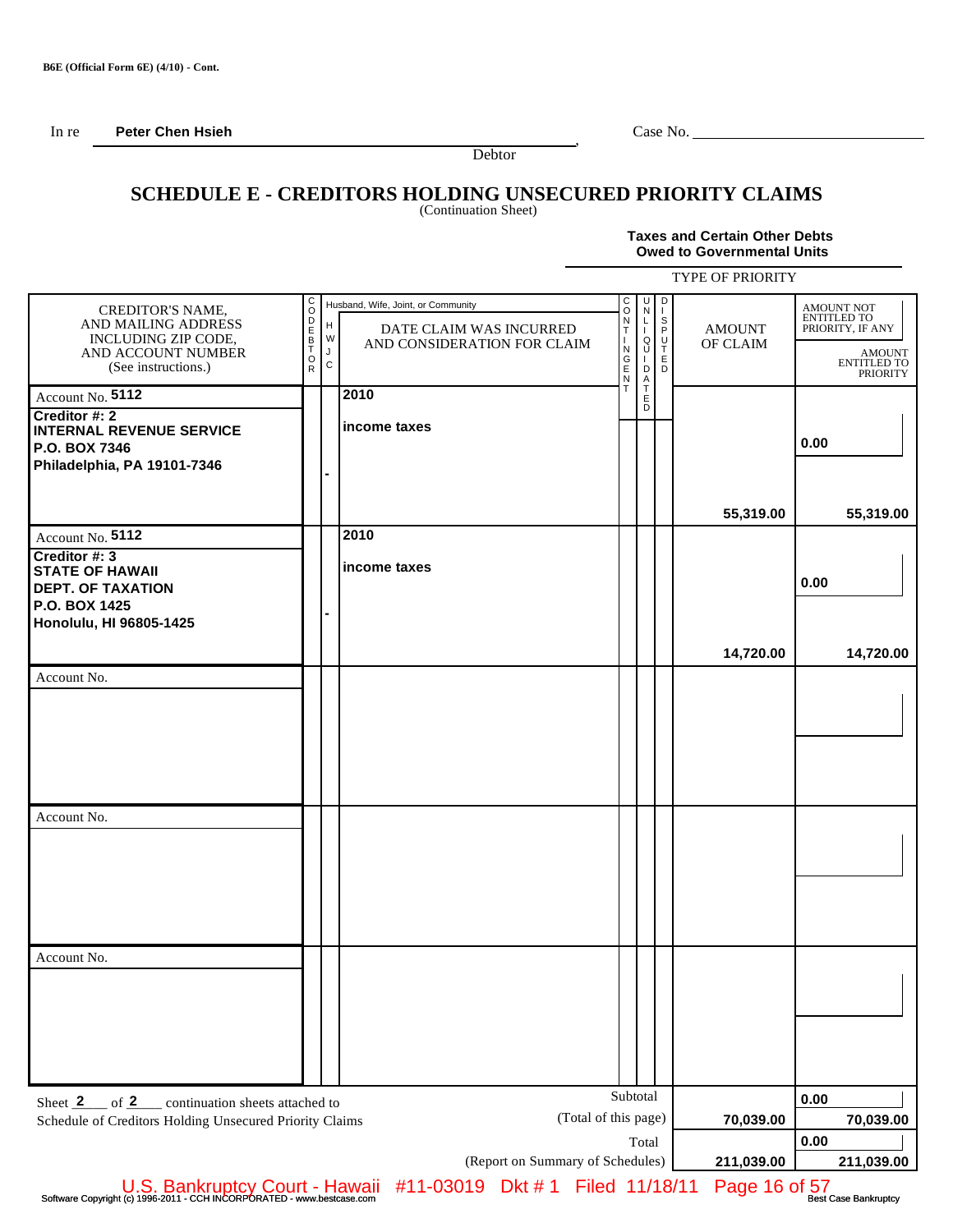B6E (Official Form 6E) (4/10) - Cont.

In re **Peter Chen Hsieh**, Debtor

Case No. ____________________

# SCHEDULE E - CREDITORS HOLDING UNSECURED PRIORITY CLAIMS

(Continuation Sheet)

**Taxes and Certain Other Debts Owed to Governmental Units**

TYPE OF PRIORITY

| CREDITOR'S NAME, AND MAILING ADDRESS INCLUDING ZIP CODE, AND ACCOUNT NUMBER (See instructions.) | CODEBTOR | Husband, Wife, Joint, or Community (H W J C) | DATE CLAIM WAS INCURRED AND CONSIDERATION FOR CLAIM | CONTINGENT | UNLIQUIDATED | DISPUTED | AMOUNT OF CLAIM | AMOUNT NOT ENTITLED TO PRIORITY, IF ANY / AMOUNT ENTITLED TO PRIORITY |
|---|---|---|---|---|---|---|---|---|
| Account No. **5112**<br>**Creditor #: 2**<br>**INTERNAL REVENUE SERVICE**<br>**P.O. BOX 7346**<br>**Philadelphia, PA 19101-7346** | | - | **2010**<br>**income taxes** | | | | **55,319.00** | **0.00**<br>**55,319.00** |
| Account No. **5112**<br>**Creditor #: 3**<br>**STATE OF HAWAII**<br>**DEPT. OF TAXATION**<br>**P.O. BOX 1425**<br>**Honolulu, HI 96805-1425** | | - | **2010**<br>**income taxes** | | | | **14,720.00** | **0.00**<br>**14,720.00** |
| Account No. | | | | | | | | |
| Account No. | | | | | | | | |
| Account No. | | | | | | | | |

Sheet **2** of **2** continuation sheets attached to Schedule of Creditors Holding Unsecured Priority Claims

| | | Amount of Claim | Amount Not Entitled / Entitled to Priority |
|---|---|---|---|
| Subtotal | (Total of this page) | **70,039.00** | **0.00**<br>**70,039.00** |
| Total | (Report on Summary of Schedules) | **211,039.00** | **0.00**<br>**211,039.00** |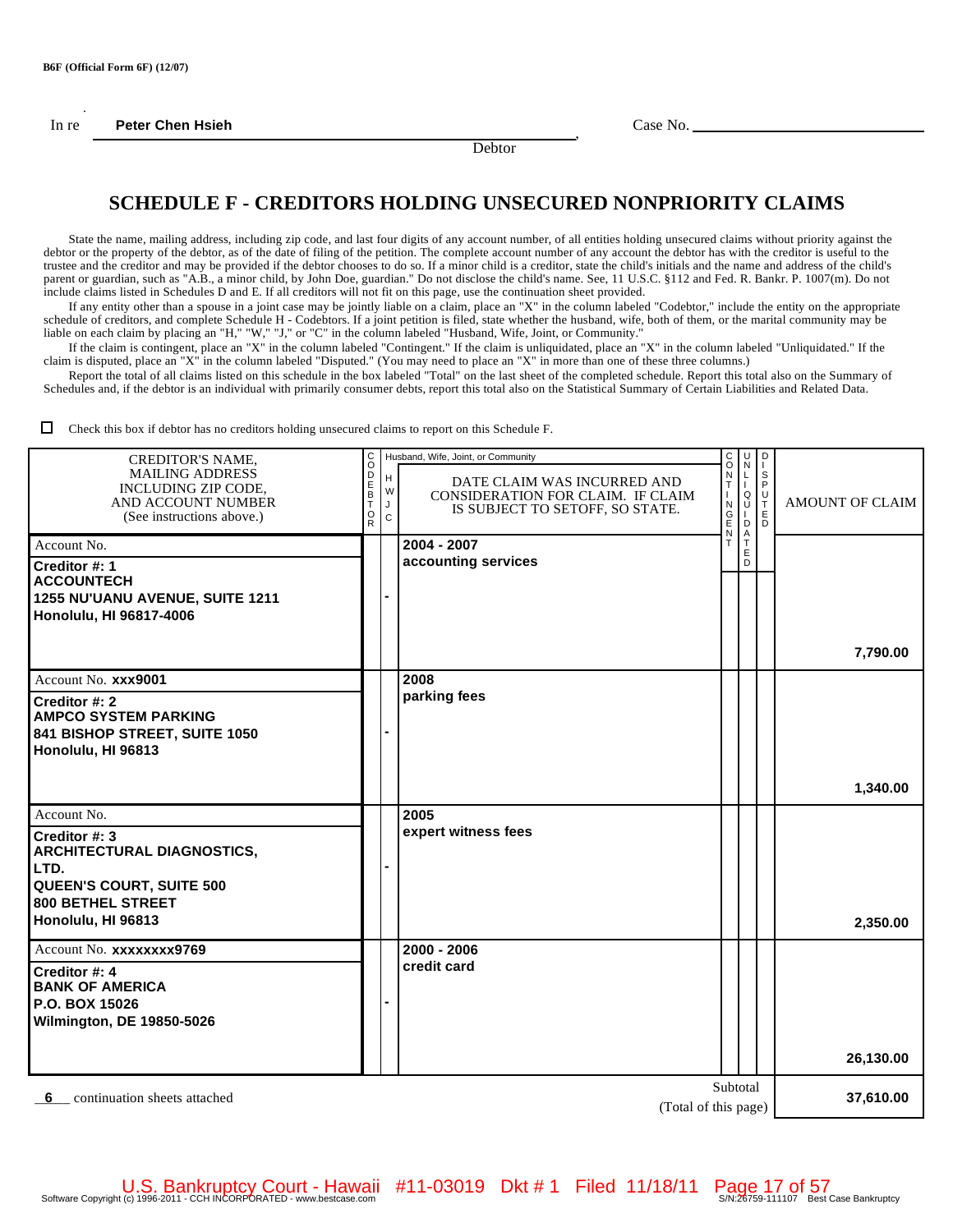B6F (Official Form 6F) (12/07)

In re **Peter Chen Hsieh**, Debtor

Case No. \_\_\_\_\_\_\_\_\_\_\_\_\_\_\_\_\_\_\_\_

# SCHEDULE F - CREDITORS HOLDING UNSECURED NONPRIORITY CLAIMS

State the name, mailing address, including zip code, and last four digits of any account number, of all entities holding unsecured claims without priority against the debtor or the property of the debtor, as of the date of filing of the petition. The complete account number of any account the debtor has with the creditor is useful to the trustee and the creditor and may be provided if the debtor chooses to do so. If a minor child is a creditor, state the child's initials and the name and address of the child's parent or guardian, such as "A.B., a minor child, by John Doe, guardian." Do not disclose the child's name. See, 11 U.S.C. §112 and Fed. R. Bankr. P. 1007(m). Do not include claims listed in Schedules D and E. If all creditors will not fit on this page, use the continuation sheet provided.

If any entity other than a spouse in a joint case may be jointly liable on a claim, place an "X" in the column labeled "Codebtor," include the entity on the appropriate schedule of creditors, and complete Schedule H - Codebtors. If a joint petition is filed, state whether the husband, wife, both of them, or the marital community may be liable on each claim by placing an "H," "W," "J," or "C" in the column labeled "Husband, Wife, Joint, or Community."

If the claim is contingent, place an "X" in the column labeled "Contingent." If the claim is unliquidated, place an "X" in the column labeled "Unliquidated." If the claim is disputed, place an "X" in the column labeled "Disputed." (You may need to place an "X" in more than one of these three columns.)

Report the total of all claims listed on this schedule in the box labeled "Total" on the last sheet of the completed schedule. Report this total also on the Summary of Schedules and, if the debtor is an individual with primarily consumer debts, report this total also on the Statistical Summary of Certain Liabilities and Related Data.

☐ Check this box if debtor has no creditors holding unsecured claims to report on this Schedule F.

| CREDITOR'S NAME, MAILING ADDRESS INCLUDING ZIP CODE, AND ACCOUNT NUMBER (See instructions above.) | CODEBTOR | Husband, Wife, Joint, or Community (H W J C) | DATE CLAIM WAS INCURRED AND CONSIDERATION FOR CLAIM. IF CLAIM IS SUBJECT TO SETOFF, SO STATE. | CONTINGENT | UNLIQUIDATED | DISPUTED | AMOUNT OF CLAIM |
|---|---|---|---|---|---|---|---|
| Account No.<br>**Creditor #: 1**<br>**ACCOUNTECH**<br>**1255 NU'UANU AVENUE, SUITE 1211**<br>**Honolulu, HI 96817-4006** | | - | **2004 - 2007**<br>**accounting services** | | | | **7,790.00** |
| Account No. **xxx9001**<br>**Creditor #: 2**<br>**AMPCO SYSTEM PARKING**<br>**841 BISHOP STREET, SUITE 1050**<br>**Honolulu, HI 96813** | | - | **2008**<br>**parking fees** | | | | **1,340.00** |
| Account No.<br>**Creditor #: 3**<br>**ARCHITECTURAL DIAGNOSTICS, LTD.**<br>**QUEEN'S COURT, SUITE 500**<br>**800 BETHEL STREET**<br>**Honolulu, HI 96813** | | - | **2005**<br>**expert witness fees** | | | | **2,350.00** |
| Account No. **xxxxxxxx9769**<br>**Creditor #: 4**<br>**BANK OF AMERICA**<br>**P.O. BOX 15026**<br>**Wilmington, DE 19850-5026** | | - | **2000 - 2006**<br>**credit card** | | | | **26,130.00** |

**6** continuation sheets attached

Subtotal (Total of this page): **37,610.00**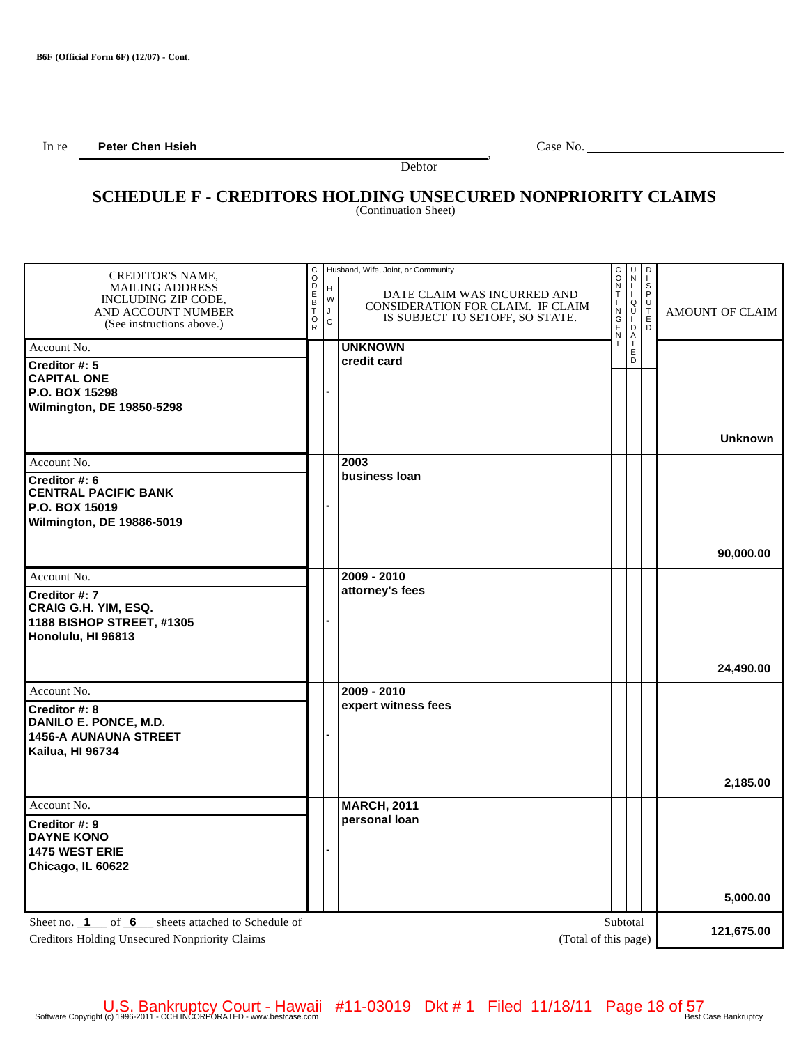B6F (Official Form 6F) (12/07) - Cont.

In re **Peter Chen Hsieh**, Debtor

Case No. ____________________

## SCHEDULE F - CREDITORS HOLDING UNSECURED NONPRIORITY CLAIMS
(Continuation Sheet)

| CREDITOR'S NAME, MAILING ADDRESS INCLUDING ZIP CODE, AND ACCOUNT NUMBER (See instructions above.) | CODEBTOR | Husband, Wife, Joint, or Community (H W J C) | DATE CLAIM WAS INCURRED AND CONSIDERATION FOR CLAIM. IF CLAIM IS SUBJECT TO SETOFF, SO STATE. | CONTINGENT | UNLIQUIDATED | DISPUTED | AMOUNT OF CLAIM |
|---|---|---|---|---|---|---|---|
| Account No. **Creditor #: 5** **CAPITAL ONE** **P.O. BOX 15298** **Wilmington, DE 19850-5298** | | - | **UNKNOWN** **credit card** | | | | **Unknown** |
| Account No. **Creditor #: 6** **CENTRAL PACIFIC BANK** **P.O. BOX 15019** **Wilmington, DE 19886-5019** | | - | **2003** **business loan** | | | | **90,000.00** |
| Account No. **Creditor #: 7** **CRAIG G.H. YIM, ESQ.** **1188 BISHOP STREET, #1305** **Honolulu, HI 96813** | | - | **2009 - 2010** **attorney's fees** | | | | **24,490.00** |
| Account No. **Creditor #: 8** **DANILO E. PONCE, M.D.** **1456-A AUNAUNA STREET** **Kailua, HI 96734** | | - | **2009 - 2010** **expert witness fees** | | | | **2,185.00** |
| Account No. **Creditor #: 9** **DAYNE KONO** **1475 WEST ERIE** **Chicago, IL 60622** | | - | **MARCH, 2011** **personal loan** | | | | **5,000.00** |

Sheet no. **1** of **6** sheets attached to Schedule of Creditors Holding Unsecured Nonpriority Claims

Subtotal (Total of this page): **121,675.00**

Software Copyright (c) 1996-2011 - CCH INCORPORATED - www.bestcase.com — Best Case Bankruptcy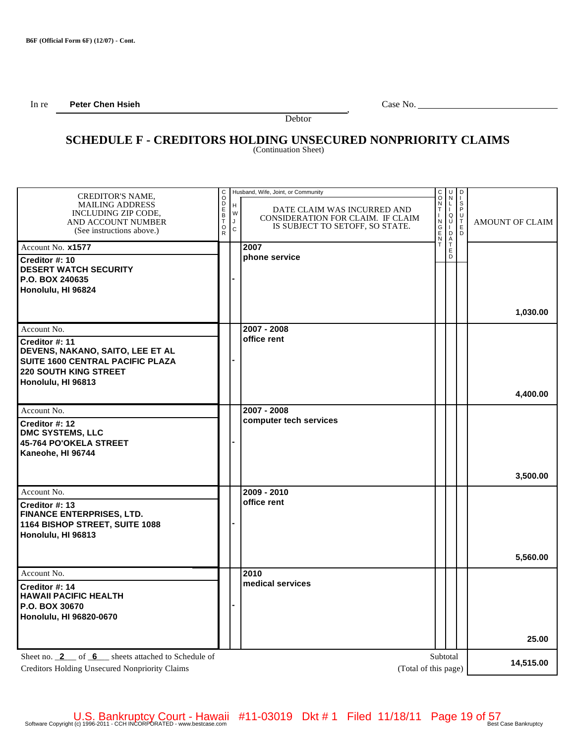B6F (Official Form 6F) (12/07) - Cont.

In re **Peter Chen Hsieh**, Debtor — Case No. ______________________

# SCHEDULE F - CREDITORS HOLDING UNSECURED NONPRIORITY CLAIMS

(Continuation Sheet)

| CREDITOR'S NAME, MAILING ADDRESS INCLUDING ZIP CODE, AND ACCOUNT NUMBER (See instructions above.) | CODEBTOR | Husband, Wife, Joint, or Community (H W J C) | DATE CLAIM WAS INCURRED AND CONSIDERATION FOR CLAIM. IF CLAIM IS SUBJECT TO SETOFF, SO STATE. | CONTINGENT | UNLIQUIDATED | DISPUTED | AMOUNT OF CLAIM |
|---|---|---|---|---|---|---|---|
| Account No. **x1577**<br>**Creditor #: 10**<br>**DESERT WATCH SECURITY**<br>**P.O. BOX 240635**<br>**Honolulu, HI 96824** | | - | **2007**<br>**phone service** | | | | **1,030.00** |
| Account No.<br>**Creditor #: 11**<br>**DEVENS, NAKANO, SAITO, LEE ET AL**<br>**SUITE 1600 CENTRAL PACIFIC PLAZA**<br>**220 SOUTH KING STREET**<br>**Honolulu, HI 96813** | | - | **2007 - 2008**<br>**office rent** | | | | **4,400.00** |
| Account No.<br>**Creditor #: 12**<br>**DMC SYSTEMS, LLC**<br>**45-764 PO'OKELA STREET**<br>**Kaneohe, HI 96744** | | - | **2007 - 2008**<br>**computer tech services** | | | | **3,500.00** |
| Account No.<br>**Creditor #: 13**<br>**FINANCE ENTERPRISES, LTD.**<br>**1164 BISHOP STREET, SUITE 1088**<br>**Honolulu, HI 96813** | | - | **2009 - 2010**<br>**office rent** | | | | **5,560.00** |
| Account No.<br>**Creditor #: 14**<br>**HAWAII PACIFIC HEALTH**<br>**P.O. BOX 30670**<br>**Honolulu, HI 96820-0670** | | - | **2010**<br>**medical services** | | | | **25.00** |

Sheet no. **2** of **6** sheets attached to Schedule of Creditors Holding Unsecured Nonpriority Claims

Subtotal (Total of this page): **14,515.00**

U.S. Bankruptcy Court - Hawaii #11-03019 Dkt # 1 Filed 11/18/11

Software Copyright (c) 1996-2011 - CCH INCORPORATED - www.bestcase.com — Best Case Bankruptcy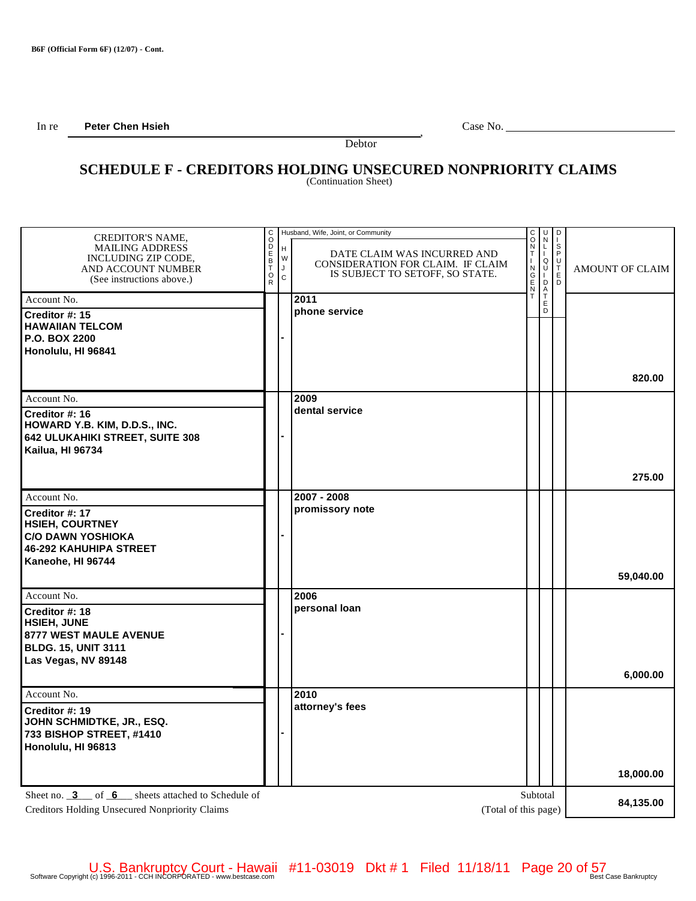B6F (Official Form 6F) (12/07) - Cont.

In re **Peter Chen Hsieh**, Debtor

Case No. ______________________

# SCHEDULE F - CREDITORS HOLDING UNSECURED NONPRIORITY CLAIMS

(Continuation Sheet)

| CREDITOR'S NAME, MAILING ADDRESS INCLUDING ZIP CODE, AND ACCOUNT NUMBER (See instructions above.) | CODEBTOR | Husband, Wife, Joint, or Community (H W J C) | DATE CLAIM WAS INCURRED AND CONSIDERATION FOR CLAIM. IF CLAIM IS SUBJECT TO SETOFF, SO STATE. | CONTINGENT | UNLIQUIDATED | DISPUTED | AMOUNT OF CLAIM |
|---|---|---|---|---|---|---|---|
| Account No.<br>**Creditor #: 15**<br>**HAWAIIAN TELCOM**<br>**P.O. BOX 2200**<br>**Honolulu, HI 96841** | | - | **2011**<br>**phone service** | | | | **820.00** |
| Account No.<br>**Creditor #: 16**<br>**HOWARD Y.B. KIM, D.D.S., INC.**<br>**642 ULUKAHIKI STREET, SUITE 308**<br>**Kailua, HI 96734** | | - | **2009**<br>**dental service** | | | | **275.00** |
| Account No.<br>**Creditor #: 17**<br>**HSIEH, COURTNEY**<br>**C/O DAWN YOSHIOKA**<br>**46-292 KAHUHIPA STREET**<br>**Kaneohe, HI 96744** | | - | **2007 - 2008**<br>**promissory note** | | | | **59,040.00** |
| Account No.<br>**Creditor #: 18**<br>**HSIEH, JUNE**<br>**8777 WEST MAULE AVENUE**<br>**BLDG. 15, UNIT 3111**<br>**Las Vegas, NV 89148** | | - | **2006**<br>**personal loan** | | | | **6,000.00** |
| Account No.<br>**Creditor #: 19**<br>**JOHN SCHMIDTKE, JR., ESQ.**<br>**733 BISHOP STREET, #1410**<br>**Honolulu, HI 96813** | | - | **2010**<br>**attorney's fees** | | | | **18,000.00** |
| Sheet no. **3** of **6** sheets attached to Schedule of Creditors Holding Unsecured Nonpriority Claims | | | Subtotal (Total of this page) | | | | **84,135.00** |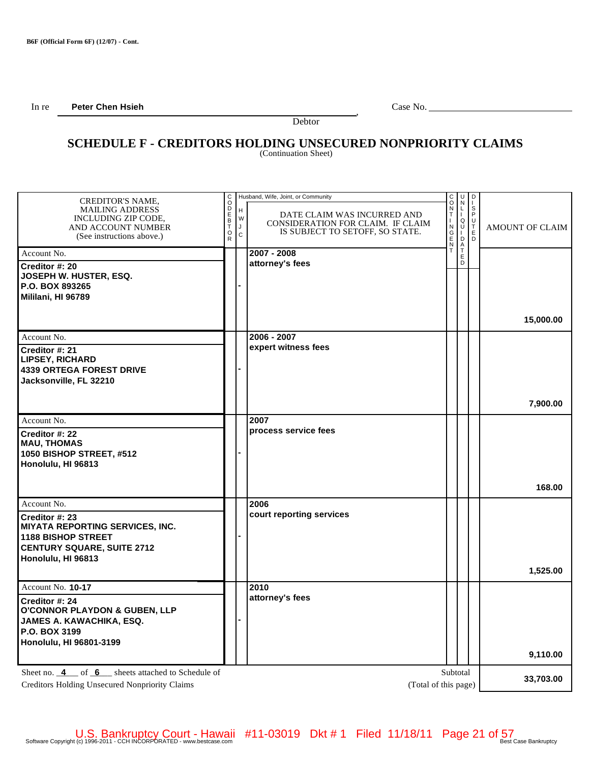B6F (Official Form 6F) (12/07) - Cont.

In re **Peter Chen Hsieh** , Debtor                                        Case No. ____________

# SCHEDULE F - CREDITORS HOLDING UNSECURED NONPRIORITY CLAIMS

(Continuation Sheet)

| CREDITOR'S NAME, MAILING ADDRESS INCLUDING ZIP CODE, AND ACCOUNT NUMBER (See instructions above.) | CODEBTOR | Husband, Wife, Joint, or Community (H W J C) | DATE CLAIM WAS INCURRED AND CONSIDERATION FOR CLAIM. IF CLAIM IS SUBJECT TO SETOFF, SO STATE. | CONTINGENT | UNLIQUIDATED | DISPUTED | AMOUNT OF CLAIM |
|---|---|---|---|---|---|---|---|
| Account No.<br>**Creditor #: 20**<br>**JOSEPH W. HUSTER, ESQ.**<br>**P.O. BOX 893265**<br>**Mililani, HI 96789** | | - | **2007 - 2008**<br>**attorney's fees** | | | | **15,000.00** |
| Account No.<br>**Creditor #: 21**<br>**LIPSEY, RICHARD**<br>**4339 ORTEGA FOREST DRIVE**<br>**Jacksonville, FL 32210** | | - | **2006 - 2007**<br>**expert witness fees** | | | | **7,900.00** |
| Account No.<br>**Creditor #: 22**<br>**MAU, THOMAS**<br>**1050 BISHOP STREET, #512**<br>**Honolulu, HI 96813** | | - | **2007**<br>**process service fees** | | | | **168.00** |
| Account No.<br>**Creditor #: 23**<br>**MIYATA REPORTING SERVICES, INC.**<br>**1188 BISHOP STREET**<br>**CENTURY SQUARE, SUITE 2712**<br>**Honolulu, HI 96813** | | - | **2006**<br>**court reporting services** | | | | **1,525.00** |
| Account No. **10-17**<br>**Creditor #: 24**<br>**O'CONNOR PLAYDON & GUBEN, LLP**<br>**JAMES A. KAWACHIKA, ESQ.**<br>**P.O. BOX 3199**<br>**Honolulu, HI 96801-3199** | | - | **2010**<br>**attorney's fees** | | | | **9,110.00** |

Sheet no. **4** of **6** sheets attached to Schedule of Creditors Holding Unsecured Nonpriority Claims

Subtotal (Total of this page): **33,703.00**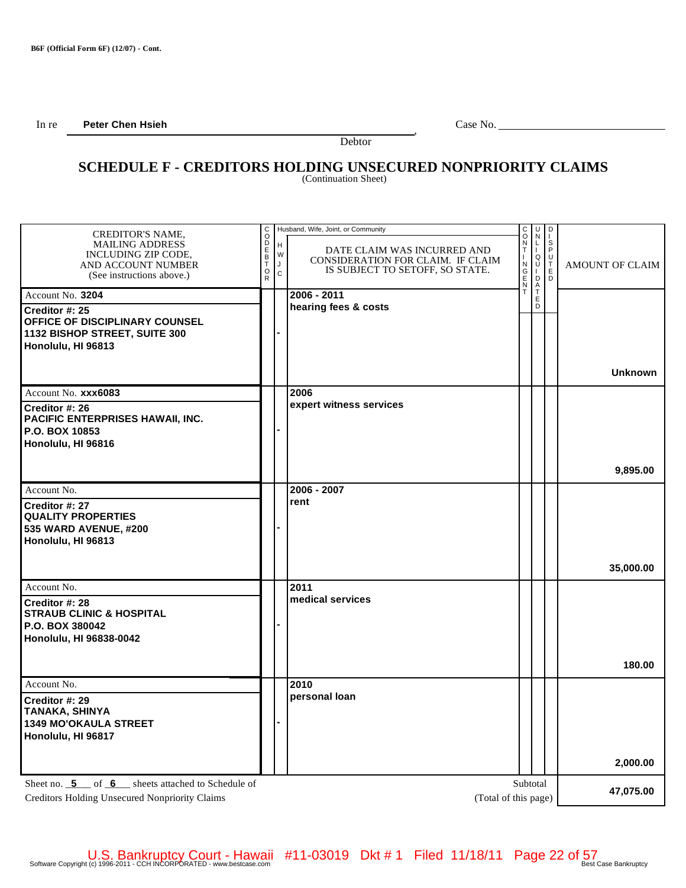B6F (Official Form 6F) (12/07) - Cont.

In re **Peter Chen Hsieh** , Case No. ____________
Debtor

## SCHEDULE F - CREDITORS HOLDING UNSECURED NONPRIORITY CLAIMS
(Continuation Sheet)

| CREDITOR'S NAME, MAILING ADDRESS INCLUDING ZIP CODE, AND ACCOUNT NUMBER (See instructions above.) | CODEBTOR | Husband, Wife, Joint, or Community (H/W/J/C) | DATE CLAIM WAS INCURRED AND CONSIDERATION FOR CLAIM. IF CLAIM IS SUBJECT TO SETOFF, SO STATE. | CONTINGENT | UNLIQUIDATED | DISPUTED | AMOUNT OF CLAIM |
|---|---|---|---|---|---|---|---|
| Account No. **3204**<br>**Creditor #: 25**<br>**OFFICE OF DISCIPLINARY COUNSEL**<br>**1132 BISHOP STREET, SUITE 300**<br>**Honolulu, HI 96813** | | - | **2006 - 2011**<br>**hearing fees & costs** | | | | **Unknown** |
| Account No. **xxx6083**<br>**Creditor #: 26**<br>**PACIFIC ENTERPRISES HAWAII, INC.**<br>**P.O. BOX 10853**<br>**Honolulu, HI 96816** | | - | **2006**<br>**expert witness services** | | | | **9,895.00** |
| Account No.<br>**Creditor #: 27**<br>**QUALITY PROPERTIES**<br>**535 WARD AVENUE, #200**<br>**Honolulu, HI 96813** | | - | **2006 - 2007**<br>**rent** | | | | **35,000.00** |
| Account No.<br>**Creditor #: 28**<br>**STRAUB CLINIC & HOSPITAL**<br>**P.O. BOX 380042**<br>**Honolulu, HI 96838-0042** | | - | **2011**<br>**medical services** | | | | **180.00** |
| Account No.<br>**Creditor #: 29**<br>**TANAKA, SHINYA**<br>**1349 MO'OKAULA STREET**<br>**Honolulu, HI 96817** | | - | **2010**<br>**personal loan** | | | | **2,000.00** |

Sheet no. **5** of **6** sheets attached to Schedule of Creditors Holding Unsecured Nonpriority Claims

Subtotal (Total of this page): **47,075.00**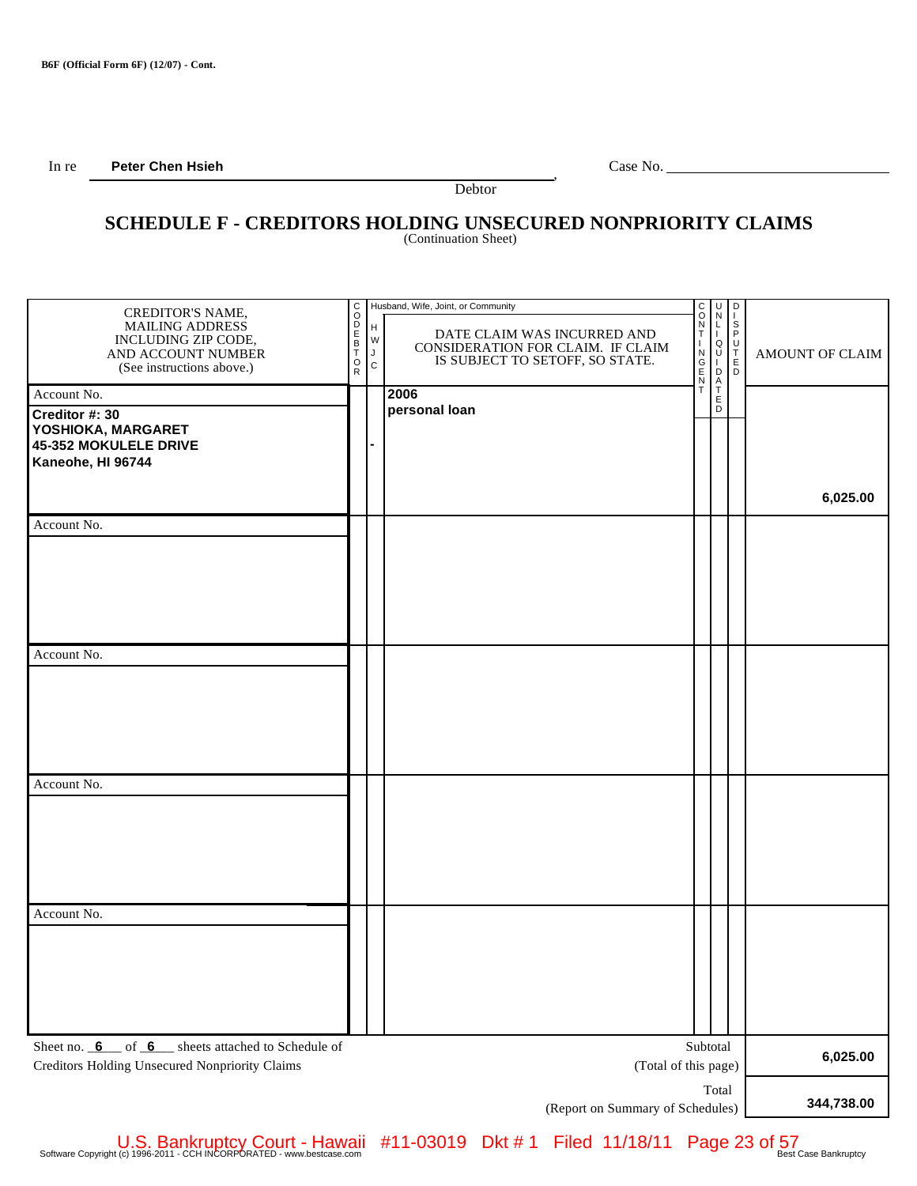B6F (Official Form 6F) (12/07) - Cont.

In re **Peter Chen Hsieh**, Debtor — Case No. ________

# SCHEDULE F - CREDITORS HOLDING UNSECURED NONPRIORITY CLAIMS
(Continuation Sheet)

| CREDITOR'S NAME, MAILING ADDRESS INCLUDING ZIP CODE, AND ACCOUNT NUMBER (See instructions above.) | CODEBTOR | Husband, Wife, Joint, or Community (H W J C) | DATE CLAIM WAS INCURRED AND CONSIDERATION FOR CLAIM. IF CLAIM IS SUBJECT TO SETOFF, SO STATE. | CONTINGENT | UNLIQUIDATED | DISPUTED | AMOUNT OF CLAIM |
|---|---|---|---|---|---|---|---|
| Account No.<br>**Creditor #: 30**<br>**YOSHIOKA, MARGARET**<br>**45-352 MOKULELE DRIVE**<br>**Kaneohe, HI 96744** | | **-** | **2006**<br>**personal loan** | | | | **6,025.00** |
| Account No. | | | | | | | |
| Account No. | | | | | | | |
| Account No. | | | | | | | |
| Account No. | | | | | | | |

Sheet no. **6** of **6** sheets attached to Schedule of Creditors Holding Unsecured Nonpriority Claims

| | |
|---|---|
| Subtotal (Total of this page) | **6,025.00** |
| Total (Report on Summary of Schedules) | **344,738.00** |

Software Copyright (c) 1996-2011 - CCH INCORPORATED - www.bestcase.com — Best Case Bankruptcy

U.S. Bankruptcy Court - Hawaii #11-03019 Dkt # 1 Filed 11/18/11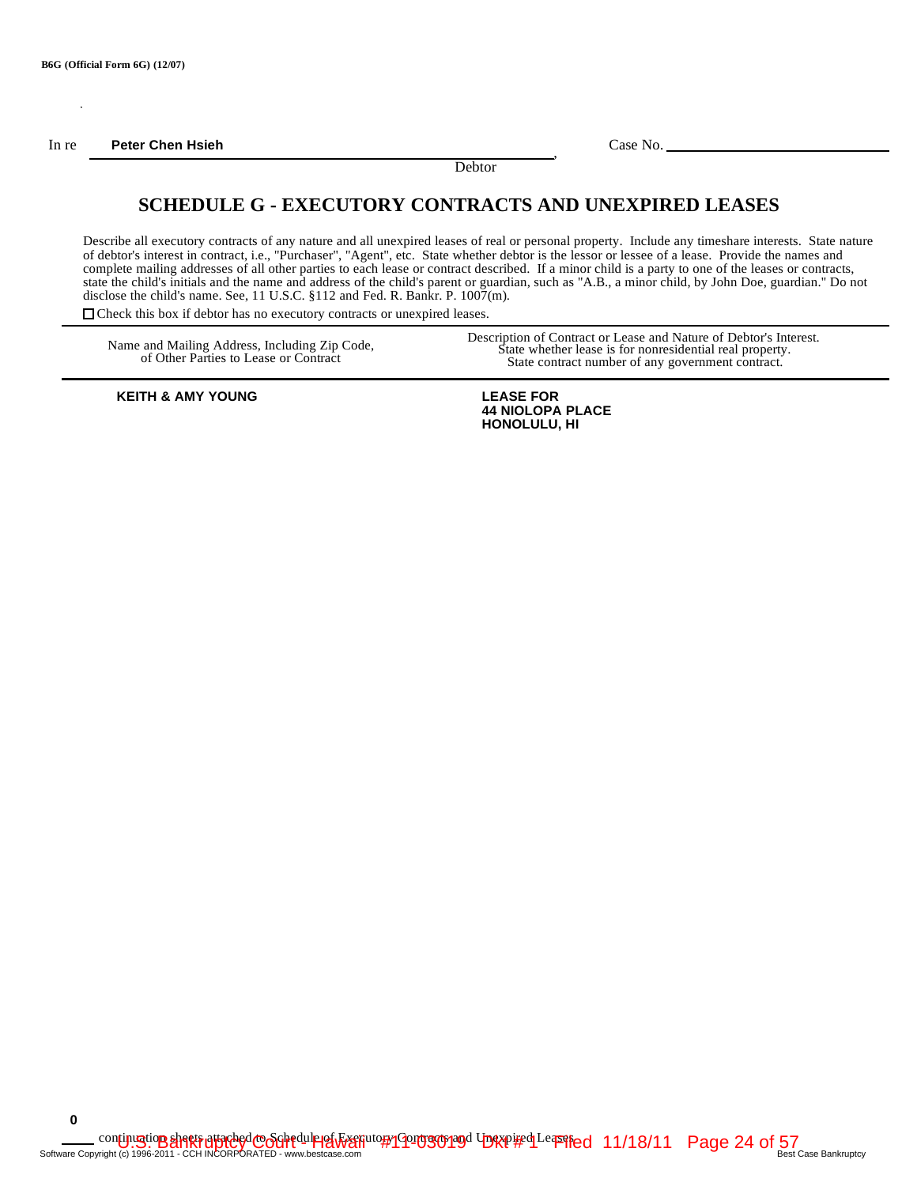B6G (Official Form 6G) (12/07)

In re **Peter Chen Hsieh** , Debtor    Case No. ____________

# SCHEDULE G - EXECUTORY CONTRACTS AND UNEXPIRED LEASES

Describe all executory contracts of any nature and all unexpired leases of real or personal property. Include any timeshare interests. State nature of debtor's interest in contract, i.e., "Purchaser", "Agent", etc. State whether debtor is the lessor or lessee of a lease. Provide the names and complete mailing addresses of all other parties to each lease or contract described. If a minor child is a party to one of the leases or contracts, state the child's initials and the name and address of the child's parent or guardian, such as "A.B., a minor child, by John Doe, guardian." Do not disclose the child's name. See, 11 U.S.C. §112 and Fed. R. Bankr. P. 1007(m).

☐ Check this box if debtor has no executory contracts or unexpired leases.

| Name and Mailing Address, Including Zip Code, of Other Parties to Lease or Contract | Description of Contract or Lease and Nature of Debtor's Interest. State whether lease is for nonresidential real property. State contract number of any government contract. |
|---|---|
| **KEITH & AMY YOUNG** | **LEASE FOR 44 NIOLOPA PLACE HONOLULU, HI** |

**0** continuation sheets attached to Schedule of Executory Contracts and Unexpired Leases

Software Copyright (c) 1996-2011 - CCH INCORPORATED - www.bestcase.com    Best Case Bankruptcy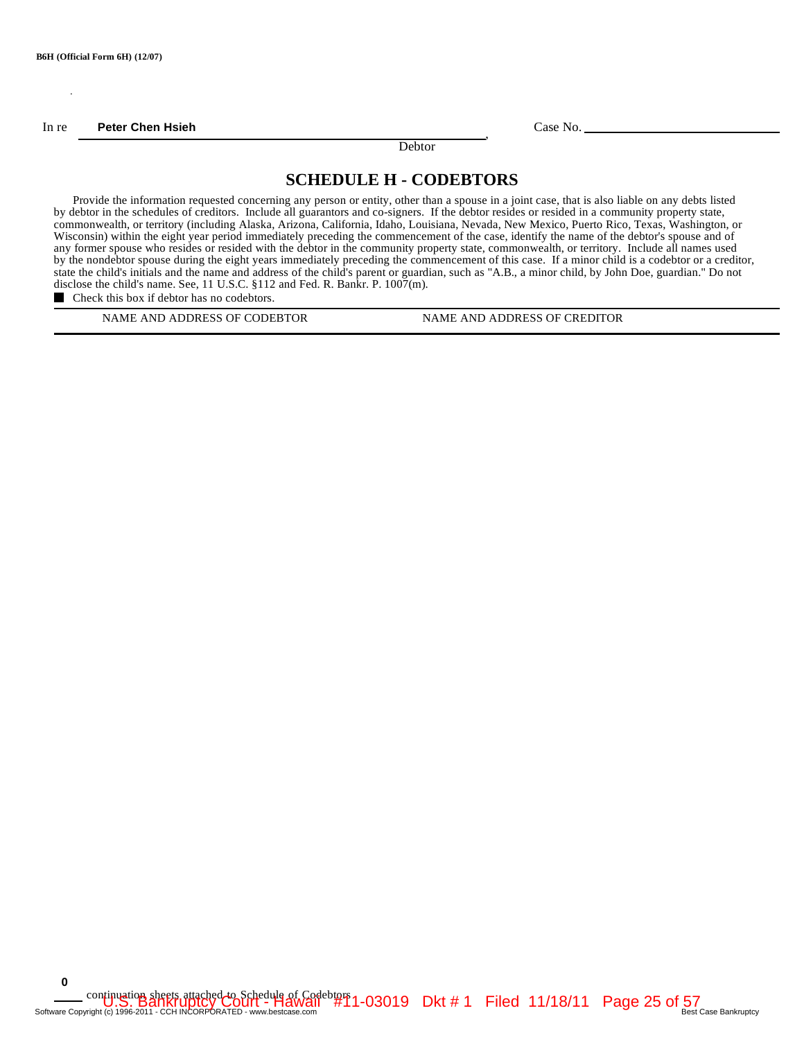B6H (Official Form 6H) (12/07)

In re **Peter Chen Hsieh** , Case No. \_\_\_\_\_\_\_\_\_\_\_\_\_\_\_\_\_\_\_\_\_\_\_\_

Debtor

# SCHEDULE H - CODEBTORS

Provide the information requested concerning any person or entity, other than a spouse in a joint case, that is also liable on any debts listed by debtor in the schedules of creditors. Include all guarantors and co-signers. If the debtor resides or resided in a community property state, commonwealth, or territory (including Alaska, Arizona, California, Idaho, Louisiana, Nevada, New Mexico, Puerto Rico, Texas, Washington, or Wisconsin) within the eight year period immediately preceding the commencement of the case, identify the name of the debtor's spouse and of any former spouse who resides or resided with the debtor in the community property state, commonwealth, or territory. Include all names used by the nondebtor spouse during the eight years immediately preceding the commencement of this case. If a minor child is a codebtor or a creditor, state the child's initials and the name and address of the child's parent or guardian, such as "A.B., a minor child, by John Doe, guardian." Do not disclose the child's name. See, 11 U.S.C. §112 and Fed. R. Bankr. P. 1007(m).

■ Check this box if debtor has no codebtors.

| NAME AND ADDRESS OF CODEBTOR | NAME AND ADDRESS OF CREDITOR |
|---|---|

**0** continuation sheets attached to Schedule of Codebtors

U.S. Bankruptcy Court - Hawaii #11-03019 Dkt # 1 Filed 11/18/11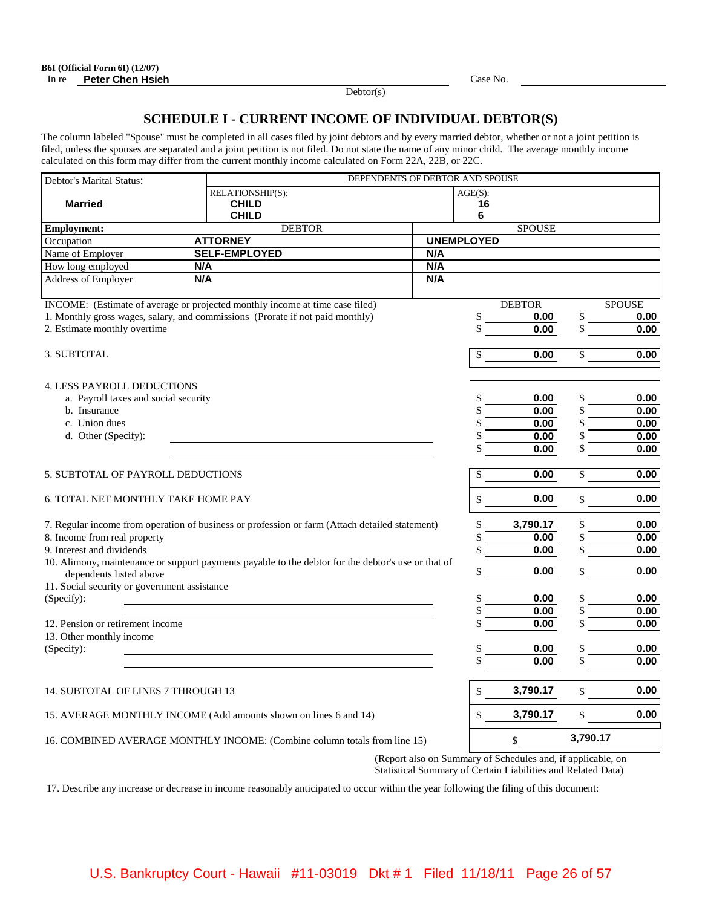**B6I (Official Form 6I) (12/07)**

In re **Peter Chen Hsieh** Case No. ____________

Debtor(s)

# SCHEDULE I - CURRENT INCOME OF INDIVIDUAL DEBTOR(S)

The column labeled "Spouse" must be completed in all cases filed by joint debtors and by every married debtor, whether or not a joint petition is filed, unless the spouses are separated and a joint petition is not filed. Do not state the name of any minor child. The average monthly income calculated on this form may differ from the current monthly income calculated on Form 22A, 22B, or 22C.

| Debtor's Marital Status: | DEPENDENTS OF DEBTOR AND SPOUSE | |
|---|---|---|
| | RELATIONSHIP(S): | AGE(S): |
| **Married** | **CHILD** | **16** |
| | **CHILD** | **6** |

| Employment: | DEBTOR | SPOUSE |
|---|---|---|
| Occupation | **ATTORNEY** | **UNEMPLOYED** |
| Name of Employer | **SELF-EMPLOYED** | **N/A** |
| How long employed | **N/A** | **N/A** |
| Address of Employer | **N/A** | **N/A** |

| INCOME: (Estimate of average or projected monthly income at time case filed) | DEBTOR | SPOUSE |
|---|---|---|
| 1. Monthly gross wages, salary, and commissions (Prorate if not paid monthly) | $ 0.00 | $ 0.00 |
| 2. Estimate monthly overtime | $ 0.00 | $ 0.00 |
| 3. SUBTOTAL | $ 0.00 | $ 0.00 |
| 4. LESS PAYROLL DEDUCTIONS | | |
| a. Payroll taxes and social security | $ 0.00 | $ 0.00 |
| b. Insurance | $ 0.00 | $ 0.00 |
| c. Union dues | $ 0.00 | $ 0.00 |
| d. Other (Specify): | $ 0.00 | $ 0.00 |
| | $ 0.00 | $ 0.00 |
| 5. SUBTOTAL OF PAYROLL DEDUCTIONS | $ 0.00 | $ 0.00 |
| 6. TOTAL NET MONTHLY TAKE HOME PAY | $ 0.00 | $ 0.00 |
| 7. Regular income from operation of business or profession or farm (Attach detailed statement) | $ 3,790.17 | $ 0.00 |
| 8. Income from real property | $ 0.00 | $ 0.00 |
| 9. Interest and dividends | $ 0.00 | $ 0.00 |
| 10. Alimony, maintenance or support payments payable to the debtor for the debtor's use or that of dependents listed above | $ 0.00 | $ 0.00 |
| 11. Social security or government assistance (Specify): | $ 0.00 | $ 0.00 |
| | $ 0.00 | $ 0.00 |
| 12. Pension or retirement income | $ 0.00 | $ 0.00 |
| 13. Other monthly income (Specify): | $ 0.00 | $ 0.00 |
| | $ 0.00 | $ 0.00 |
| 14. SUBTOTAL OF LINES 7 THROUGH 13 | $ 3,790.17 | $ 0.00 |
| 15. AVERAGE MONTHLY INCOME (Add amounts shown on lines 6 and 14) | $ 3,790.17 | $ 0.00 |
| 16. COMBINED AVERAGE MONTHLY INCOME: (Combine column totals from line 15) | $ 3,790.17 | |

(Report also on Summary of Schedules and, if applicable, on Statistical Summary of Certain Liabilities and Related Data)

17. Describe any increase or decrease in income reasonably anticipated to occur within the year following the filing of this document:

U.S. Bankruptcy Court - Hawaii #11-03019 Dkt # 1 Filed 11/18/11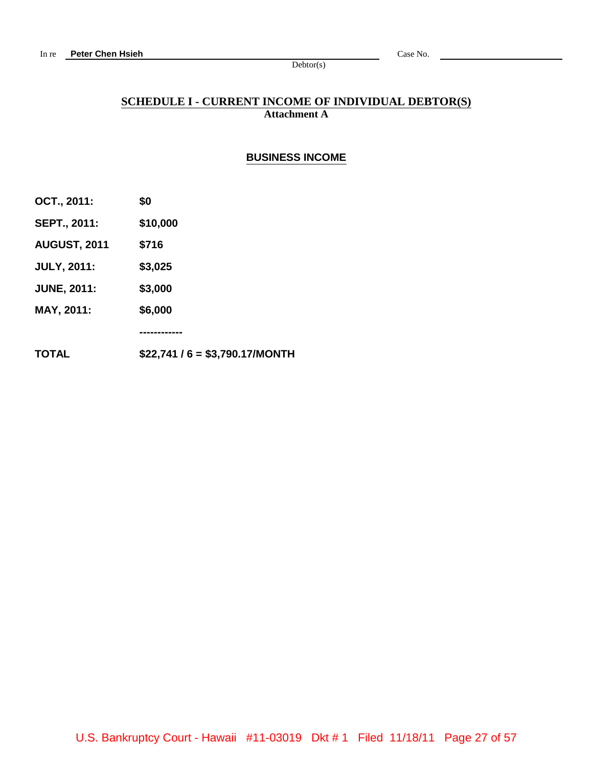In re **Peter Chen Hsieh** Case No. ____________

Debtor(s)

## SCHEDULE I - CURRENT INCOME OF INDIVIDUAL DEBTOR(S)
**Attachment A**

### BUSINESS INCOME

| | |
|---|---|
| **OCT., 2011:** | **$0** |
| **SEPT., 2011:** | **$10,000** |
| **AUGUST, 2011** | **$716** |
| **JULY, 2011:** | **$3,025** |
| **JUNE, 2011:** | **$3,000** |
| **MAY, 2011:** | **$6,000** |
| | **------------** |
| **TOTAL** | **$22,741 / 6 = $3,790.17/MONTH** |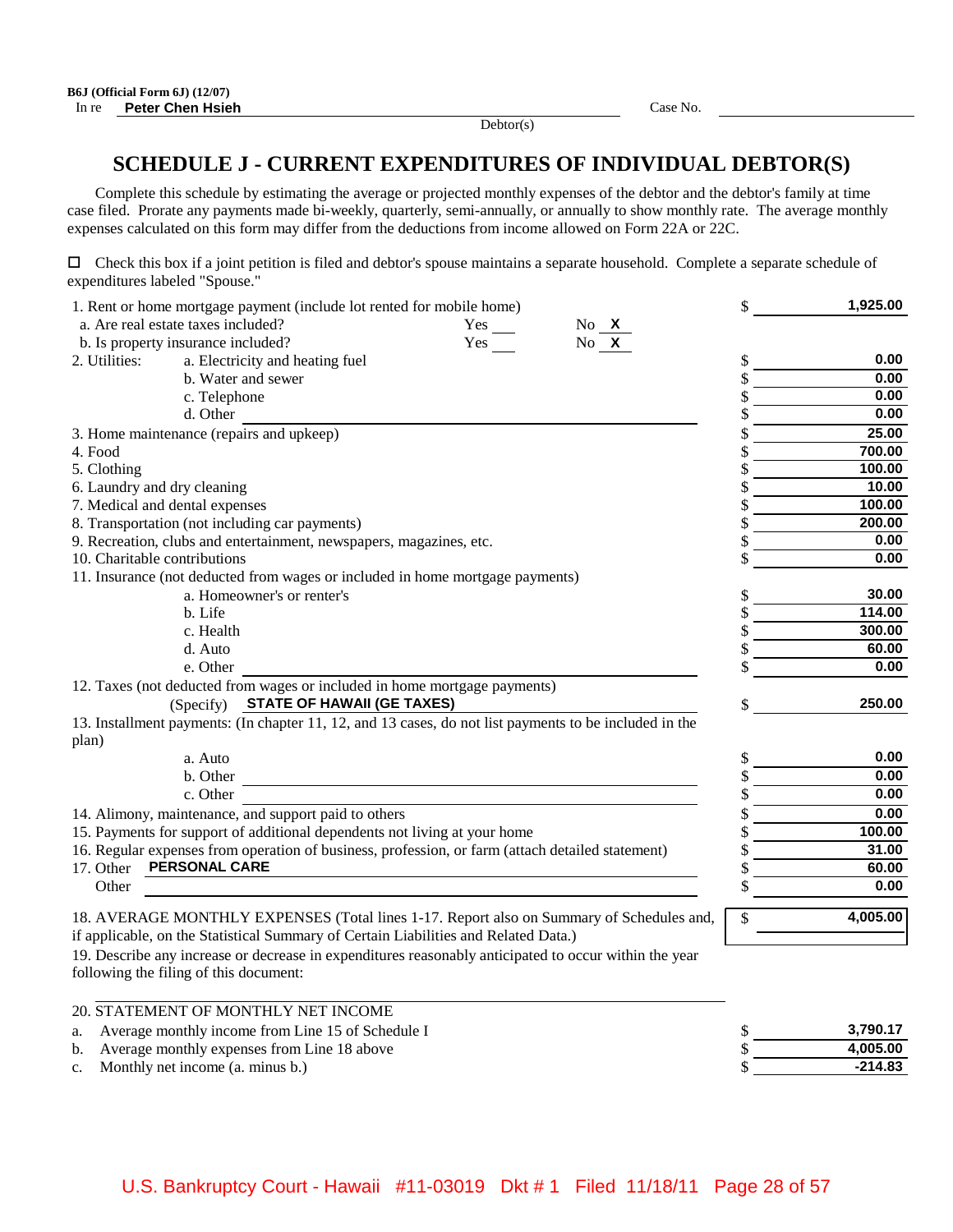B6J (Official Form 6J) (12/07)

In re **Peter Chen Hsieh** Case No. ____________

Debtor(s)

# SCHEDULE J - CURRENT EXPENDITURES OF INDIVIDUAL DEBTOR(S)

Complete this schedule by estimating the average or projected monthly expenses of the debtor and the debtor's family at time case filed. Prorate any payments made bi-weekly, quarterly, semi-annually, or annually to show monthly rate. The average monthly expenses calculated on this form may differ from the deductions from income allowed on Form 22A or 22C.

☐ Check this box if a joint petition is filed and debtor's spouse maintains a separate household. Complete a separate schedule of expenditures labeled "Spouse."

| Item | Amount |
|---|---|
| 1. Rent or home mortgage payment (include lot rented for mobile home) | $ 1,925.00 |
| a. Are real estate taxes included? Yes ___ No **X** | |
| b. Is property insurance included? Yes ___ No **X** | |
| 2. Utilities: a. Electricity and heating fuel | $ 0.00 |
| b. Water and sewer | $ 0.00 |
| c. Telephone | $ 0.00 |
| d. Other | $ 0.00 |
| 3. Home maintenance (repairs and upkeep) | $ 25.00 |
| 4. Food | $ 700.00 |
| 5. Clothing | $ 100.00 |
| 6. Laundry and dry cleaning | $ 10.00 |
| 7. Medical and dental expenses | $ 100.00 |
| 8. Transportation (not including car payments) | $ 200.00 |
| 9. Recreation, clubs and entertainment, newspapers, magazines, etc. | $ 0.00 |
| 10. Charitable contributions | $ 0.00 |
| 11. Insurance (not deducted from wages or included in home mortgage payments) | |
| a. Homeowner's or renter's | $ 30.00 |
| b. Life | $ 114.00 |
| c. Health | $ 300.00 |
| d. Auto | $ 60.00 |
| e. Other | $ 0.00 |
| 12. Taxes (not deducted from wages or included in home mortgage payments) (Specify) **STATE OF HAWAII (GE TAXES)** | $ 250.00 |
| 13. Installment payments: (In chapter 11, 12, and 13 cases, do not list payments to be included in the plan) | |
| a. Auto | $ 0.00 |
| b. Other | $ 0.00 |
| c. Other | $ 0.00 |
| 14. Alimony, maintenance, and support paid to others | $ 0.00 |
| 15. Payments for support of additional dependents not living at your home | $ 100.00 |
| 16. Regular expenses from operation of business, profession, or farm (attach detailed statement) | $ 31.00 |
| 17. Other **PERSONAL CARE** | $ 60.00 |
| Other | $ 0.00 |
| 18. AVERAGE MONTHLY EXPENSES (Total lines 1-17. Report also on Summary of Schedules and, if applicable, on the Statistical Summary of Certain Liabilities and Related Data.) | $ 4,005.00 |

19. Describe any increase or decrease in expenditures reasonably anticipated to occur within the year following the filing of this document:

| 20. STATEMENT OF MONTHLY NET INCOME | |
|---|---|
| a. Average monthly income from Line 15 of Schedule I | $ 3,790.17 |
| b. Average monthly expenses from Line 18 above | $ 4,005.00 |
| c. Monthly net income (a. minus b.) | $ -214.83 |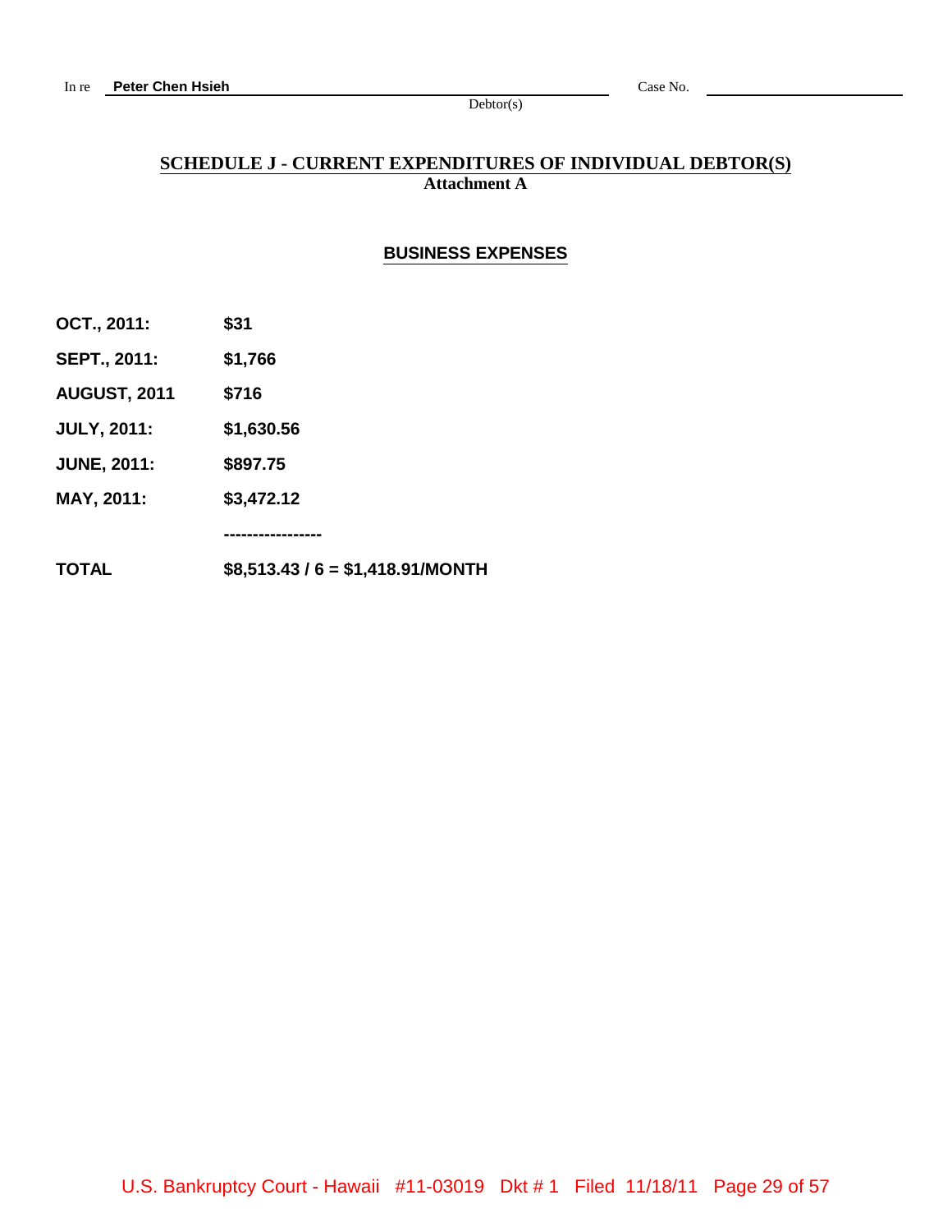In re **Peter Chen Hsieh** Case No. ____________

Debtor(s)

## SCHEDULE J - CURRENT EXPENDITURES OF INDIVIDUAL DEBTOR(S)

**Attachment A**

### BUSINESS EXPENSES

**OCT., 2011:** **$31**

**SEPT., 2011:** **$1,766**

**AUGUST, 2011** **$716**

**JULY, 2011:** **$1,630.56**

**JUNE, 2011:** **$897.75**

**MAY, 2011:** **$3,472.12**

**-----------------**

**TOTAL** **$8,513.43 / 6 = $1,418.91/MONTH**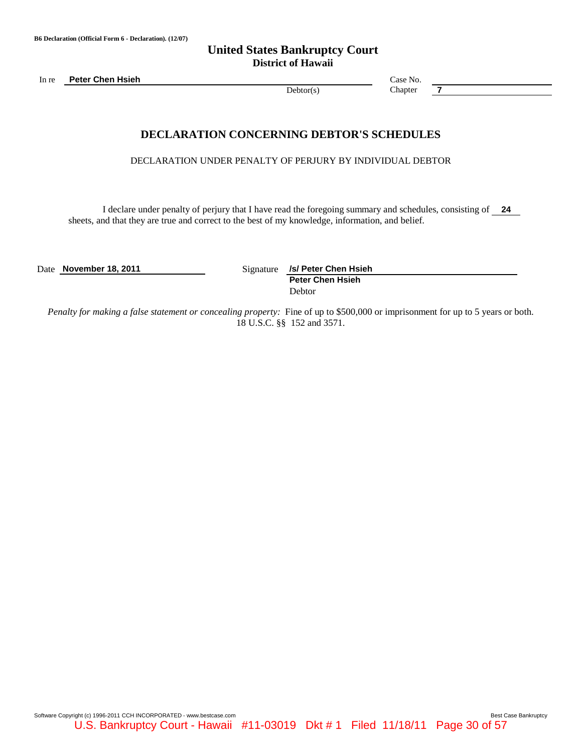B6 Declaration (Official Form 6 - Declaration). (12/07)

# United States Bankruptcy Court
## District of Hawaii

In re **Peter Chen Hsieh**, Debtor(s)

Case No.

Chapter **7**

## DECLARATION CONCERNING DEBTOR'S SCHEDULES

DECLARATION UNDER PENALTY OF PERJURY BY INDIVIDUAL DEBTOR

I declare under penalty of perjury that I have read the foregoing summary and schedules, consisting of **24** sheets, and that they are true and correct to the best of my knowledge, information, and belief.

Date **November 18, 2011**

Signature **/s/ Peter Chen Hsieh**
**Peter Chen Hsieh**
Debtor

*Penalty for making a false statement or concealing property:* Fine of up to $500,000 or imprisonment for up to 5 years or both. 18 U.S.C. §§ 152 and 3571.

Software Copyright (c) 1996-2011 CCH INCORPORATED - www.bestcase.com    Best Case Bankruptcy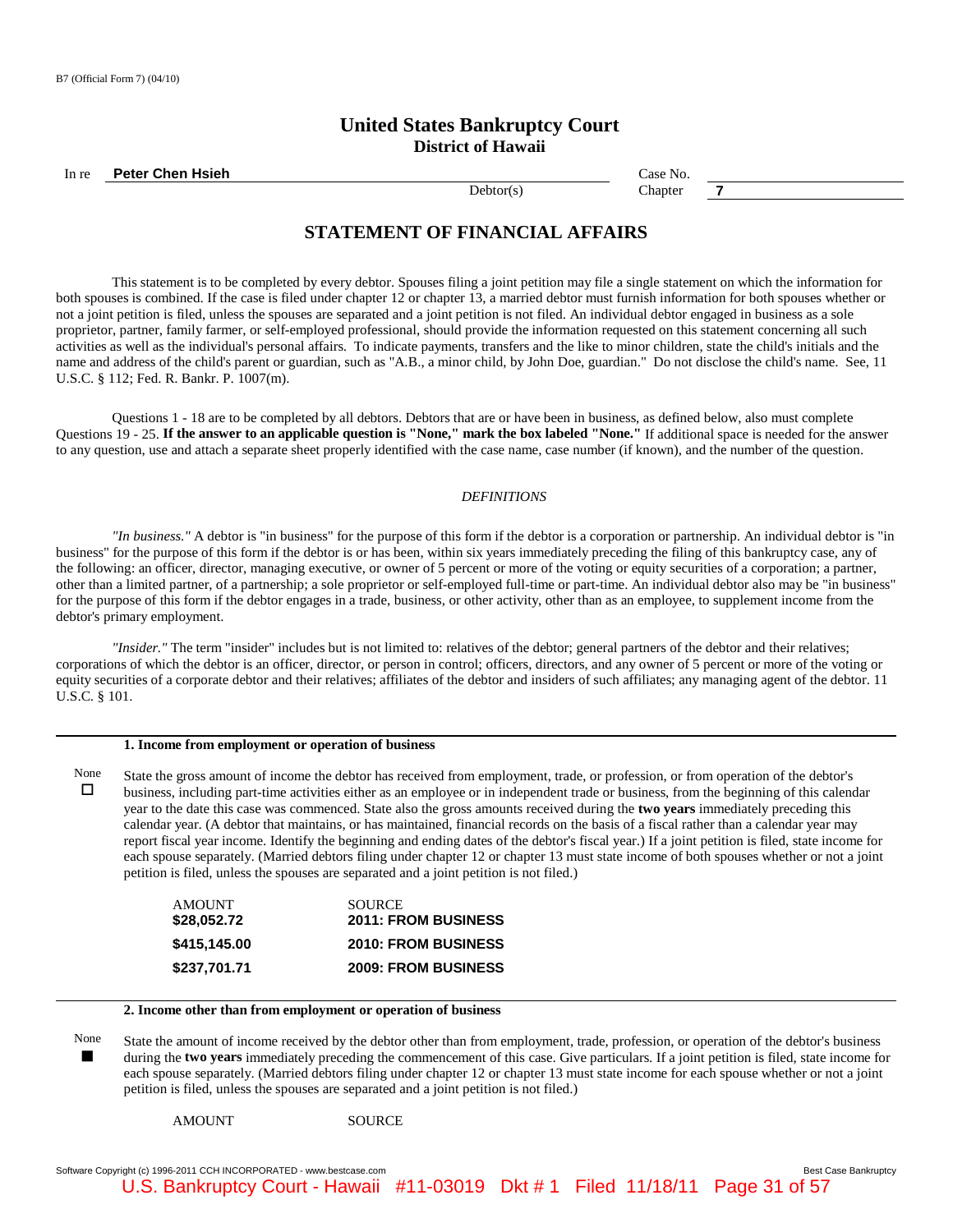B7 (Official Form 7) (04/10)

# United States Bankruptcy Court
## District of Hawaii

In re **Peter Chen Hsieh** Debtor(s)

Case No.

Chapter **7**

## STATEMENT OF FINANCIAL AFFAIRS

This statement is to be completed by every debtor. Spouses filing a joint petition may file a single statement on which the information for both spouses is combined. If the case is filed under chapter 12 or chapter 13, a married debtor must furnish information for both spouses whether or not a joint petition is filed, unless the spouses are separated and a joint petition is not filed. An individual debtor engaged in business as a sole proprietor, partner, family farmer, or self-employed professional, should provide the information requested on this statement concerning all such activities as well as the individual's personal affairs. To indicate payments, transfers and the like to minor children, state the child's initials and the name and address of the child's parent or guardian, such as "A.B., a minor child, by John Doe, guardian." Do not disclose the child's name. See, 11 U.S.C. § 112; Fed. R. Bankr. P. 1007(m).

Questions 1 - 18 are to be completed by all debtors. Debtors that are or have been in business, as defined below, also must complete Questions 19 - 25. **If the answer to an applicable question is "None," mark the box labeled "None."** If additional space is needed for the answer to any question, use and attach a separate sheet properly identified with the case name, case number (if known), and the number of the question.

*DEFINITIONS*

*"In business."* A debtor is "in business" for the purpose of this form if the debtor is a corporation or partnership. An individual debtor is "in business" for the purpose of this form if the debtor is or has been, within six years immediately preceding the filing of this bankruptcy case, any of the following: an officer, director, managing executive, or owner of 5 percent or more of the voting or equity securities of a corporation; a partner, other than a limited partner, of a partnership; a sole proprietor or self-employed full-time or part-time. An individual debtor also may be "in business" for the purpose of this form if the debtor engages in a trade, business, or other activity, other than as an employee, to supplement income from the debtor's primary employment.

*"Insider."* The term "insider" includes but is not limited to: relatives of the debtor; general partners of the debtor and their relatives; corporations of which the debtor is an officer, director, or person in control; officers, directors, and any owner of 5 percent or more of the voting or equity securities of a corporate debtor and their relatives; affiliates of the debtor and insiders of such affiliates; any managing agent of the debtor. 11 U.S.C. § 101.

### 1. Income from employment or operation of business

None ☐

State the gross amount of income the debtor has received from employment, trade, or profession, or from operation of the debtor's business, including part-time activities either as an employee or in independent trade or business, from the beginning of this calendar year to the date this case was commenced. State also the gross amounts received during the **two years** immediately preceding this calendar year. (A debtor that maintains, or has maintained, financial records on the basis of a fiscal rather than a calendar year may report fiscal year income. Identify the beginning and ending dates of the debtor's fiscal year.) If a joint petition is filed, state income for each spouse separately. (Married debtors filing under chapter 12 or chapter 13 must state income of both spouses whether or not a joint petition is filed, unless the spouses are separated and a joint petition is not filed.)

| AMOUNT | SOURCE |
|---|---|
| **$28,052.72** | **2011: FROM BUSINESS** |
| **$415,145.00** | **2010: FROM BUSINESS** |
| **$237,701.71** | **2009: FROM BUSINESS** |

### 2. Income other than from employment or operation of business

None ■

State the amount of income received by the debtor other than from employment, trade, profession, or operation of the debtor's business during the **two years** immediately preceding the commencement of this case. Give particulars. If a joint petition is filed, state income for each spouse separately. (Married debtors filing under chapter 12 or chapter 13 must state income for each spouse whether or not a joint petition is filed, unless the spouses are separated and a joint petition is not filed.)

| AMOUNT | SOURCE |
|---|---|

Software Copyright (c) 1996-2011 CCH INCORPORATED - www.bestcase.com Best Case Bankruptcy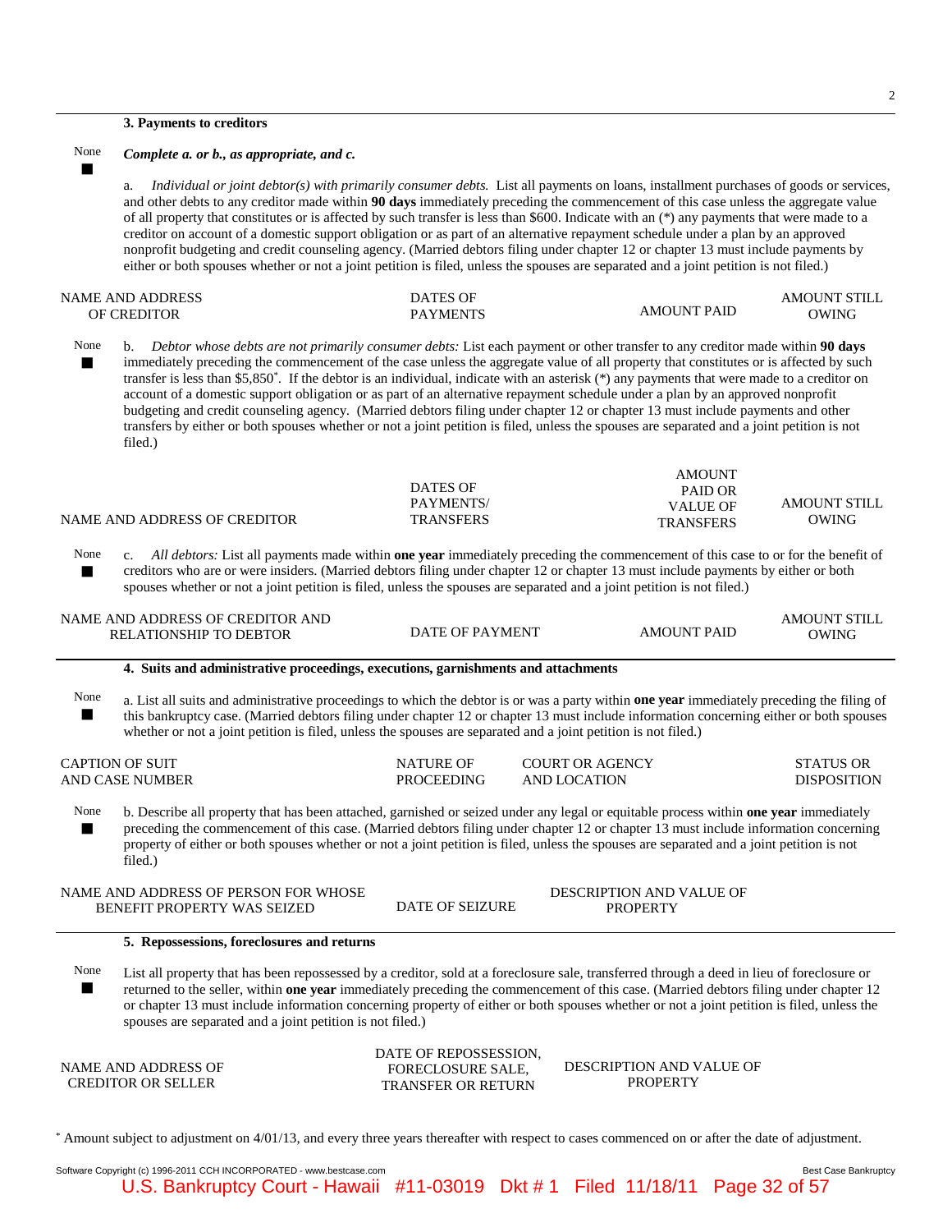### 3. Payments to creditors

None ■ ***Complete a. or b., as appropriate, and c.***

a. *Individual or joint debtor(s) with primarily consumer debts.* List all payments on loans, installment purchases of goods or services, and other debts to any creditor made within **90 days** immediately preceding the commencement of this case unless the aggregate value of all property that constitutes or is affected by such transfer is less than $600. Indicate with an (*) any payments that were made to a creditor on account of a domestic support obligation or as part of an alternative repayment schedule under a plan by an approved nonprofit budgeting and credit counseling agency. (Married debtors filing under chapter 12 or chapter 13 must include payments by either or both spouses whether or not a joint petition is filed, unless the spouses are separated and a joint petition is not filed.)

| NAME AND ADDRESS OF CREDITOR | DATES OF PAYMENTS | AMOUNT PAID | AMOUNT STILL OWING |
|---|---|---|---|

None ■ b. *Debtor whose debts are not primarily consumer debts:* List each payment or other transfer to any creditor made within **90 days** immediately preceding the commencement of the case unless the aggregate value of all property that constitutes or is affected by such transfer is less than $5,850*. If the debtor is an individual, indicate with an asterisk (*) any payments that were made to a creditor on account of a domestic support obligation or as part of an alternative repayment schedule under a plan by an approved nonprofit budgeting and credit counseling agency. (Married debtors filing under chapter 12 or chapter 13 must include payments and other transfers by either or both spouses whether or not a joint petition is filed, unless the spouses are separated and a joint petition is not filed.)

| NAME AND ADDRESS OF CREDITOR | DATES OF PAYMENTS/ TRANSFERS | AMOUNT PAID OR VALUE OF TRANSFERS | AMOUNT STILL OWING |
|---|---|---|---|

None ■ c. *All debtors:* List all payments made within **one year** immediately preceding the commencement of this case to or for the benefit of creditors who are or were insiders. (Married debtors filing under chapter 12 or chapter 13 must include payments by either or both spouses whether or not a joint petition is filed, unless the spouses are separated and a joint petition is not filed.)

| NAME AND ADDRESS OF CREDITOR AND RELATIONSHIP TO DEBTOR | DATE OF PAYMENT | AMOUNT PAID | AMOUNT STILL OWING |
|---|---|---|---|

### 4. Suits and administrative proceedings, executions, garnishments and attachments

None ■ a. List all suits and administrative proceedings to which the debtor is or was a party within **one year** immediately preceding the filing of this bankruptcy case. (Married debtors filing under chapter 12 or chapter 13 must include information concerning either or both spouses whether or not a joint petition is filed, unless the spouses are separated and a joint petition is not filed.)

| CAPTION OF SUIT AND CASE NUMBER | NATURE OF PROCEEDING | COURT OR AGENCY AND LOCATION | STATUS OR DISPOSITION |
|---|---|---|---|

None ■ b. Describe all property that has been attached, garnished or seized under any legal or equitable process within **one year** immediately preceding the commencement of this case. (Married debtors filing under chapter 12 or chapter 13 must include information concerning property of either or both spouses whether or not a joint petition is filed, unless the spouses are separated and a joint petition is not filed.)

| NAME AND ADDRESS OF PERSON FOR WHOSE BENEFIT PROPERTY WAS SEIZED | DATE OF SEIZURE | DESCRIPTION AND VALUE OF PROPERTY |
|---|---|---|

### 5. Repossessions, foreclosures and returns

None ■ List all property that has been repossessed by a creditor, sold at a foreclosure sale, transferred through a deed in lieu of foreclosure or returned to the seller, within **one year** immediately preceding the commencement of this case. (Married debtors filing under chapter 12 or chapter 13 must include information concerning property of either or both spouses whether or not a joint petition is filed, unless the spouses are separated and a joint petition is not filed.)

| NAME AND ADDRESS OF CREDITOR OR SELLER | DATE OF REPOSSESSION, FORECLOSURE SALE, TRANSFER OR RETURN | DESCRIPTION AND VALUE OF PROPERTY |
|---|---|---|

* Amount subject to adjustment on 4/01/13, and every three years thereafter with respect to cases commenced on or after the date of adjustment.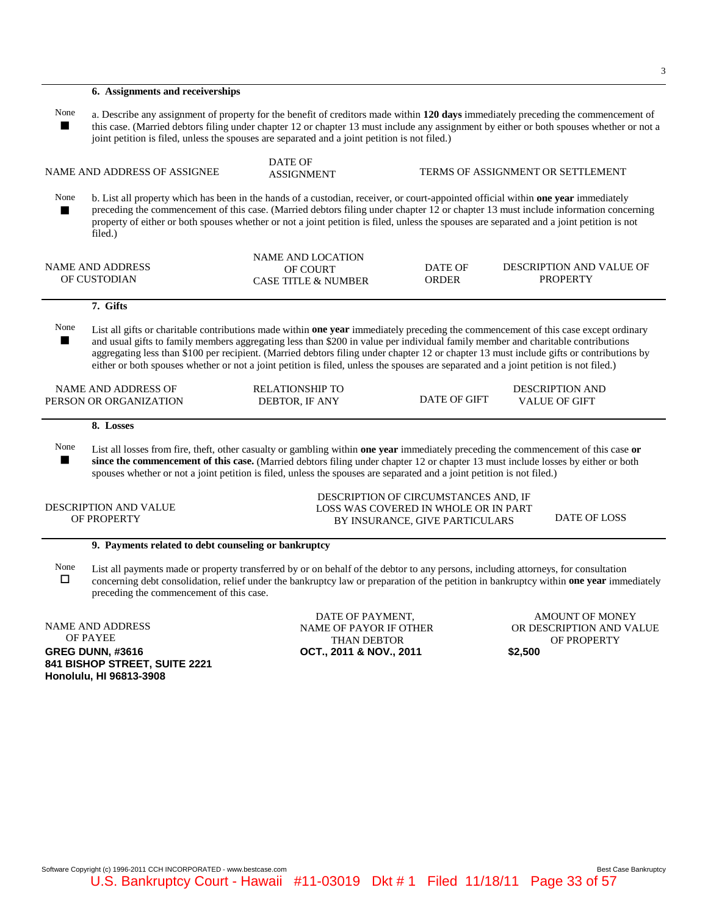### 6. Assignments and receiverships

None ■ a. Describe any assignment of property for the benefit of creditors made within **120 days** immediately preceding the commencement of this case. (Married debtors filing under chapter 12 or chapter 13 must include any assignment by either or both spouses whether or not a joint petition is filed, unless the spouses are separated and a joint petition is not filed.)

| NAME AND ADDRESS OF ASSIGNEE | DATE OF ASSIGNMENT | TERMS OF ASSIGNMENT OR SETTLEMENT |
|---|---|---|

None ■ b. List all property which has been in the hands of a custodian, receiver, or court-appointed official within **one year** immediately preceding the commencement of this case. (Married debtors filing under chapter 12 or chapter 13 must include information concerning property of either or both spouses whether or not a joint petition is filed, unless the spouses are separated and a joint petition is not filed.)

| NAME AND ADDRESS OF CUSTODIAN | NAME AND LOCATION OF COURT CASE TITLE & NUMBER | DATE OF ORDER | DESCRIPTION AND VALUE OF PROPERTY |
|---|---|---|---|

### 7. Gifts

None ■ List all gifts or charitable contributions made within **one year** immediately preceding the commencement of this case except ordinary and usual gifts to family members aggregating less than $200 in value per individual family member and charitable contributions aggregating less than $100 per recipient. (Married debtors filing under chapter 12 or chapter 13 must include gifts or contributions by either or both spouses whether or not a joint petition is filed, unless the spouses are separated and a joint petition is not filed.)

| NAME AND ADDRESS OF PERSON OR ORGANIZATION | RELATIONSHIP TO DEBTOR, IF ANY | DATE OF GIFT | DESCRIPTION AND VALUE OF GIFT |
|---|---|---|---|

### 8. Losses

None ■ List all losses from fire, theft, other casualty or gambling within **one year** immediately preceding the commencement of this case **or since the commencement of this case.** (Married debtors filing under chapter 12 or chapter 13 must include losses by either or both spouses whether or not a joint petition is filed, unless the spouses are separated and a joint petition is not filed.)

| DESCRIPTION AND VALUE OF PROPERTY | DESCRIPTION OF CIRCUMSTANCES AND, IF LOSS WAS COVERED IN WHOLE OR IN PART BY INSURANCE, GIVE PARTICULARS | DATE OF LOSS |
|---|---|---|

### 9. Payments related to debt counseling or bankruptcy

None ☐ List all payments made or property transferred by or on behalf of the debtor to any persons, including attorneys, for consultation concerning debt consolidation, relief under the bankruptcy law or preparation of the petition in bankruptcy within **one year** immediately preceding the commencement of this case.

| NAME AND ADDRESS OF PAYEE | DATE OF PAYMENT, NAME OF PAYOR IF OTHER THAN DEBTOR | AMOUNT OF MONEY OR DESCRIPTION AND VALUE OF PROPERTY |
|---|---|---|
| **GREG DUNN, #3616**<br>**841 BISHOP STREET, SUITE 2221**<br>**Honolulu, HI 96813-3908** | **OCT., 2011 & NOV., 2011** | **$2,500** |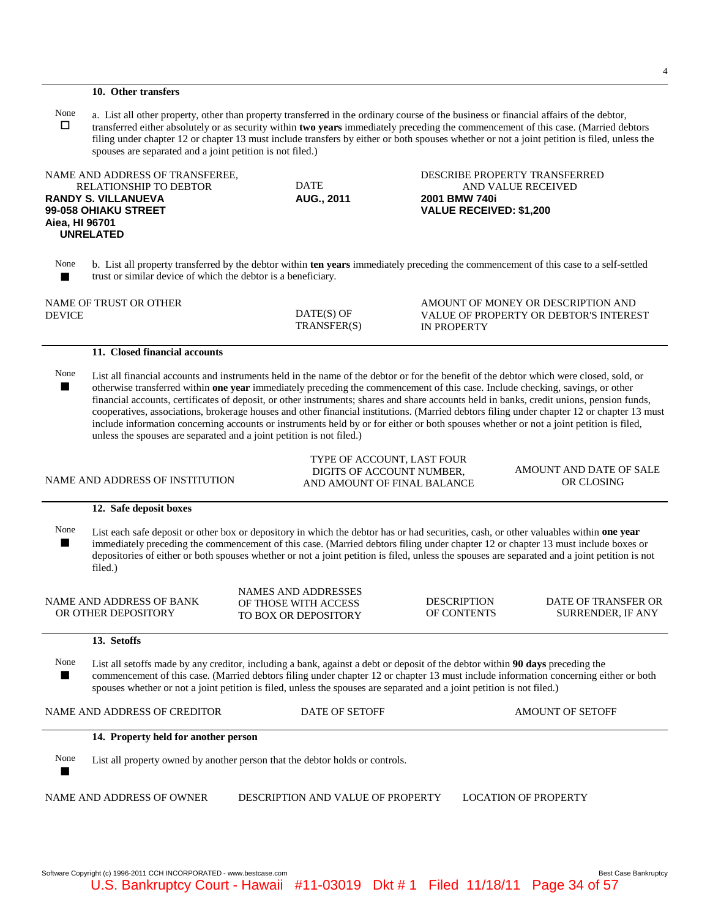### 10. Other transfers

None ☐ a. List all other property, other than property transferred in the ordinary course of the business or financial affairs of the debtor, transferred either absolutely or as security within **two years** immediately preceding the commencement of this case. (Married debtors filing under chapter 12 or chapter 13 must include transfers by either or both spouses whether or not a joint petition is filed, unless the spouses are separated and a joint petition is not filed.)

| NAME AND ADDRESS OF TRANSFEREE, RELATIONSHIP TO DEBTOR | DATE | DESCRIBE PROPERTY TRANSFERRED AND VALUE RECEIVED |
|---|---|---|
| **RANDY S. VILLANUEVA**<br>**99-058 OHIAKU STREET**<br>**Aiea, HI 96701**<br>**UNRELATED** | **AUG., 2011** | **2001 BMW 740i**<br>**VALUE RECEIVED: $1,200** |

None ■ b. List all property transferred by the debtor within **ten years** immediately preceding the commencement of this case to a self-settled trust or similar device of which the debtor is a beneficiary.

| NAME OF TRUST OR OTHER DEVICE | DATE(S) OF TRANSFER(S) | AMOUNT OF MONEY OR DESCRIPTION AND VALUE OF PROPERTY OR DEBTOR'S INTEREST IN PROPERTY |
|---|---|---|

### 11. Closed financial accounts

None ■ List all financial accounts and instruments held in the name of the debtor or for the benefit of the debtor which were closed, sold, or otherwise transferred within **one year** immediately preceding the commencement of this case. Include checking, savings, or other financial accounts, certificates of deposit, or other instruments; shares and share accounts held in banks, credit unions, pension funds, cooperatives, associations, brokerage houses and other financial institutions. (Married debtors filing under chapter 12 or chapter 13 must include information concerning accounts or instruments held by or for either or both spouses whether or not a joint petition is filed, unless the spouses are separated and a joint petition is not filed.)

| NAME AND ADDRESS OF INSTITUTION | TYPE OF ACCOUNT, LAST FOUR DIGITS OF ACCOUNT NUMBER, AND AMOUNT OF FINAL BALANCE | AMOUNT AND DATE OF SALE OR CLOSING |
|---|---|---|

### 12. Safe deposit boxes

None ■ List each safe deposit or other box or depository in which the debtor has or had securities, cash, or other valuables within **one year** immediately preceding the commencement of this case. (Married debtors filing under chapter 12 or chapter 13 must include boxes or depositories of either or both spouses whether or not a joint petition is filed, unless the spouses are separated and a joint petition is not filed.)

| NAME AND ADDRESS OF BANK OR OTHER DEPOSITORY | NAMES AND ADDRESSES OF THOSE WITH ACCESS TO BOX OR DEPOSITORY | DESCRIPTION OF CONTENTS | DATE OF TRANSFER OR SURRENDER, IF ANY |
|---|---|---|---|

### 13. Setoffs

None ■ List all setoffs made by any creditor, including a bank, against a debt or deposit of the debtor within **90 days** preceding the commencement of this case. (Married debtors filing under chapter 12 or chapter 13 must include information concerning either or both spouses whether or not a joint petition is filed, unless the spouses are separated and a joint petition is not filed.)

| NAME AND ADDRESS OF CREDITOR | DATE OF SETOFF | AMOUNT OF SETOFF |
|---|---|---|

### 14. Property held for another person

None ■ List all property owned by another person that the debtor holds or controls.

| NAME AND ADDRESS OF OWNER | DESCRIPTION AND VALUE OF PROPERTY | LOCATION OF PROPERTY |
|---|---|---|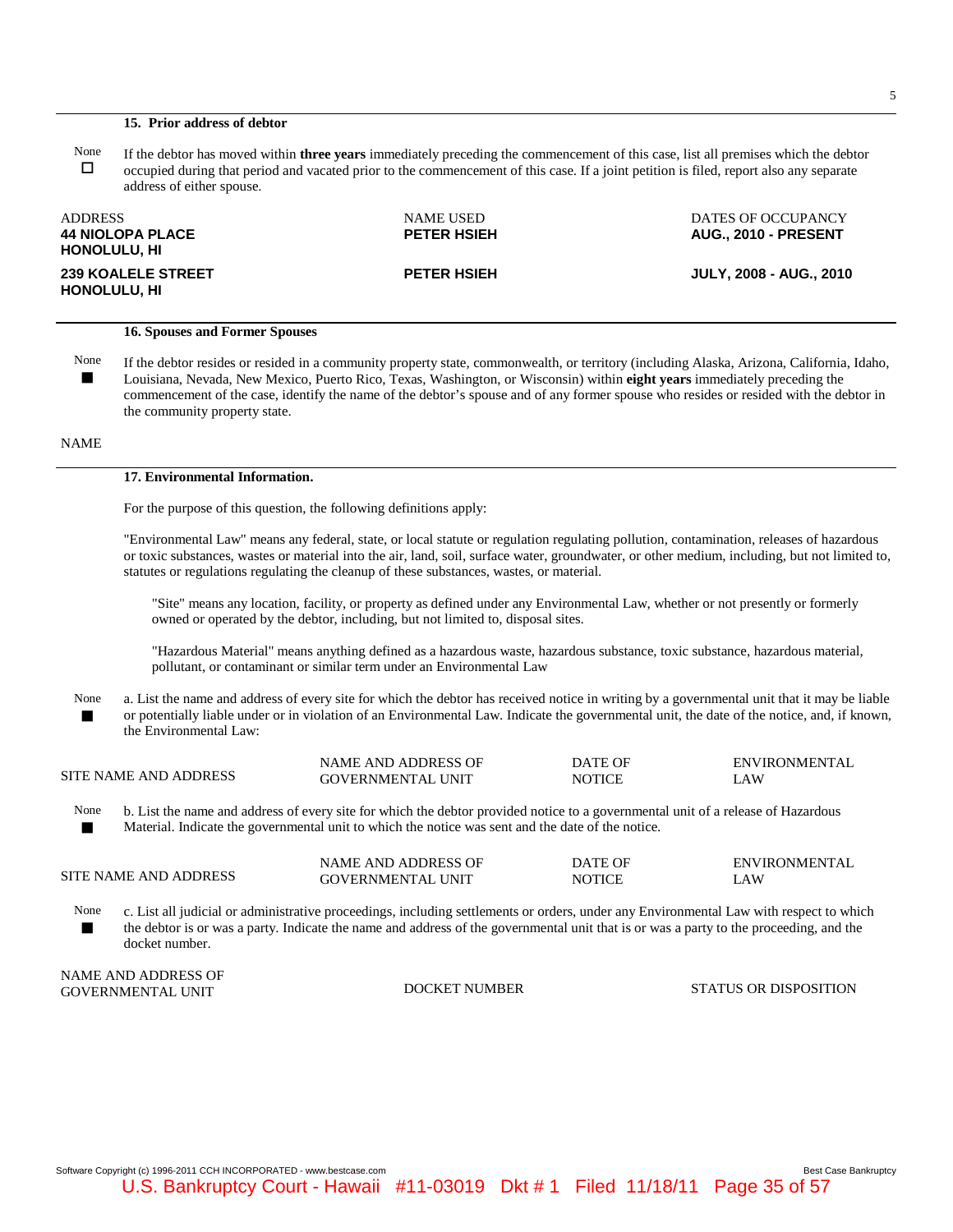**15. Prior address of debtor**

None ☐ If the debtor has moved within **three years** immediately preceding the commencement of this case, list all premises which the debtor occupied during that period and vacated prior to the commencement of this case. If a joint petition is filed, report also any separate address of either spouse.

| ADDRESS | NAME USED | DATES OF OCCUPANCY |
|---|---|---|
| **44 NIOLOPA PLACE HONOLULU, HI** | **PETER HSIEH** | **AUG., 2010 - PRESENT** |
| **239 KOALELE STREET HONOLULU, HI** | **PETER HSIEH** | **JULY, 2008 - AUG., 2010** |

**16. Spouses and Former Spouses**

None ■ If the debtor resides or resided in a community property state, commonwealth, or territory (including Alaska, Arizona, California, Idaho, Louisiana, Nevada, New Mexico, Puerto Rico, Texas, Washington, or Wisconsin) within **eight years** immediately preceding the commencement of the case, identify the name of the debtor's spouse and of any former spouse who resides or resided with the debtor in the community property state.

NAME

**17. Environmental Information.**

For the purpose of this question, the following definitions apply:

"Environmental Law" means any federal, state, or local statute or regulation regulating pollution, contamination, releases of hazardous or toxic substances, wastes or material into the air, land, soil, surface water, groundwater, or other medium, including, but not limited to, statutes or regulations regulating the cleanup of these substances, wastes, or material.

"Site" means any location, facility, or property as defined under any Environmental Law, whether or not presently or formerly owned or operated by the debtor, including, but not limited to, disposal sites.

"Hazardous Material" means anything defined as a hazardous waste, hazardous substance, toxic substance, hazardous material, pollutant, or contaminant or similar term under an Environmental Law

None ■ a. List the name and address of every site for which the debtor has received notice in writing by a governmental unit that it may be liable or potentially liable under or in violation of an Environmental Law. Indicate the governmental unit, the date of the notice, and, if known, the Environmental Law:

| SITE NAME AND ADDRESS | NAME AND ADDRESS OF GOVERNMENTAL UNIT | DATE OF NOTICE | ENVIRONMENTAL LAW |
|---|---|---|---|

None ■ b. List the name and address of every site for which the debtor provided notice to a governmental unit of a release of Hazardous Material. Indicate the governmental unit to which the notice was sent and the date of the notice.

| SITE NAME AND ADDRESS | NAME AND ADDRESS OF GOVERNMENTAL UNIT | DATE OF NOTICE | ENVIRONMENTAL LAW |
|---|---|---|---|

None ■ c. List all judicial or administrative proceedings, including settlements or orders, under any Environmental Law with respect to which the debtor is or was a party. Indicate the name and address of the governmental unit that is or was a party to the proceeding, and the docket number.

| NAME AND ADDRESS OF GOVERNMENTAL UNIT | DOCKET NUMBER | STATUS OR DISPOSITION |
|---|---|---|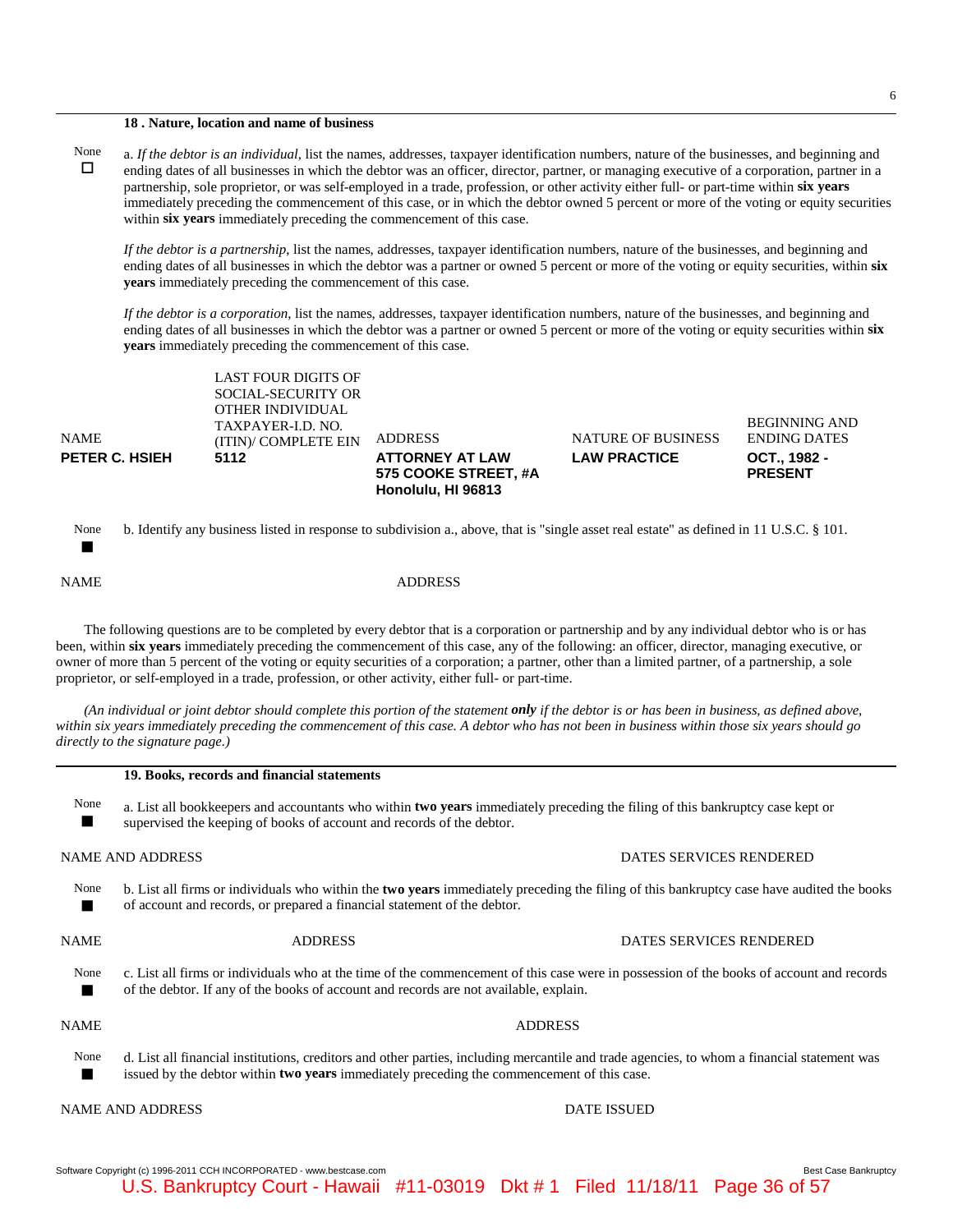### 18 . Nature, location and name of business

None ☐

a. *If the debtor is an individual,* list the names, addresses, taxpayer identification numbers, nature of the businesses, and beginning and ending dates of all businesses in which the debtor was an officer, director, partner, or managing executive of a corporation, partner in a partnership, sole proprietor, or was self-employed in a trade, profession, or other activity either full- or part-time within **six years** immediately preceding the commencement of this case, or in which the debtor owned 5 percent or more of the voting or equity securities within **six years** immediately preceding the commencement of this case.

*If the debtor is a partnership,* list the names, addresses, taxpayer identification numbers, nature of the businesses, and beginning and ending dates of all businesses in which the debtor was a partner or owned 5 percent or more of the voting or equity securities, within **six years** immediately preceding the commencement of this case.

*If the debtor is a corporation,* list the names, addresses, taxpayer identification numbers, nature of the businesses, and beginning and ending dates of all businesses in which the debtor was a partner or owned 5 percent or more of the voting or equity securities within **six years** immediately preceding the commencement of this case.

| NAME | LAST FOUR DIGITS OF SOCIAL-SECURITY OR OTHER INDIVIDUAL TAXPAYER-I.D. NO. (ITIN)/ COMPLETE EIN | ADDRESS | NATURE OF BUSINESS | BEGINNING AND ENDING DATES |
|---|---|---|---|---|
| **PETER C. HSIEH** | **5112** | **ATTORNEY AT LAW 575 COOKE STREET, #A Honolulu, HI 96813** | **LAW PRACTICE** | **OCT., 1982 - PRESENT** |

None ■

b. Identify any business listed in response to subdivision a., above, that is "single asset real estate" as defined in 11 U.S.C. § 101.

| NAME | ADDRESS |
|---|---|

The following questions are to be completed by every debtor that is a corporation or partnership and by any individual debtor who is or has been, within **six years** immediately preceding the commencement of this case, any of the following: an officer, director, managing executive, or owner of more than 5 percent of the voting or equity securities of a corporation; a partner, other than a limited partner, of a partnership, a sole proprietor, or self-employed in a trade, profession, or other activity, either full- or part-time.

*(An individual or joint debtor should complete this portion of the statement **only** if the debtor is or has been in business, as defined above, within six years immediately preceding the commencement of this case. A debtor who has not been in business within those six years should go directly to the signature page.)*

### 19. Books, records and financial statements

None ■

a. List all bookkeepers and accountants who within **two years** immediately preceding the filing of this bankruptcy case kept or supervised the keeping of books of account and records of the debtor.

| NAME AND ADDRESS | DATES SERVICES RENDERED |
|---|---|

None ■

b. List all firms or individuals who within the **two years** immediately preceding the filing of this bankruptcy case have audited the books of account and records, or prepared a financial statement of the debtor.

| NAME | ADDRESS | DATES SERVICES RENDERED |
|---|---|---|

None ■

c. List all firms or individuals who at the time of the commencement of this case were in possession of the books of account and records of the debtor. If any of the books of account and records are not available, explain.

| NAME | ADDRESS |
|---|---|

None ■

d. List all financial institutions, creditors and other parties, including mercantile and trade agencies, to whom a financial statement was issued by the debtor within **two years** immediately preceding the commencement of this case.

| NAME AND ADDRESS | DATE ISSUED |
|---|---|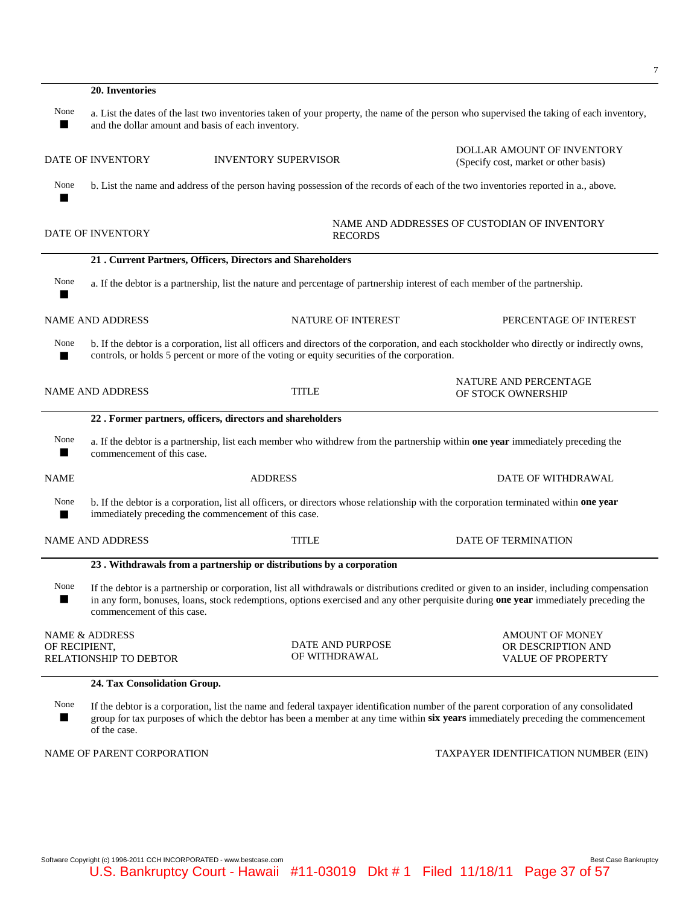**20. Inventories**

None ■ a. List the dates of the last two inventories taken of your property, the name of the person who supervised the taking of each inventory, and the dollar amount and basis of each inventory.

| DATE OF INVENTORY | INVENTORY SUPERVISOR | DOLLAR AMOUNT OF INVENTORY (Specify cost, market or other basis) |
|---|---|---|

None ■ b. List the name and address of the person having possession of the records of each of the two inventories reported in a., above.

| DATE OF INVENTORY | NAME AND ADDRESSES OF CUSTODIAN OF INVENTORY RECORDS |
|---|---|

**21 . Current Partners, Officers, Directors and Shareholders**

None ■ a. If the debtor is a partnership, list the nature and percentage of partnership interest of each member of the partnership.

| NAME AND ADDRESS | NATURE OF INTEREST | PERCENTAGE OF INTEREST |
|---|---|---|

None ■ b. If the debtor is a corporation, list all officers and directors of the corporation, and each stockholder who directly or indirectly owns, controls, or holds 5 percent or more of the voting or equity securities of the corporation.

| NAME AND ADDRESS | TITLE | NATURE AND PERCENTAGE OF STOCK OWNERSHIP |
|---|---|---|

**22 . Former partners, officers, directors and shareholders**

None ■ a. If the debtor is a partnership, list each member who withdrew from the partnership within **one year** immediately preceding the commencement of this case.

| NAME | ADDRESS | DATE OF WITHDRAWAL |
|---|---|---|

None ■ b. If the debtor is a corporation, list all officers, or directors whose relationship with the corporation terminated within **one year** immediately preceding the commencement of this case.

| NAME AND ADDRESS | TITLE | DATE OF TERMINATION |
|---|---|---|

**23 . Withdrawals from a partnership or distributions by a corporation**

None ■ If the debtor is a partnership or corporation, list all withdrawals or distributions credited or given to an insider, including compensation in any form, bonuses, loans, stock redemptions, options exercised and any other perquisite during **one year** immediately preceding the commencement of this case.

| NAME & ADDRESS OF RECIPIENT, RELATIONSHIP TO DEBTOR | DATE AND PURPOSE OF WITHDRAWAL | AMOUNT OF MONEY OR DESCRIPTION AND VALUE OF PROPERTY |
|---|---|---|

**24. Tax Consolidation Group.**

None ■ If the debtor is a corporation, list the name and federal taxpayer identification number of the parent corporation of any consolidated group for tax purposes of which the debtor has been a member at any time within **six years** immediately preceding the commencement of the case.

| NAME OF PARENT CORPORATION | TAXPAYER IDENTIFICATION NUMBER (EIN) |
|---|---|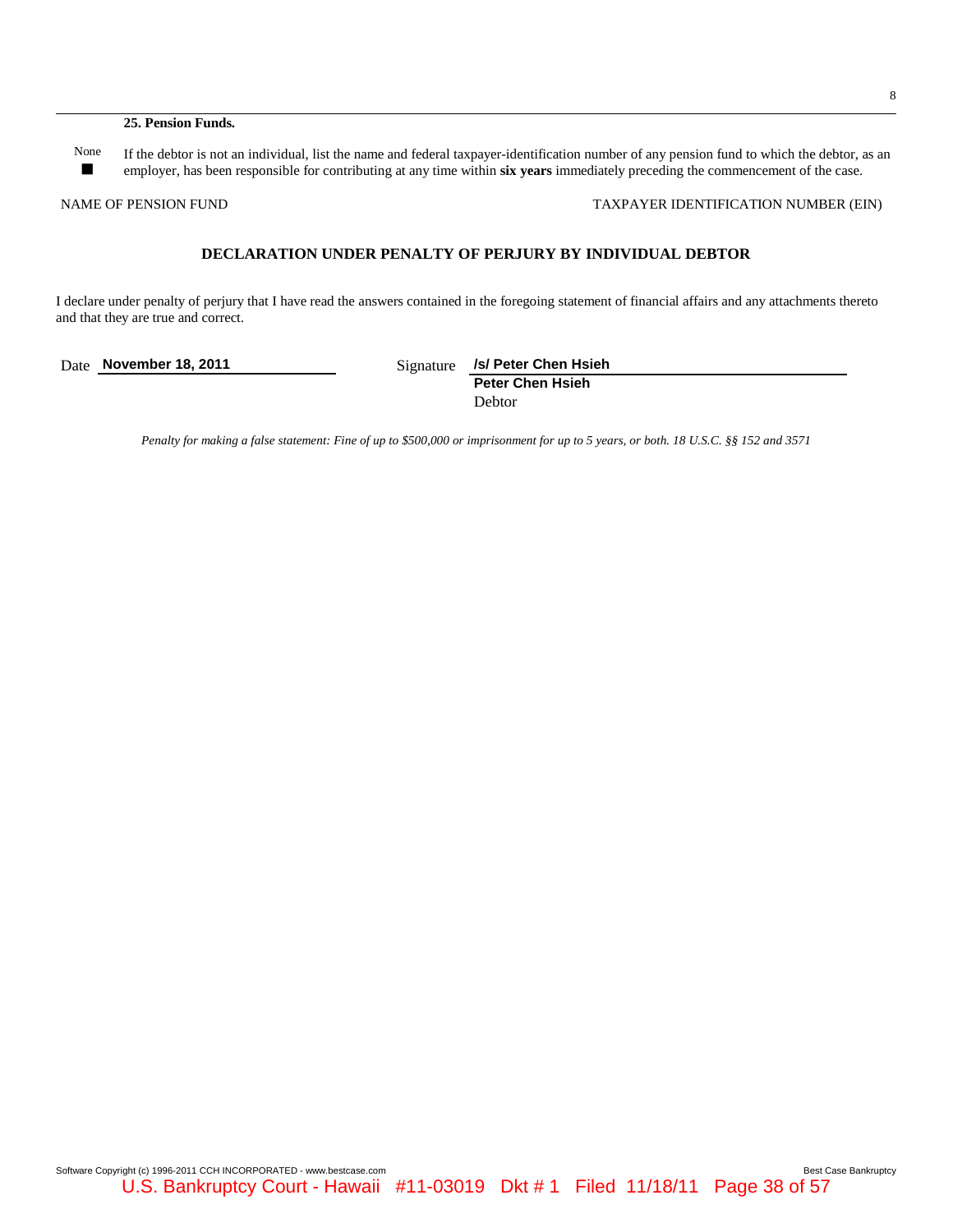**25. Pension Funds.**

None ■ If the debtor is not an individual, list the name and federal taxpayer-identification number of any pension fund to which the debtor, as an employer, has been responsible for contributing at any time within **six years** immediately preceding the commencement of the case.

NAME OF PENSION FUND | TAXPAYER IDENTIFICATION NUMBER (EIN)

## DECLARATION UNDER PENALTY OF PERJURY BY INDIVIDUAL DEBTOR

I declare under penalty of perjury that I have read the answers contained in the foregoing statement of financial affairs and any attachments thereto and that they are true and correct.

Date **November 18, 2011**

Signature **/s/ Peter Chen Hsieh**
**Peter Chen Hsieh**
Debtor

*Penalty for making a false statement: Fine of up to $500,000 or imprisonment for up to 5 years, or both. 18 U.S.C. §§ 152 and 3571*

Software Copyright (c) 1996-2011 CCH INCORPORATED - www.bestcase.com Best Case Bankruptcy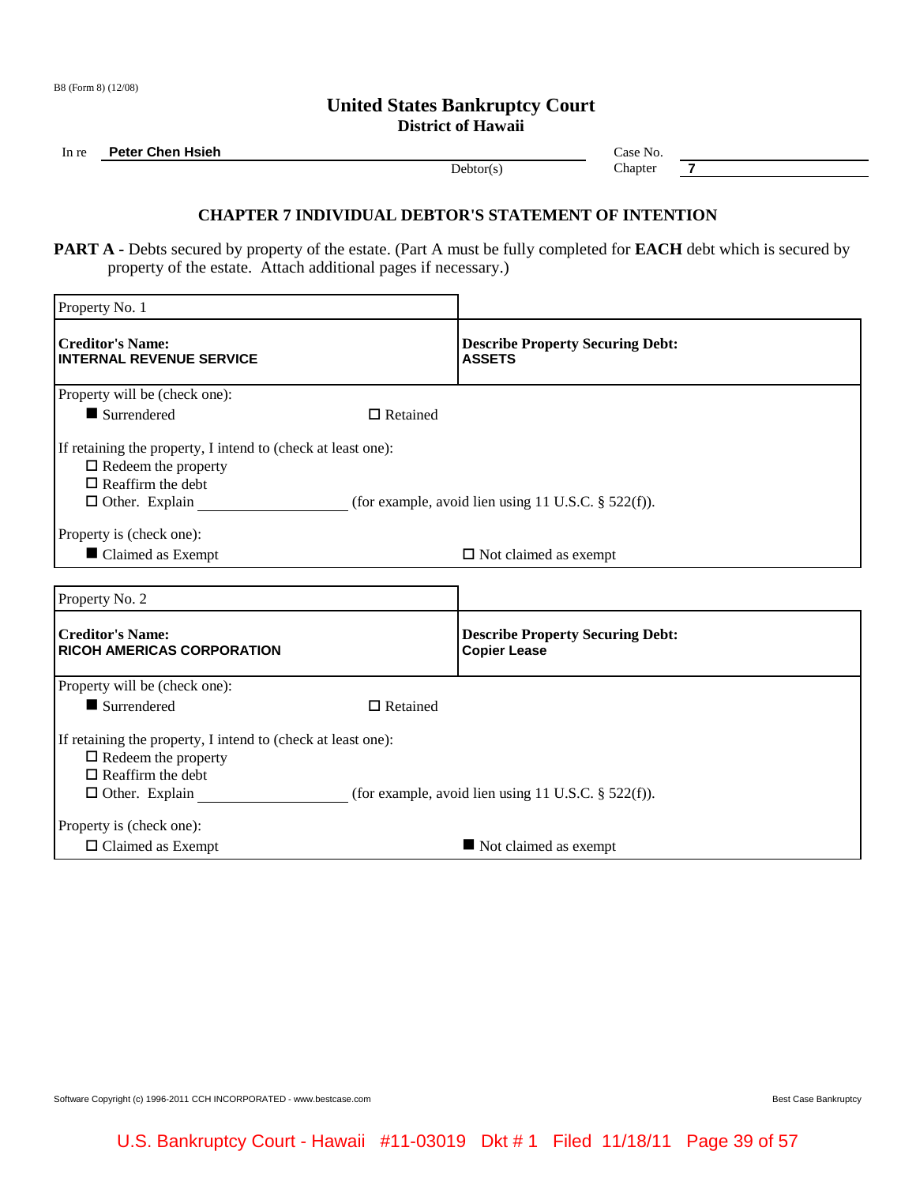B8 (Form 8) (12/08)

# United States Bankruptcy Court
## District of Hawaii

In re **Peter Chen Hsieh** Debtor(s)

Case No.
Chapter **7**

### CHAPTER 7 INDIVIDUAL DEBTOR'S STATEMENT OF INTENTION

**PART A -** Debts secured by property of the estate. (Part A must be fully completed for **EACH** debt which is secured by property of the estate. Attach additional pages if necessary.)

| Property No. 1 | |
|---|---|
| **Creditor's Name:** **INTERNAL REVENUE SERVICE** | **Describe Property Securing Debt:** **ASSETS** |

Property will be (check one):
- ■ Surrendered
- ☐ Retained

If retaining the property, I intend to (check at least one):
- ☐ Redeem the property
- ☐ Reaffirm the debt
- ☐ Other. Explain ______________ (for example, avoid lien using 11 U.S.C. § 522(f)).

Property is (check one):
- ■ Claimed as Exempt
- ☐ Not claimed as exempt

| Property No. 2 | |
|---|---|
| **Creditor's Name:** **RICOH AMERICAS CORPORATION** | **Describe Property Securing Debt:** **Copier Lease** |

Property will be (check one):
- ■ Surrendered
- ☐ Retained

If retaining the property, I intend to (check at least one):
- ☐ Redeem the property
- ☐ Reaffirm the debt
- ☐ Other. Explain ______________ (for example, avoid lien using 11 U.S.C. § 522(f)).

Property is (check one):
- ☐ Claimed as Exempt
- ■ Not claimed as exempt

Software Copyright (c) 1996-2011 CCH INCORPORATED - www.bestcase.com Best Case Bankruptcy

U.S. Bankruptcy Court - Hawaii #11-03019 Dkt # 1 Filed 11/18/11 Page 39 of 57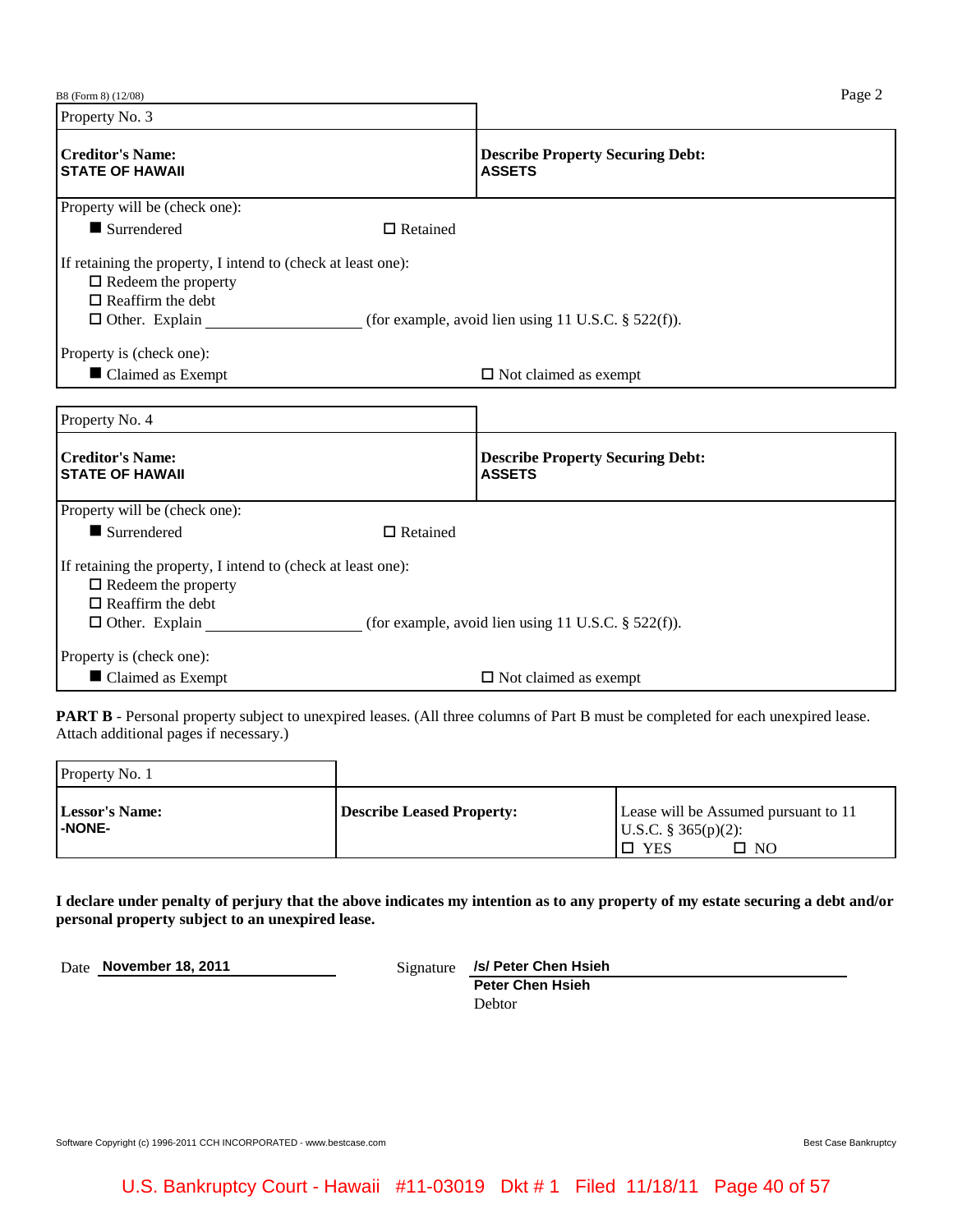B8 (Form 8) (12/08)

| Property No. 3 | |
|---|---|
| **Creditor's Name:**<br>**STATE OF HAWAII** | **Describe Property Securing Debt:**<br>**ASSETS** |

Property will be (check one):

■ Surrendered ☐ Retained

If retaining the property, I intend to (check at least one):

☐ Redeem the property
☐ Reaffirm the debt
☐ Other. Explain ________________ (for example, avoid lien using 11 U.S.C. § 522(f)).

Property is (check one):

■ Claimed as Exempt ☐ Not claimed as exempt

| Property No. 4 | |
|---|---|
| **Creditor's Name:**<br>**STATE OF HAWAII** | **Describe Property Securing Debt:**<br>**ASSETS** |

Property will be (check one):

■ Surrendered ☐ Retained

If retaining the property, I intend to (check at least one):

☐ Redeem the property
☐ Reaffirm the debt
☐ Other. Explain ________________ (for example, avoid lien using 11 U.S.C. § 522(f)).

Property is (check one):

■ Claimed as Exempt ☐ Not claimed as exempt

**PART B** - Personal property subject to unexpired leases. (All three columns of Part B must be completed for each unexpired lease. Attach additional pages if necessary.)

| Property No. 1 | | |
|---|---|---|
| **Lessor's Name:**<br>**-NONE-** | **Describe Leased Property:** | Lease will be Assumed pursuant to 11 U.S.C. § 365(p)(2):<br>☐ YES ☐ NO |

**I declare under penalty of perjury that the above indicates my intention as to any property of my estate securing a debt and/or personal property subject to an unexpired lease.**

Date **November 18, 2011**

Signature **/s/ Peter Chen Hsieh**
**Peter Chen Hsieh**
Debtor

Software Copyright (c) 1996-2011 CCH INCORPORATED - www.bestcase.com Best Case Bankruptcy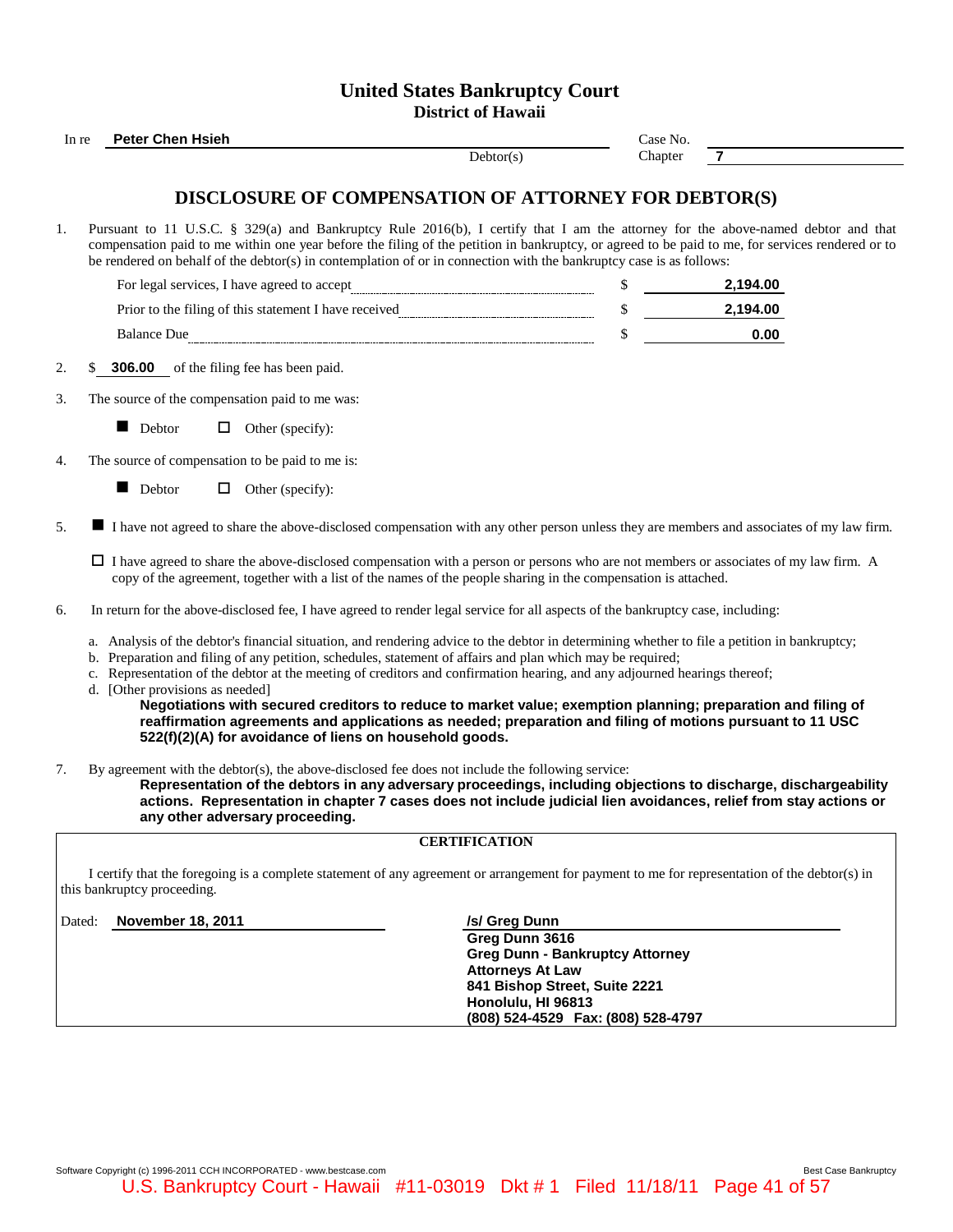# United States Bankruptcy Court
## District of Hawaii

In re **Peter Chen Hsieh**, Debtor(s)

Case No.

Chapter **7**

## DISCLOSURE OF COMPENSATION OF ATTORNEY FOR DEBTOR(S)

1. Pursuant to 11 U.S.C. § 329(a) and Bankruptcy Rule 2016(b), I certify that I am the attorney for the above-named debtor and that compensation paid to me within one year before the filing of the petition in bankruptcy, or agreed to be paid to me, for services rendered or to be rendered on behalf of the debtor(s) in contemplation of or in connection with the bankruptcy case is as follows:

| | | |
|---|---|---|
| For legal services, I have agreed to accept | $ | **2,194.00** |
| Prior to the filing of this statement I have received | $ | **2,194.00** |
| Balance Due | $ | **0.00** |

2. $ **306.00** of the filing fee has been paid.

3. The source of the compensation paid to me was:

   ■ Debtor ☐ Other (specify):

4. The source of compensation to be paid to me is:

   ■ Debtor ☐ Other (specify):

5. ■ I have not agreed to share the above-disclosed compensation with any other person unless they are members and associates of my law firm.

   ☐ I have agreed to share the above-disclosed compensation with a person or persons who are not members or associates of my law firm. A copy of the agreement, together with a list of the names of the people sharing in the compensation is attached.

6. In return for the above-disclosed fee, I have agreed to render legal service for all aspects of the bankruptcy case, including:

   a. Analysis of the debtor's financial situation, and rendering advice to the debtor in determining whether to file a petition in bankruptcy;
   b. Preparation and filing of any petition, schedules, statement of affairs and plan which may be required;
   c. Representation of the debtor at the meeting of creditors and confirmation hearing, and any adjourned hearings thereof;
   d. [Other provisions as needed]
      **Negotiations with secured creditors to reduce to market value; exemption planning; preparation and filing of reaffirmation agreements and applications as needed; preparation and filing of motions pursuant to 11 USC 522(f)(2)(A) for avoidance of liens on household goods.**

7. By agreement with the debtor(s), the above-disclosed fee does not include the following service:
   **Representation of the debtors in any adversary proceedings, including objections to discharge, dischargeability actions. Representation in chapter 7 cases does not include judicial lien avoidances, relief from stay actions or any other adversary proceeding.**

### CERTIFICATION

I certify that the foregoing is a complete statement of any agreement or arrangement for payment to me for representation of the debtor(s) in this bankruptcy proceeding.

Dated: **November 18, 2011**

**/s/ Greg Dunn**
**Greg Dunn 3616**
**Greg Dunn - Bankruptcy Attorney**
**Attorneys At Law**
**841 Bishop Street, Suite 2221**
**Honolulu, HI 96813**
**(808) 524-4529 Fax: (808) 528-4797**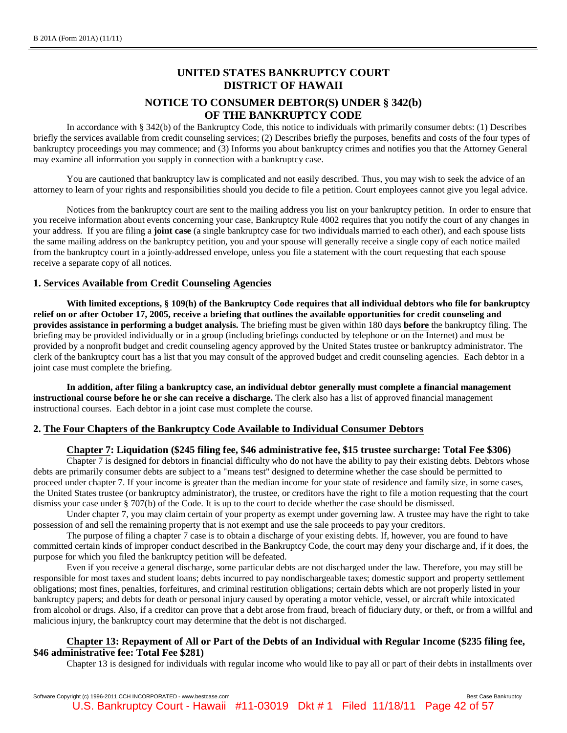B 201A (Form 201A) (11/11)

# UNITED STATES BANKRUPTCY COURT
# DISTRICT OF HAWAII

## NOTICE TO CONSUMER DEBTOR(S) UNDER § 342(b) OF THE BANKRUPTCY CODE

In accordance with § 342(b) of the Bankruptcy Code, this notice to individuals with primarily consumer debts: (1) Describes briefly the services available from credit counseling services; (2) Describes briefly the purposes, benefits and costs of the four types of bankruptcy proceedings you may commence; and (3) Informs you about bankruptcy crimes and notifies you that the Attorney General may examine all information you supply in connection with a bankruptcy case.

You are cautioned that bankruptcy law is complicated and not easily described. Thus, you may wish to seek the advice of an attorney to learn of your rights and responsibilities should you decide to file a petition. Court employees cannot give you legal advice.

Notices from the bankruptcy court are sent to the mailing address you list on your bankruptcy petition. In order to ensure that you receive information about events concerning your case, Bankruptcy Rule 4002 requires that you notify the court of any changes in your address. If you are filing a **joint case** (a single bankruptcy case for two individuals married to each other), and each spouse lists the same mailing address on the bankruptcy petition, you and your spouse will generally receive a single copy of each notice mailed from the bankruptcy court in a jointly-addressed envelope, unless you file a statement with the court requesting that each spouse receive a separate copy of all notices.

### 1. Services Available from Credit Counseling Agencies

**With limited exceptions, § 109(h) of the Bankruptcy Code requires that all individual debtors who file for bankruptcy relief on or after October 17, 2005, receive a briefing that outlines the available opportunities for credit counseling and provides assistance in performing a budget analysis.** The briefing must be given within 180 days **before** the bankruptcy filing. The briefing may be provided individually or in a group (including briefings conducted by telephone or on the Internet) and must be provided by a nonprofit budget and credit counseling agency approved by the United States trustee or bankruptcy administrator. The clerk of the bankruptcy court has a list that you may consult of the approved budget and credit counseling agencies. Each debtor in a joint case must complete the briefing.

**In addition, after filing a bankruptcy case, an individual debtor generally must complete a financial management instructional course before he or she can receive a discharge.** The clerk also has a list of approved financial management instructional courses. Each debtor in a joint case must complete the course.

### 2. The Four Chapters of the Bankruptcy Code Available to Individual Consumer Debtors

#### Chapter 7: Liquidation ($245 filing fee, $46 administrative fee, $15 trustee surcharge: Total Fee $306)

Chapter 7 is designed for debtors in financial difficulty who do not have the ability to pay their existing debts. Debtors whose debts are primarily consumer debts are subject to a "means test" designed to determine whether the case should be permitted to proceed under chapter 7. If your income is greater than the median income for your state of residence and family size, in some cases, the United States trustee (or bankruptcy administrator), the trustee, or creditors have the right to file a motion requesting that the court dismiss your case under § 707(b) of the Code. It is up to the court to decide whether the case should be dismissed.

Under chapter 7, you may claim certain of your property as exempt under governing law. A trustee may have the right to take possession of and sell the remaining property that is not exempt and use the sale proceeds to pay your creditors.

The purpose of filing a chapter 7 case is to obtain a discharge of your existing debts. If, however, you are found to have committed certain kinds of improper conduct described in the Bankruptcy Code, the court may deny your discharge and, if it does, the purpose for which you filed the bankruptcy petition will be defeated.

Even if you receive a general discharge, some particular debts are not discharged under the law. Therefore, you may still be responsible for most taxes and student loans; debts incurred to pay nondischargeable taxes; domestic support and property settlement obligations; most fines, penalties, forfeitures, and criminal restitution obligations; certain debts which are not properly listed in your bankruptcy papers; and debts for death or personal injury caused by operating a motor vehicle, vessel, or aircraft while intoxicated from alcohol or drugs. Also, if a creditor can prove that a debt arose from fraud, breach of fiduciary duty, or theft, or from a willful and malicious injury, the bankruptcy court may determine that the debt is not discharged.

#### Chapter 13: Repayment of All or Part of the Debts of an Individual with Regular Income ($235 filing fee, $46 administrative fee: Total Fee $281)

Chapter 13 is designed for individuals with regular income who would like to pay all or part of their debts in installments over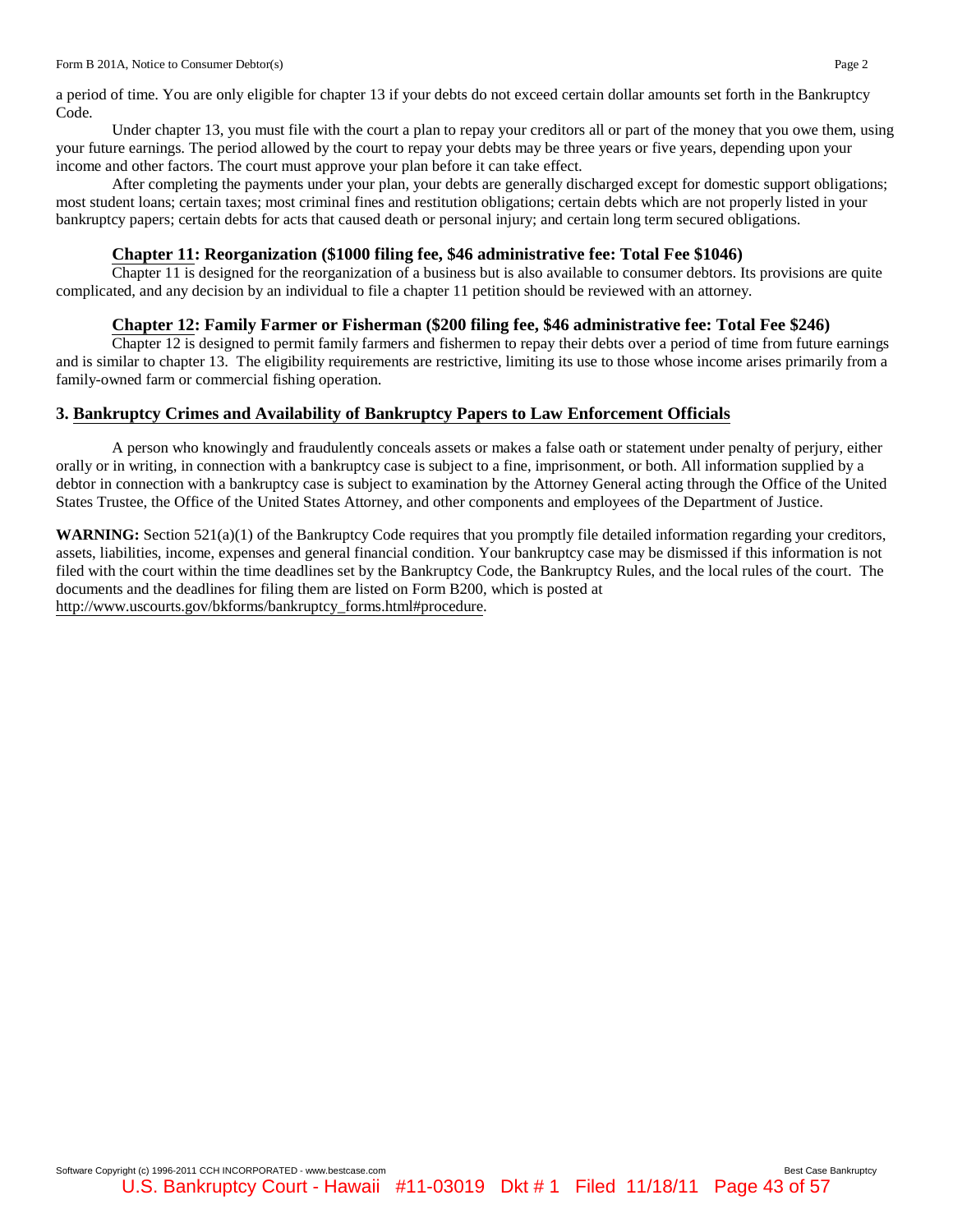a period of time. You are only eligible for chapter 13 if your debts do not exceed certain dollar amounts set forth in the Bankruptcy Code.

Under chapter 13, you must file with the court a plan to repay your creditors all or part of the money that you owe them, using your future earnings. The period allowed by the court to repay your debts may be three years or five years, depending upon your income and other factors. The court must approve your plan before it can take effect.

After completing the payments under your plan, your debts are generally discharged except for domestic support obligations; most student loans; certain taxes; most criminal fines and restitution obligations; certain debts which are not properly listed in your bankruptcy papers; certain debts for acts that caused death or personal injury; and certain long term secured obligations.

**Chapter 11: Reorganization ($1000 filing fee, $46 administrative fee: Total Fee $1046)**

Chapter 11 is designed for the reorganization of a business but is also available to consumer debtors. Its provisions are quite complicated, and any decision by an individual to file a chapter 11 petition should be reviewed with an attorney.

**Chapter 12: Family Farmer or Fisherman ($200 filing fee, $46 administrative fee: Total Fee $246)**

Chapter 12 is designed to permit family farmers and fishermen to repay their debts over a period of time from future earnings and is similar to chapter 13. The eligibility requirements are restrictive, limiting its use to those whose income arises primarily from a family-owned farm or commercial fishing operation.

## 3. Bankruptcy Crimes and Availability of Bankruptcy Papers to Law Enforcement Officials

A person who knowingly and fraudulently conceals assets or makes a false oath or statement under penalty of perjury, either orally or in writing, in connection with a bankruptcy case is subject to a fine, imprisonment, or both. All information supplied by a debtor in connection with a bankruptcy case is subject to examination by the Attorney General acting through the Office of the United States Trustee, the Office of the United States Attorney, and other components and employees of the Department of Justice.

**WARNING:** Section 521(a)(1) of the Bankruptcy Code requires that you promptly file detailed information regarding your creditors, assets, liabilities, income, expenses and general financial condition. Your bankruptcy case may be dismissed if this information is not filed with the court within the time deadlines set by the Bankruptcy Code, the Bankruptcy Rules, and the local rules of the court. The documents and the deadlines for filing them are listed on Form B200, which is posted at http://www.uscourts.gov/bkforms/bankruptcy_forms.html#procedure.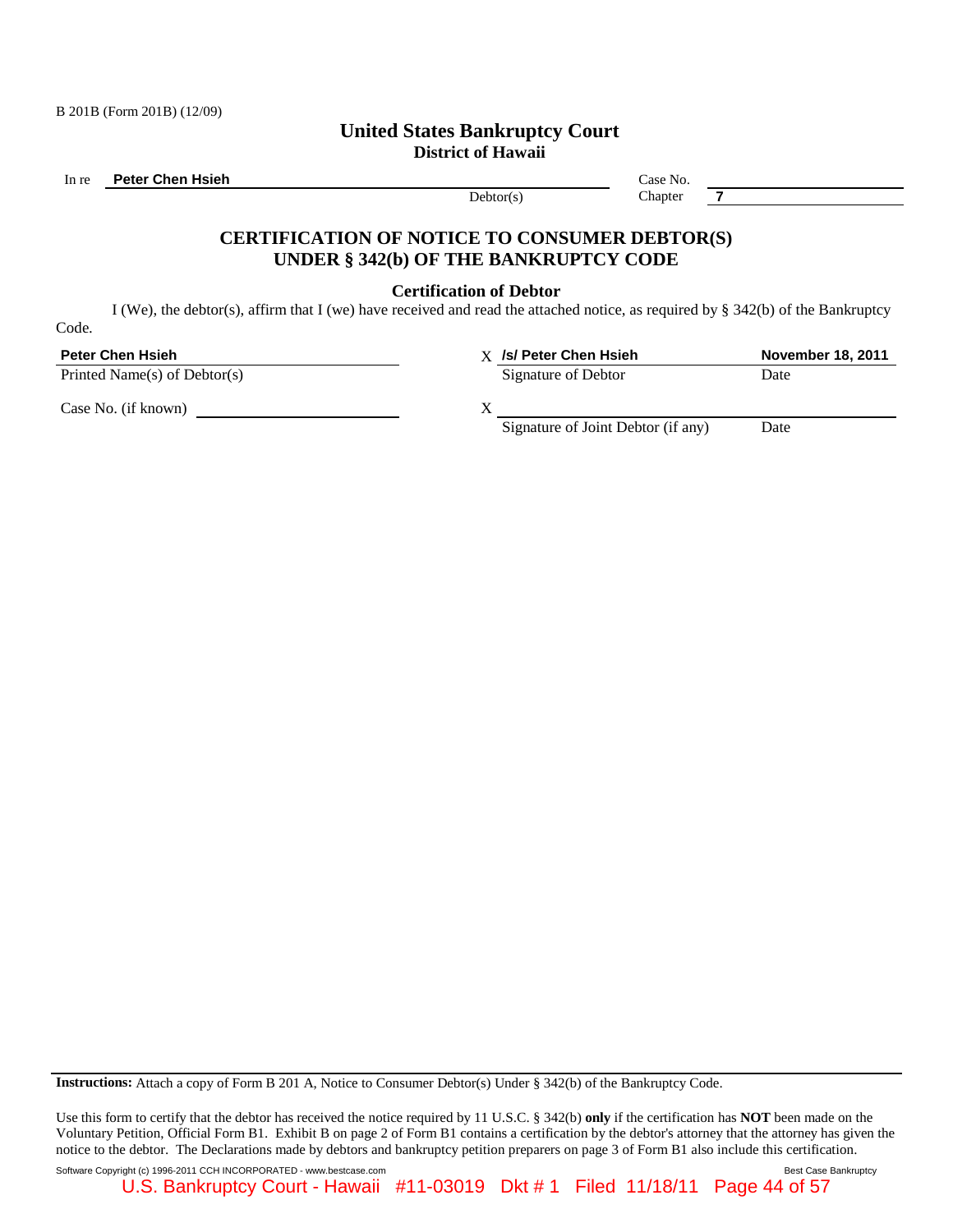B 201B (Form 201B) (12/09)

# United States Bankruptcy Court
## District of Hawaii

In re **Peter Chen Hsieh** Debtor(s)

Case No.
Chapter **7**

## CERTIFICATION OF NOTICE TO CONSUMER DEBTOR(S) UNDER § 342(b) OF THE BANKRUPTCY CODE

### Certification of Debtor

I (We), the debtor(s), affirm that I (we) have received and read the attached notice, as required by § 342(b) of the Bankruptcy Code.

| | | |
|---|---|---|
| **Peter Chen Hsieh** | X **/s/ Peter Chen Hsieh** | **November 18, 2011** |
| Printed Name(s) of Debtor(s) | Signature of Debtor | Date |
| Case No. (if known) | X | |
| | Signature of Joint Debtor (if any) | Date |

**Instructions:** Attach a copy of Form B 201 A, Notice to Consumer Debtor(s) Under § 342(b) of the Bankruptcy Code.

Use this form to certify that the debtor has received the notice required by 11 U.S.C. § 342(b) **only** if the certification has **NOT** been made on the Voluntary Petition, Official Form B1. Exhibit B on page 2 of Form B1 contains a certification by the debtor's attorney that the attorney has given the notice to the debtor. The Declarations made by debtors and bankruptcy petition preparers on page 3 of Form B1 also include this certification.

Software Copyright (c) 1996-2011 CCH INCORPORATED - www.bestcase.com Best Case Bankruptcy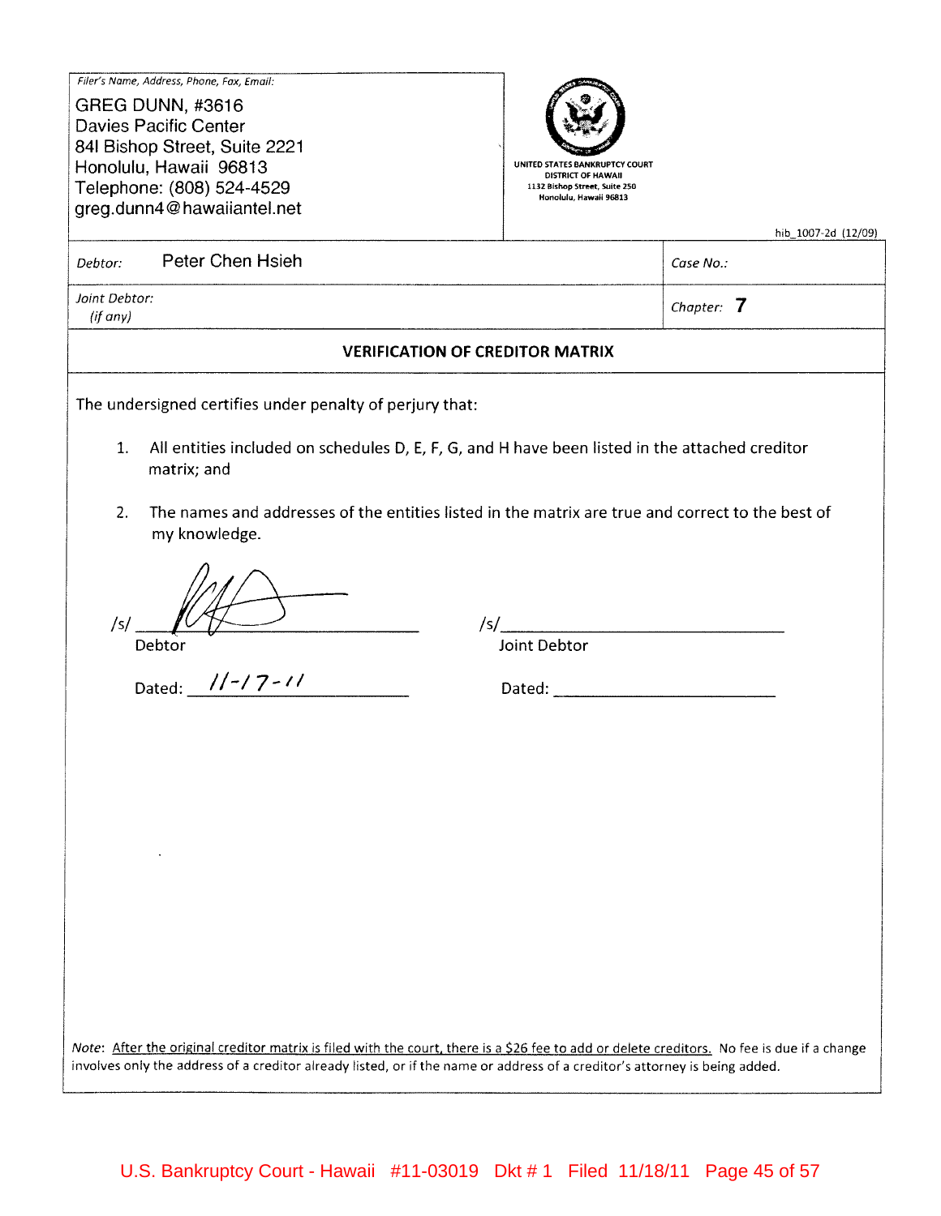*Filer's Name, Address, Phone, Fax, Email:*

GREG DUNN, #3616
Davies Pacific Center
841 Bishop Street, Suite 2221
Honolulu, Hawaii 96813
Telephone: (808) 524-4529
greg.dunn4@hawaiiantel.net

UNITED STATES BANKRUPTCY COURT
DISTRICT OF HAWAII
1132 Bishop Street, Suite 250
Honolulu, Hawaii 96813

hib_1007-2d (12/09)

| *Debtor:* Peter Chen Hsieh | *Case No.:* |
|---|---|
| *Joint Debtor: (if any)* | *Chapter:* **7** |

**VERIFICATION OF CREDITOR MATRIX**

The undersigned certifies under penalty of perjury that:

1. All entities included on schedules D, E, F, G, and H have been listed in the attached creditor matrix; and

2. The names and addresses of the entities listed in the matrix are true and correct to the best of my knowledge.

/s/ ____________________
Debtor

Dated: 11-17-11

/s/ ____________________
Joint Debtor

Dated: ____________________

*Note*: After the original creditor matrix is filed with the court, there is a $26 fee to add or delete creditors. No fee is due if a change involves only the address of a creditor already listed, or if the name or address of a creditor's attorney is being added.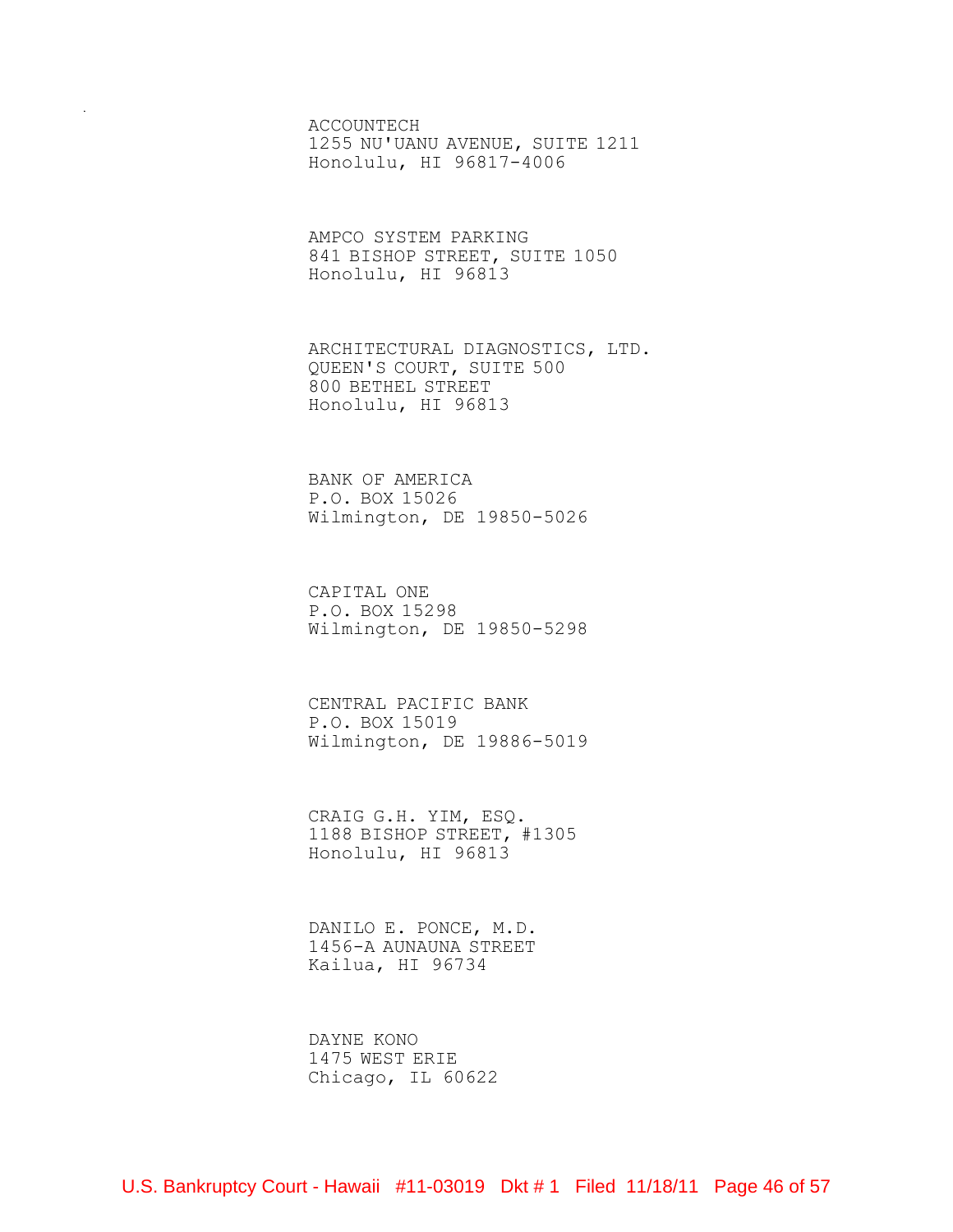ACCOUNTECH
1255 NU'UANU AVENUE, SUITE 1211
Honolulu, HI 96817-4006

AMPCO SYSTEM PARKING
841 BISHOP STREET, SUITE 1050
Honolulu, HI 96813

ARCHITECTURAL DIAGNOSTICS, LTD.
QUEEN'S COURT, SUITE 500
800 BETHEL STREET
Honolulu, HI 96813

BANK OF AMERICA
P.O. BOX 15026
Wilmington, DE 19850-5026

CAPITAL ONE
P.O. BOX 15298
Wilmington, DE 19850-5298

CENTRAL PACIFIC BANK
P.O. BOX 15019
Wilmington, DE 19886-5019

CRAIG G.H. YIM, ESQ.
1188 BISHOP STREET, #1305
Honolulu, HI 96813

DANILO E. PONCE, M.D.
1456-A AUNAUNA STREET
Kailua, HI 96734

DAYNE KONO
1475 WEST ERIE
Chicago, IL 60622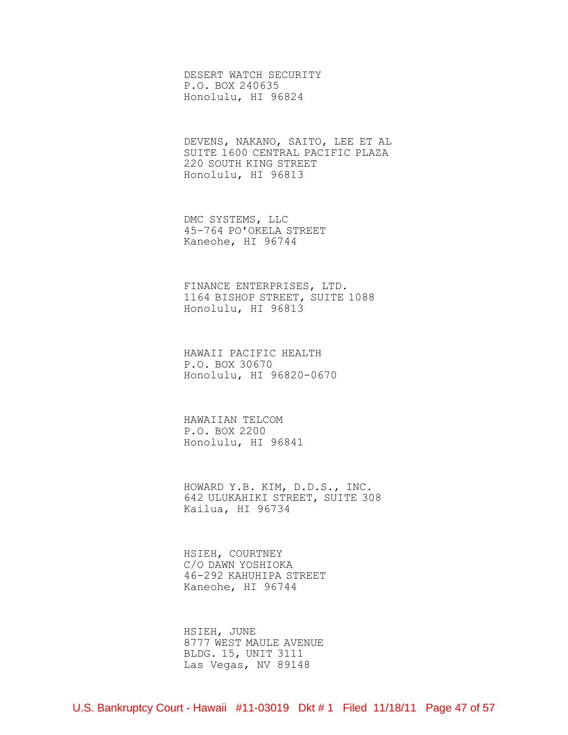DESERT WATCH SECURITY
P.O. BOX 240635
Honolulu, HI 96824

DEVENS, NAKANO, SAITO, LEE ET AL
SUITE 1600 CENTRAL PACIFIC PLAZA
220 SOUTH KING STREET
Honolulu, HI 96813

DMC SYSTEMS, LLC
45-764 PO'OKELA STREET
Kaneohe, HI 96744

FINANCE ENTERPRISES, LTD.
1164 BISHOP STREET, SUITE 1088
Honolulu, HI 96813

HAWAII PACIFIC HEALTH
P.O. BOX 30670
Honolulu, HI 96820-0670

HAWAIIAN TELCOM
P.O. BOX 2200
Honolulu, HI 96841

HOWARD Y.B. KIM, D.D.S., INC.
642 ULUKAHIKI STREET, SUITE 308
Kailua, HI 96734

HSIEH, COURTNEY
C/O DAWN YOSHIOKA
46-292 KAHUHIPA STREET
Kaneohe, HI 96744

HSIEH, JUNE
8777 WEST MAULE AVENUE
BLDG. 15, UNIT 3111
Las Vegas, NV 89148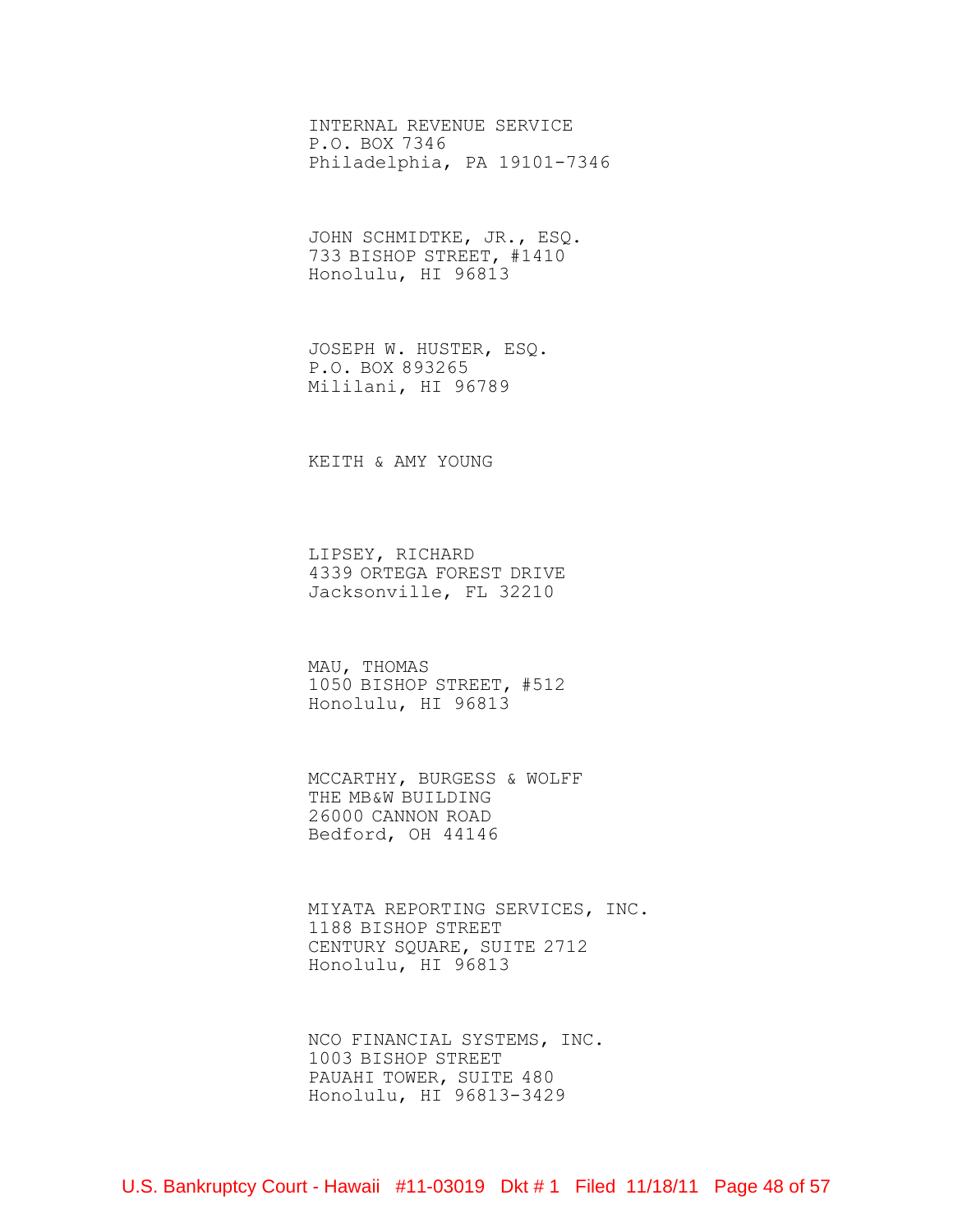INTERNAL REVENUE SERVICE
P.O. BOX 7346
Philadelphia, PA 19101-7346

JOHN SCHMIDTKE, JR., ESQ.
733 BISHOP STREET, #1410
Honolulu, HI 96813

JOSEPH W. HUSTER, ESQ.
P.O. BOX 893265
Mililani, HI 96789

KEITH & AMY YOUNG

LIPSEY, RICHARD
4339 ORTEGA FOREST DRIVE
Jacksonville, FL 32210

MAU, THOMAS
1050 BISHOP STREET, #512
Honolulu, HI 96813

MCCARTHY, BURGESS & WOLFF
THE MB&W BUILDING
26000 CANNON ROAD
Bedford, OH 44146

MIYATA REPORTING SERVICES, INC.
1188 BISHOP STREET
CENTURY SQUARE, SUITE 2712
Honolulu, HI 96813

NCO FINANCIAL SYSTEMS, INC.
1003 BISHOP STREET
PAUAHI TOWER, SUITE 480
Honolulu, HI 96813-3429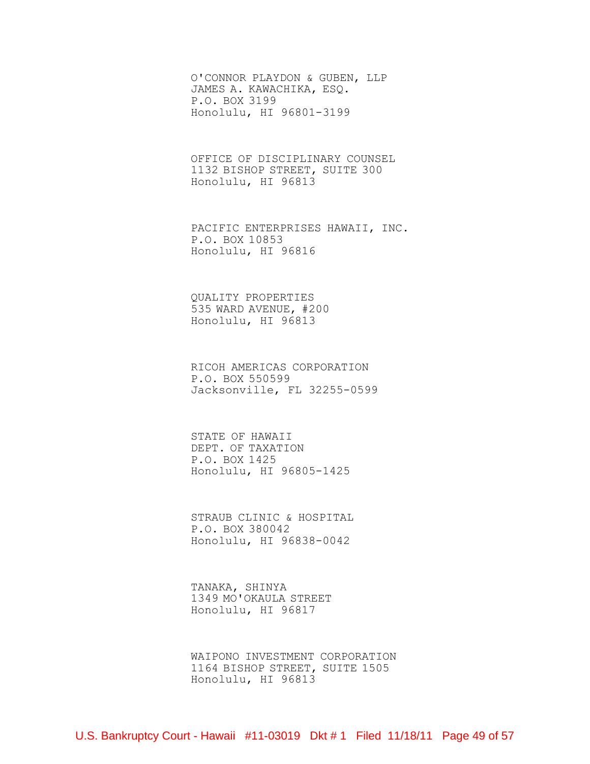O'CONNOR PLAYDON & GUBEN, LLP
JAMES A. KAWACHIKA, ESQ.
P.O. BOX 3199
Honolulu, HI 96801-3199

OFFICE OF DISCIPLINARY COUNSEL
1132 BISHOP STREET, SUITE 300
Honolulu, HI 96813

PACIFIC ENTERPRISES HAWAII, INC.
P.O. BOX 10853
Honolulu, HI 96816

QUALITY PROPERTIES
535 WARD AVENUE, #200
Honolulu, HI 96813

RICOH AMERICAS CORPORATION
P.O. BOX 550599
Jacksonville, FL 32255-0599

STATE OF HAWAII
DEPT. OF TAXATION
P.O. BOX 1425
Honolulu, HI 96805-1425

STRAUB CLINIC & HOSPITAL
P.O. BOX 380042
Honolulu, HI 96838-0042

TANAKA, SHINYA
1349 MO'OKAULA STREET
Honolulu, HI 96817

WAIPONO INVESTMENT CORPORATION
1164 BISHOP STREET, SUITE 1505
Honolulu, HI 96813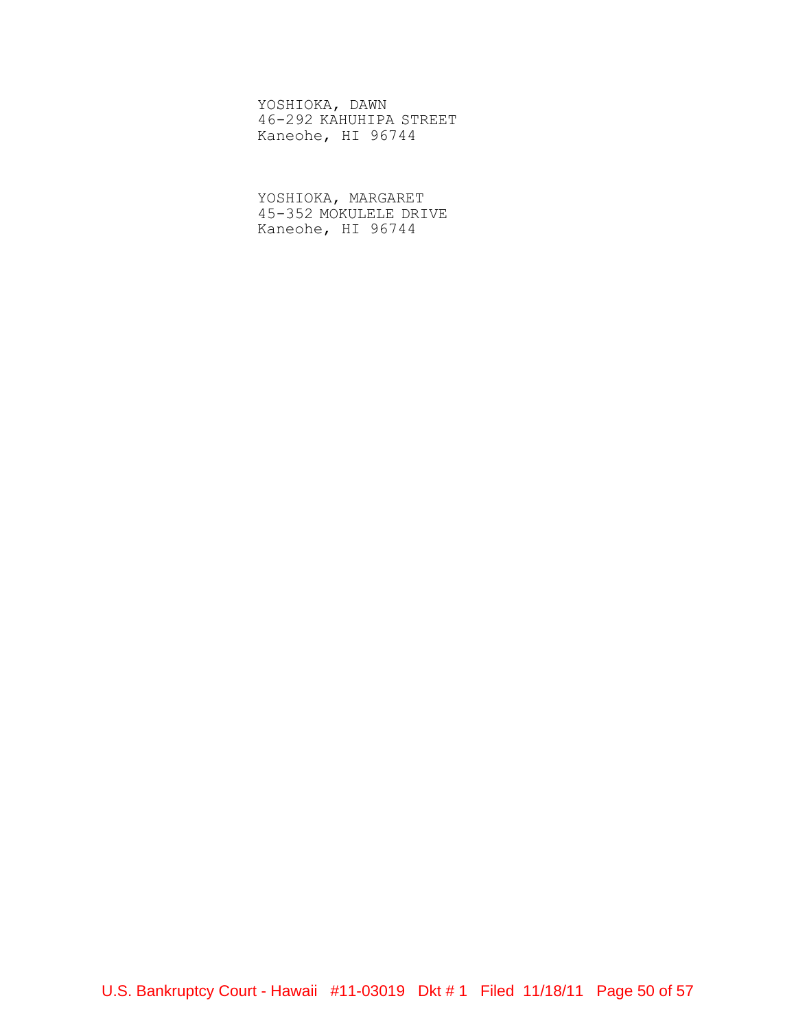YOSHIOKA, DAWN
46-292 KAHUHIPA STREET
Kaneohe, HI 96744

YOSHIOKA, MARGARET
45-352 MOKULELE DRIVE
Kaneohe, HI 96744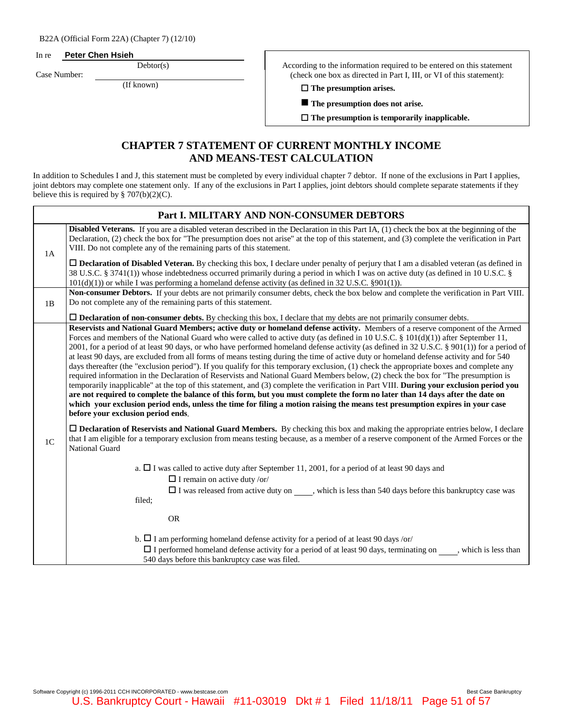B22A (Official Form 22A) (Chapter 7) (12/10)

In re **Peter Chen Hsieh**
Debtor(s)

Case Number:
(If known)

According to the information required to be entered on this statement (check one box as directed in Part I, III, or VI of this statement):

☐ **The presumption arises.**

■ **The presumption does not arise.**

☐ **The presumption is temporarily inapplicable.**

## CHAPTER 7 STATEMENT OF CURRENT MONTHLY INCOME AND MEANS-TEST CALCULATION

In addition to Schedules I and J, this statement must be completed by every individual chapter 7 debtor. If none of the exclusions in Part I applies, joint debtors may complete one statement only. If any of the exclusions in Part I applies, joint debtors should complete separate statements if they believe this is required by § 707(b)(2)(C).

| | **Part I. MILITARY AND NON-CONSUMER DEBTORS** |
|---|---|
| 1A | **Disabled Veterans.** If you are a disabled veteran described in the Declaration in this Part IA, (1) check the box at the beginning of the Declaration, (2) check the box for "The presumption does not arise" at the top of this statement, and (3) complete the verification in Part VIII. Do not complete any of the remaining parts of this statement.<br><br>☐ **Declaration of Disabled Veteran.** By checking this box, I declare under penalty of perjury that I am a disabled veteran (as defined in 38 U.S.C. § 3741(1)) whose indebtedness occurred primarily during a period in which I was on active duty (as defined in 10 U.S.C. § 101(d)(1)) or while I was performing a homeland defense activity (as defined in 32 U.S.C. §901(1)). |
| 1B | **Non-consumer Debtors.** If your debts are not primarily consumer debts, check the box below and complete the verification in Part VIII. Do not complete any of the remaining parts of this statement.<br><br>☐ **Declaration of non-consumer debts.** By checking this box, I declare that my debts are not primarily consumer debts. |
| 1C | **Reservists and National Guard Members; active duty or homeland defense activity.** Members of a reserve component of the Armed Forces and members of the National Guard who were called to active duty (as defined in 10 U.S.C. § 101(d)(1)) after September 11, 2001, for a period of at least 90 days, or who have performed homeland defense activity (as defined in 32 U.S.C. § 901(1)) for a period of at least 90 days, are excluded from all forms of means testing during the time of active duty or homeland defense activity and for 540 days thereafter (the "exclusion period"). If you qualify for this temporary exclusion, (1) check the appropriate boxes and complete any required information in the Declaration of Reservists and National Guard Members below, (2) check the box for "The presumption is temporarily inapplicable" at the top of this statement, and (3) complete the verification in Part VIII. **During your exclusion period you are not required to complete the balance of this form, but you must complete the form no later than 14 days after the date on which your exclusion period ends, unless the time for filing a motion raising the means test presumption expires in your case before your exclusion period ends.**<br><br>☐ **Declaration of Reservists and National Guard Members.** By checking this box and making the appropriate entries below, I declare that I am eligible for a temporary exclusion from means testing because, as a member of a reserve component of the Armed Forces or the National Guard<br><br>a. ☐ I was called to active duty after September 11, 2001, for a period of at least 90 days and<br>☐ I remain on active duty /or/<br>☐ I was released from active duty on ____, which is less than 540 days before this bankruptcy case was filed;<br><br>OR<br><br>b. ☐ I am performing homeland defense activity for a period of at least 90 days /or/<br>☐ I performed homeland defense activity for a period of at least 90 days, terminating on ____, which is less than 540 days before this bankruptcy case was filed. |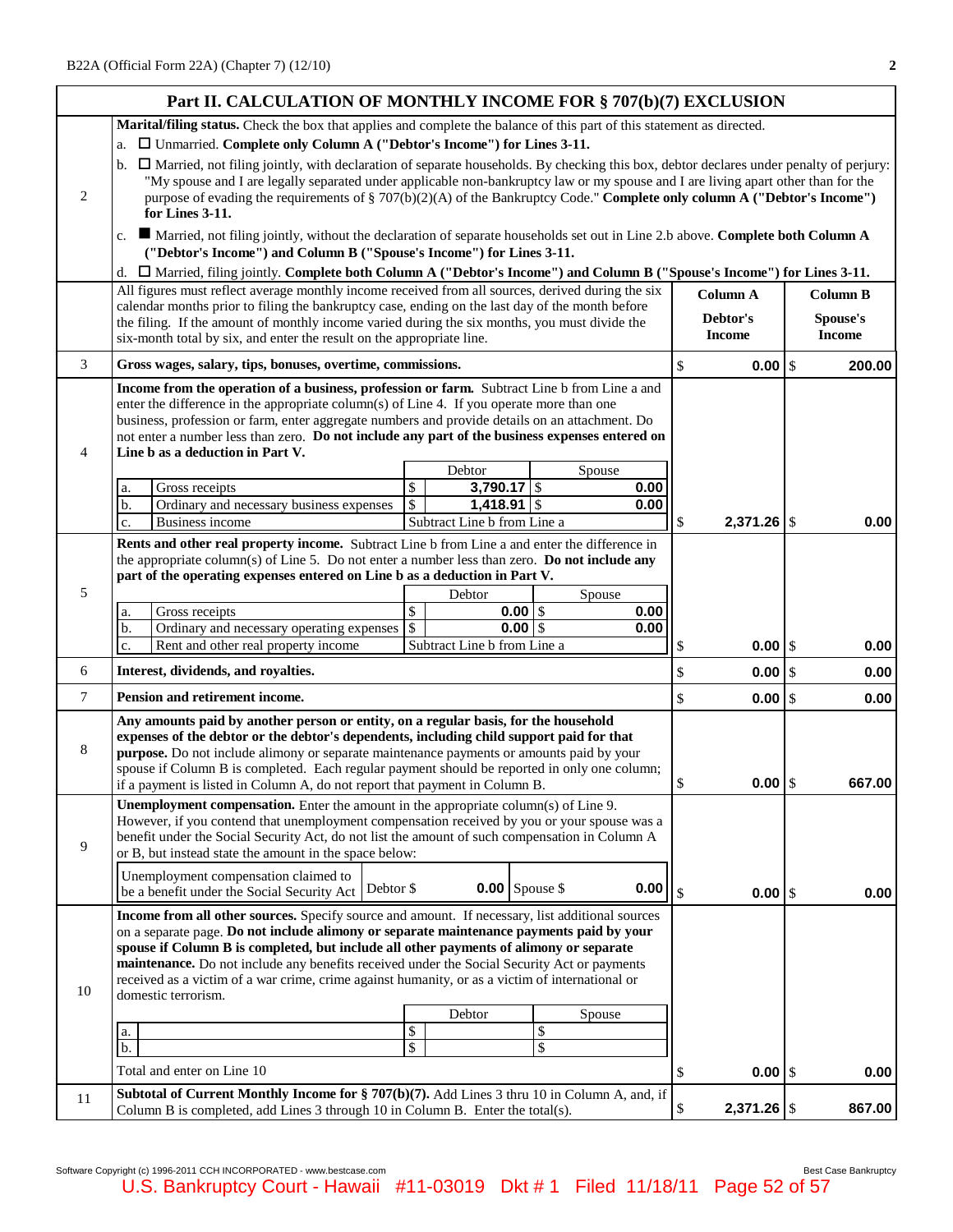## Part II. CALCULATION OF MONTHLY INCOME FOR § 707(b)(7) EXCLUSION

| Line | Description | Column A Debtor's Income | Column B Spouse's Income |
|---|---|---|---|
| 2 | **Marital/filing status.** Check the box that applies and complete the balance of this part of this statement as directed.<br>a. ☐ Unmarried. **Complete only Column A ("Debtor's Income") for Lines 3-11.**<br>b. ☐ Married, not filing jointly, with declaration of separate households. By checking this box, debtor declares under penalty of perjury: "My spouse and I are legally separated under applicable non-bankruptcy law or my spouse and I are living apart other than for the purpose of evading the requirements of § 707(b)(2)(A) of the Bankruptcy Code." **Complete only column A ("Debtor's Income") for Lines 3-11.**<br>c. ■ Married, not filing jointly, without the declaration of separate households set out in Line 2.b above. **Complete both Column A ("Debtor's Income") and Column B ("Spouse's Income") for Lines 3-11.**<br>d. ☐ Married, filing jointly. **Complete both Column A ("Debtor's Income") and Column B ("Spouse's Income") for Lines 3-11.** | | |
| | All figures must reflect average monthly income received from all sources, derived during the six calendar months prior to filing the bankruptcy case, ending on the last day of the month before the filing. If the amount of monthly income varied during the six months, you must divide the six-month total by six, and enter the result on the appropriate line. | **Column A** Debtor's Income | **Column B** Spouse's Income |
| 3 | **Gross wages, salary, tips, bonuses, overtime, commissions.** | $ 0.00 | $ 200.00 |
| 4 | **Income from the operation of a business, profession or farm.** Subtract Line b from Line a and enter the difference in the appropriate column(s) of Line 4. If you operate more than one business, profession or farm, enter aggregate numbers and provide details on an attachment. Do not enter a number less than zero. **Do not include any part of the business expenses entered on Line b as a deduction in Part V.**<br>a. Gross receipts — Debtor $ 3,790.17 — Spouse $ 0.00<br>b. Ordinary and necessary business expenses — Debtor $ 1,418.91 — Spouse $ 0.00<br>c. Business income — Subtract Line b from Line a | $ 2,371.26 | $ 0.00 |
| 5 | **Rents and other real property income.** Subtract Line b from Line a and enter the difference in the appropriate column(s) of Line 5. Do not enter a number less than zero. **Do not include any part of the operating expenses entered on Line b as a deduction in Part V.**<br>a. Gross receipts — Debtor $ 0.00 — Spouse $ 0.00<br>b. Ordinary and necessary operating expenses — Debtor $ 0.00 — Spouse $ 0.00<br>c. Rent and other real property income — Subtract Line b from Line a | $ 0.00 | $ 0.00 |
| 6 | **Interest, dividends, and royalties.** | $ 0.00 | $ 0.00 |
| 7 | **Pension and retirement income.** | $ 0.00 | $ 0.00 |
| 8 | **Any amounts paid by another person or entity, on a regular basis, for the household expenses of the debtor or the debtor's dependents, including child support paid for that purpose.** Do not include alimony or separate maintenance payments or amounts paid by your spouse if Column B is completed. Each regular payment should be reported in only one column; if a payment is listed in Column A, do not report that payment in Column B. | $ 0.00 | $ 667.00 |
| 9 | **Unemployment compensation.** Enter the amount in the appropriate column(s) of Line 9. However, if you contend that unemployment compensation received by you or your spouse was a benefit under the Social Security Act, do not list the amount of such compensation in Column A or B, but instead state the amount in the space below:<br>Unemployment compensation claimed to be a benefit under the Social Security Act — Debtor $ 0.00 — Spouse $ 0.00 | $ 0.00 | $ 0.00 |
| 10 | **Income from all other sources.** Specify source and amount. If necessary, list additional sources on a separate page. **Do not include alimony or separate maintenance payments paid by your spouse if Column B is completed, but include all other payments of alimony or separate maintenance.** Do not include any benefits received under the Social Security Act or payments received as a victim of a war crime, crime against humanity, or as a victim of international or domestic terrorism.<br>a. — Debtor $ — Spouse $<br>b. — Debtor $ — Spouse $<br>Total and enter on Line 10 | $ 0.00 | $ 0.00 |
| 11 | **Subtotal of Current Monthly Income for § 707(b)(7).** Add Lines 3 thru 10 in Column A, and, if Column B is completed, add Lines 3 through 10 in Column B. Enter the total(s). | $ 2,371.26 | $ 867.00 |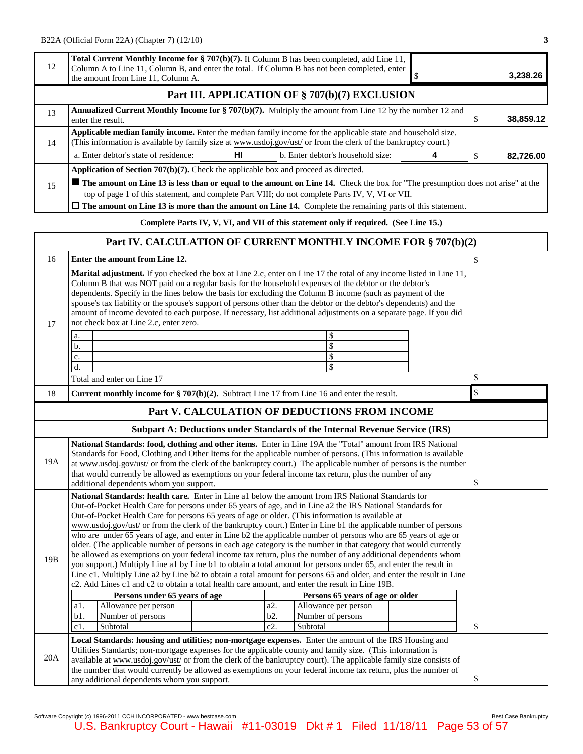| | | |
|---|---|---|
| 12 | **Total Current Monthly Income for § 707(b)(7).** If Column B has been completed, add Line 11, Column A to Line 11, Column B, and enter the total. If Column B has not been completed, enter the amount from Line 11, Column A. | $ 3,238.26 |

## Part III. APPLICATION OF § 707(b)(7) EXCLUSION

| | | |
|---|---|---|
| 13 | **Annualized Current Monthly Income for § 707(b)(7).** Multiply the amount from Line 12 by the number 12 and enter the result. | $ 38,859.12 |
| 14 | **Applicable median family income.** Enter the median family income for the applicable state and household size. (This information is available by family size at www.usdoj.gov/ust/ or from the clerk of the bankruptcy court.)<br>a. Enter debtor's state of residence: **HI** b. Enter debtor's household size: **4** | $ 82,726.00 |
| 15 | **Application of Section 707(b)(7).** Check the applicable box and proceed as directed.<br>■ **The amount on Line 13 is less than or equal to the amount on Line 14.** Check the box for "The presumption does not arise" at the top of page 1 of this statement, and complete Part VIII; do not complete Parts IV, V, VI or VII.<br>☐ **The amount on Line 13 is more than the amount on Line 14.** Complete the remaining parts of this statement. | |

**Complete Parts IV, V, VI, and VII of this statement only if required. (See Line 15.)**

## Part IV. CALCULATION OF CURRENT MONTHLY INCOME FOR § 707(b)(2)

| | | |
|---|---|---|
| 16 | **Enter the amount from Line 12.** | $ |
| 17 | **Marital adjustment.** If you checked the box at Line 2.c, enter on Line 17 the total of any income listed in Line 11, Column B that was NOT paid on a regular basis for the household expenses of the debtor or the debtor's dependents. Specify in the lines below the basis for excluding the Column B income (such as payment of the spouse's tax liability or the spouse's support of persons other than the debtor or the debtor's dependents) and the amount of income devoted to each purpose. If necessary, list additional adjustments on a separate page. If you did not check box at Line 2.c, enter zero.<br>a. ______ $<br>b. ______ $<br>c. ______ $<br>d. ______ $<br>Total and enter on Line 17 | $ |
| 18 | **Current monthly income for § 707(b)(2).** Subtract Line 17 from Line 16 and enter the result. | $ |

## Part V. CALCULATION OF DEDUCTIONS FROM INCOME

### Subpart A: Deductions under Standards of the Internal Revenue Service (IRS)

| | | |
|---|---|---|
| 19A | **National Standards: food, clothing and other items.** Enter in Line 19A the "Total" amount from IRS National Standards for Food, Clothing and Other Items for the applicable number of persons. (This information is available at www.usdoj.gov/ust/ or from the clerk of the bankruptcy court.) The applicable number of persons is the number that would currently be allowed as exemptions on your federal income tax return, plus the number of any additional dependents whom you support. | $ |
| 19B | **National Standards: health care.** Enter in Line a1 below the amount from IRS National Standards for Out-of-Pocket Health Care for persons under 65 years of age, and in Line a2 the IRS National Standards for Out-of-Pocket Health Care for persons 65 years of age or older. (This information is available at www.usdoj.gov/ust/ or from the clerk of the bankruptcy court.) Enter in Line b1 the applicable number of persons who are under 65 years of age, and enter in Line b2 the applicable number of persons who are 65 years of age or older. (The applicable number of persons in each age category is the number in that category that would currently be allowed as exemptions on your federal income tax return, plus the number of any additional dependents whom you support.) Multiply Line a1 by Line b1 to obtain a total amount for persons under 65, and enter the result in Line c1. Multiply Line a2 by Line b2 to obtain a total amount for persons 65 and older, and enter the result in Line c2. Add Lines c1 and c2 to obtain a total health care amount, and enter the result in Line 19B. | $ |

| Persons under 65 years of age | | | Persons 65 years of age or older | | |
|---|---|---|---|---|---|
| a1. | Allowance per person | | a2. | Allowance per person | |
| b1. | Number of persons | | b2. | Number of persons | |
| c1. | Subtotal | | c2. | Subtotal | |

| | | |
|---|---|---|
| 20A | **Local Standards: housing and utilities; non-mortgage expenses.** Enter the amount of the IRS Housing and Utilities Standards; non-mortgage expenses for the applicable county and family size. (This information is available at www.usdoj.gov/ust/ or from the clerk of the bankruptcy court). The applicable family size consists of the number that would currently be allowed as exemptions on your federal income tax return, plus the number of any additional dependents whom you support. | $ |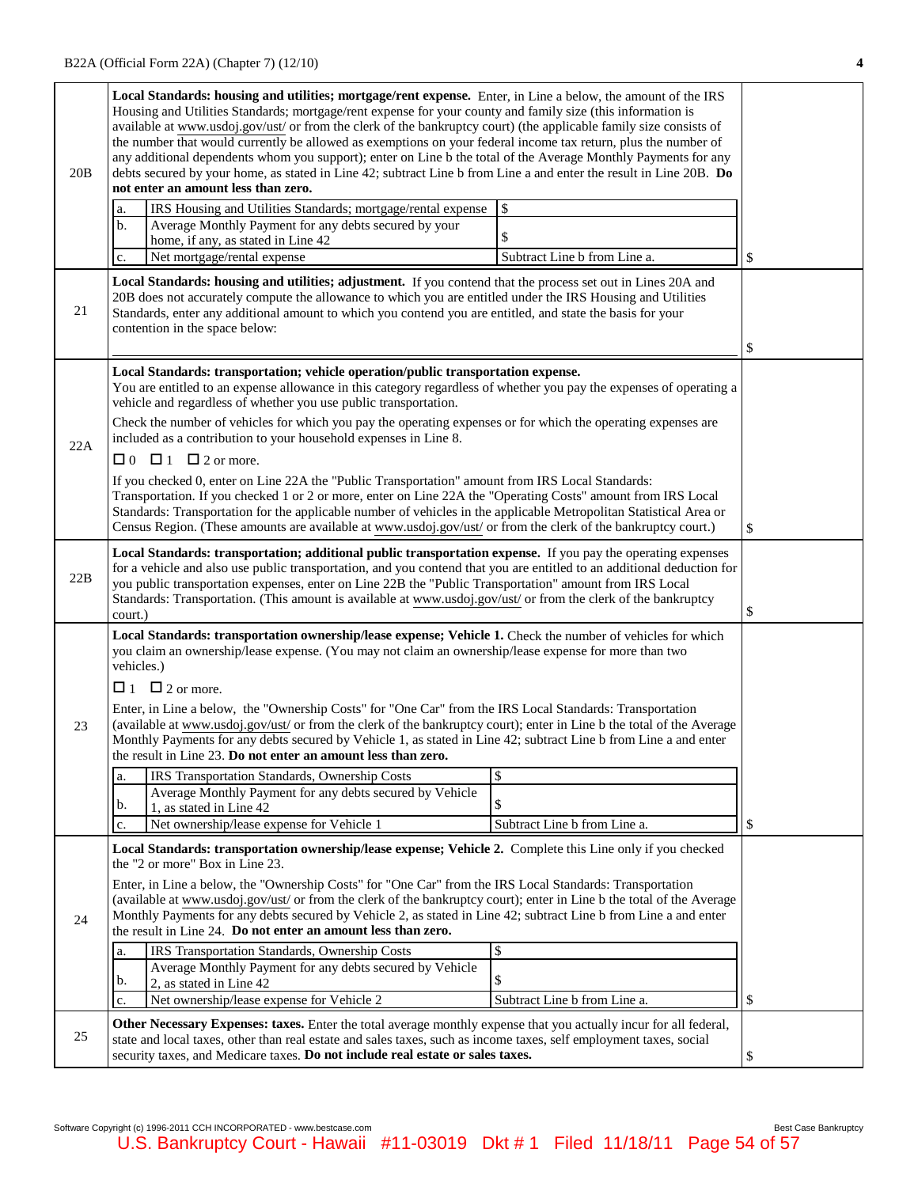| | | |
|---|---|---|
| 20B | **Local Standards: housing and utilities; mortgage/rent expense.** Enter, in Line a below, the amount of the IRS Housing and Utilities Standards; mortgage/rent expense for your county and family size (this information is available at www.usdoj.gov/ust/ or from the clerk of the bankruptcy court) (the applicable family size consists of the number that would currently be allowed as exemptions on your federal income tax return, plus the number of any additional dependents whom you support); enter on Line b the total of the Average Monthly Payments for any debts secured by your home, as stated in Line 42; subtract Line b from Line a and enter the result in Line 20B. **Do not enter an amount less than zero.**<br><br>a. IRS Housing and Utilities Standards; mortgage/rental expense — $<br>b. Average Monthly Payment for any debts secured by your home, if any, as stated in Line 42 — $<br>c. Net mortgage/rental expense — Subtract Line b from Line a. | $ |
| 21 | **Local Standards: housing and utilities; adjustment.** If you contend that the process set out in Lines 20A and 20B does not accurately compute the allowance to which you are entitled under the IRS Housing and Utilities Standards, enter any additional amount to which you contend you are entitled, and state the basis for your contention in the space below: | $ |
| 22A | **Local Standards: transportation; vehicle operation/public transportation expense.**<br>You are entitled to an expense allowance in this category regardless of whether you pay the expenses of operating a vehicle and regardless of whether you use public transportation.<br><br>Check the number of vehicles for which you pay the operating expenses or for which the operating expenses are included as a contribution to your household expenses in Line 8.<br><br>☐ 0 ☐ 1 ☐ 2 or more.<br><br>If you checked 0, enter on Line 22A the "Public Transportation" amount from IRS Local Standards: Transportation. If you checked 1 or 2 or more, enter on Line 22A the "Operating Costs" amount from IRS Local Standards: Transportation for the applicable number of vehicles in the applicable Metropolitan Statistical Area or Census Region. (These amounts are available at www.usdoj.gov/ust/ or from the clerk of the bankruptcy court.) | $ |
| 22B | **Local Standards: transportation; additional public transportation expense.** If you pay the operating expenses for a vehicle and also use public transportation, and you contend that you are entitled to an additional deduction for you public transportation expenses, enter on Line 22B the "Public Transportation" amount from IRS Local Standards: Transportation. (This amount is available at www.usdoj.gov/ust/ or from the clerk of the bankruptcy court.) | $ |
| 23 | **Local Standards: transportation ownership/lease expense; Vehicle 1.** Check the number of vehicles for which you claim an ownership/lease expense. (You may not claim an ownership/lease expense for more than two vehicles.)<br><br>☐ 1 ☐ 2 or more.<br><br>Enter, in Line a below, the "Ownership Costs" for "One Car" from the IRS Local Standards: Transportation (available at www.usdoj.gov/ust/ or from the clerk of the bankruptcy court); enter in Line b the total of the Average Monthly Payments for any debts secured by Vehicle 1, as stated in Line 42; subtract Line b from Line a and enter the result in Line 23. **Do not enter an amount less than zero.**<br><br>a. IRS Transportation Standards, Ownership Costs — $<br>b. Average Monthly Payment for any debts secured by Vehicle 1, as stated in Line 42 — $<br>c. Net ownership/lease expense for Vehicle 1 — Subtract Line b from Line a. | $ |
| 24 | **Local Standards: transportation ownership/lease expense; Vehicle 2.** Complete this Line only if you checked the "2 or more" Box in Line 23.<br><br>Enter, in Line a below, the "Ownership Costs" for "One Car" from the IRS Local Standards: Transportation (available at www.usdoj.gov/ust/ or from the clerk of the bankruptcy court); enter in Line b the total of the Average Monthly Payments for any debts secured by Vehicle 2, as stated in Line 42; subtract Line b from Line a and enter the result in Line 24. **Do not enter an amount less than zero.**<br><br>a. IRS Transportation Standards, Ownership Costs — $<br>b. Average Monthly Payment for any debts secured by Vehicle 2, as stated in Line 42 — $<br>c. Net ownership/lease expense for Vehicle 2 — Subtract Line b from Line a. | $ |
| 25 | **Other Necessary Expenses: taxes.** Enter the total average monthly expense that you actually incur for all federal, state and local taxes, other than real estate and sales taxes, such as income taxes, self employment taxes, social security taxes, and Medicare taxes. **Do not include real estate or sales taxes.** | $ |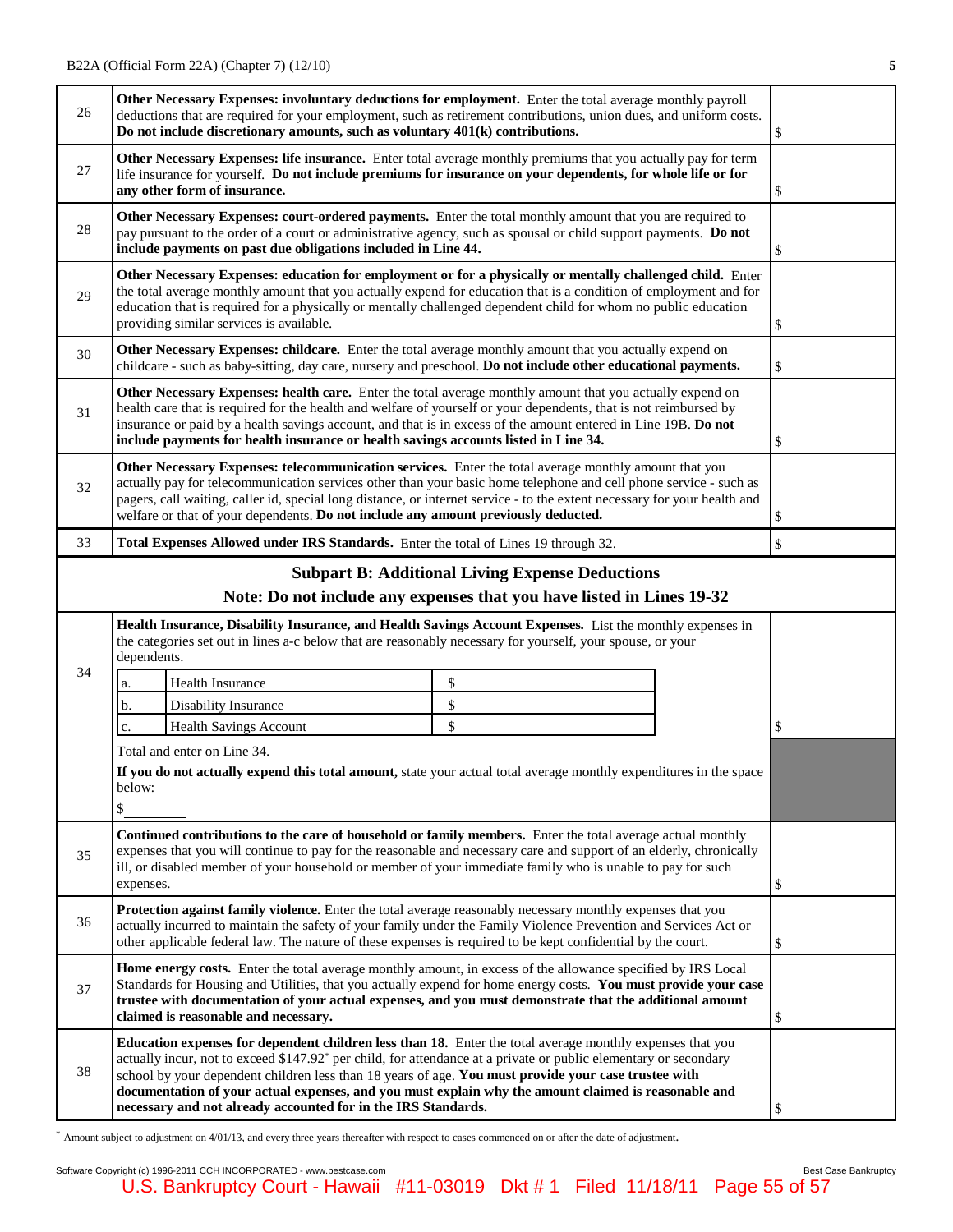| | | |
|---|---|---|
| 26 | **Other Necessary Expenses: involuntary deductions for employment.** Enter the total average monthly payroll deductions that are required for your employment, such as retirement contributions, union dues, and uniform costs. **Do not include discretionary amounts, such as voluntary 401(k) contributions.** | $ |
| 27 | **Other Necessary Expenses: life insurance.** Enter total average monthly premiums that you actually pay for term life insurance for yourself. **Do not include premiums for insurance on your dependents, for whole life or for any other form of insurance.** | $ |
| 28 | **Other Necessary Expenses: court-ordered payments.** Enter the total monthly amount that you are required to pay pursuant to the order of a court or administrative agency, such as spousal or child support payments. **Do not include payments on past due obligations included in Line 44.** | $ |
| 29 | **Other Necessary Expenses: education for employment or for a physically or mentally challenged child.** Enter the total average monthly amount that you actually expend for education that is a condition of employment and for education that is required for a physically or mentally challenged dependent child for whom no public education providing similar services is available. | $ |
| 30 | **Other Necessary Expenses: childcare.** Enter the total average monthly amount that you actually expend on childcare - such as baby-sitting, day care, nursery and preschool. **Do not include other educational payments.** | $ |
| 31 | **Other Necessary Expenses: health care.** Enter the total average monthly amount that you actually expend on health care that is required for the health and welfare of yourself or your dependents, that is not reimbursed by insurance or paid by a health savings account, and that is in excess of the amount entered in Line 19B. **Do not include payments for health insurance or health savings accounts listed in Line 34.** | $ |
| 32 | **Other Necessary Expenses: telecommunication services.** Enter the total average monthly amount that you actually pay for telecommunication services other than your basic home telephone and cell phone service - such as pagers, call waiting, caller id, special long distance, or internet service - to the extent necessary for your health and welfare or that of your dependents. **Do not include any amount previously deducted.** | $ |
| 33 | **Total Expenses Allowed under IRS Standards.** Enter the total of Lines 19 through 32. | $ |

## Subpart B: Additional Living Expense Deductions

### Note: Do not include any expenses that you have listed in Lines 19-32

| | | |
|---|---|---|
| 34 | **Health Insurance, Disability Insurance, and Health Savings Account Expenses.** List the monthly expenses in the categories set out in lines a-c below that are reasonably necessary for yourself, your spouse, or your dependents.<br>a. Health Insurance $<br>b. Disability Insurance $<br>c. Health Savings Account $<br>Total and enter on Line 34.<br>**If you do not actually expend this total amount,** state your actual total average monthly expenditures in the space below:<br>$ | $ |
| 35 | **Continued contributions to the care of household or family members.** Enter the total average actual monthly expenses that you will continue to pay for the reasonable and necessary care and support of an elderly, chronically ill, or disabled member of your household or member of your immediate family who is unable to pay for such expenses. | $ |
| 36 | **Protection against family violence.** Enter the total average reasonably necessary monthly expenses that you actually incurred to maintain the safety of your family under the Family Violence Prevention and Services Act or other applicable federal law. The nature of these expenses is required to be kept confidential by the court. | $ |
| 37 | **Home energy costs.** Enter the total average monthly amount, in excess of the allowance specified by IRS Local Standards for Housing and Utilities, that you actually expend for home energy costs. **You must provide your case trustee with documentation of your actual expenses, and you must demonstrate that the additional amount claimed is reasonable and necessary.** | $ |
| 38 | **Education expenses for dependent children less than 18.** Enter the total average monthly expenses that you actually incur, not to exceed $147.92* per child, for attendance at a private or public elementary or secondary school by your dependent children less than 18 years of age. **You must provide your case trustee with documentation of your actual expenses, and you must explain why the amount claimed is reasonable and necessary and not already accounted for in the IRS Standards.** | $ |

* Amount subject to adjustment on 4/01/13, and every three years thereafter with respect to cases commenced on or after the date of adjustment.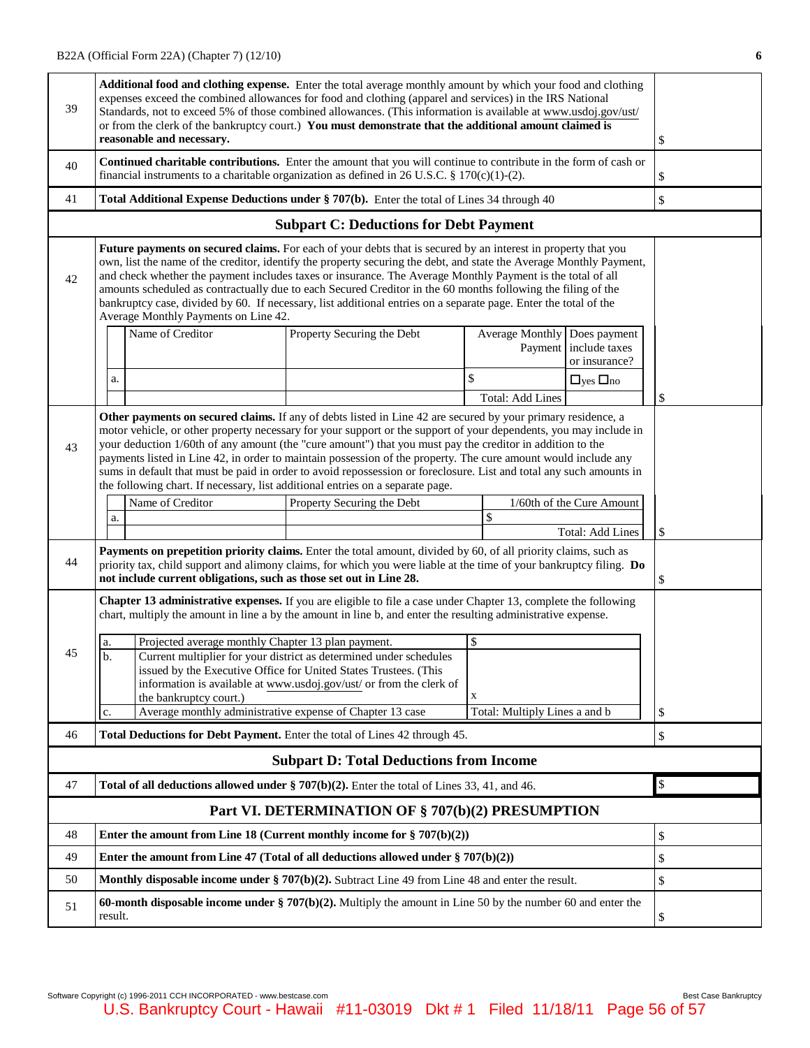| | | |
|---|---|---|
| 39 | **Additional food and clothing expense.** Enter the total average monthly amount by which your food and clothing expenses exceed the combined allowances for food and clothing (apparel and services) in the IRS National Standards, not to exceed 5% of those combined allowances. (This information is available at www.usdoj.gov/ust/ or from the clerk of the bankruptcy court.) **You must demonstrate that the additional amount claimed is reasonable and necessary.** | $ |
| 40 | **Continued charitable contributions.** Enter the amount that you will continue to contribute in the form of cash or financial instruments to a charitable organization as defined in 26 U.S.C. § 170(c)(1)-(2). | $ |
| 41 | **Total Additional Expense Deductions under § 707(b).** Enter the total of Lines 34 through 40 | $ |

## Subpart C: Deductions for Debt Payment

**42** — **Future payments on secured claims.** For each of your debts that is secured by an interest in property that you own, list the name of the creditor, identify the property securing the debt, and state the Average Monthly Payment, and check whether the payment includes taxes or insurance. The Average Monthly Payment is the total of all amounts scheduled as contractually due to each Secured Creditor in the 60 months following the filing of the bankruptcy case, divided by 60. If necessary, list additional entries on a separate page. Enter the total of the Average Monthly Payments on Line 42.

| | Name of Creditor | Property Securing the Debt | Average Monthly Payment | Does payment include taxes or insurance? |
|---|---|---|---|---|
| a. | | | $ | ☐yes ☐no |
| | | | Total: Add Lines | |

$

**43** — **Other payments on secured claims.** If any of debts listed in Line 42 are secured by your primary residence, a motor vehicle, or other property necessary for your support or the support of your dependents, you may include in your deduction 1/60th of any amount (the "cure amount") that you must pay the creditor in addition to the payments listed in Line 42, in order to maintain possession of the property. The cure amount would include any sums in default that must be paid in order to avoid repossession or foreclosure. List and total any such amounts in the following chart. If necessary, list additional entries on a separate page.

| | Name of Creditor | Property Securing the Debt | 1/60th of the Cure Amount |
|---|---|---|---|
| a. | | | $ |
| | | | Total: Add Lines |

$

| | | |
|---|---|---|
| 44 | **Payments on prepetition priority claims.** Enter the total amount, divided by 60, of all priority claims, such as priority tax, child support and alimony claims, for which you were liable at the time of your bankruptcy filing. **Do not include current obligations, such as those set out in Line 28.** | $ |

**45** — **Chapter 13 administrative expenses.** If you are eligible to file a case under Chapter 13, complete the following chart, multiply the amount in line a by the amount in line b, and enter the resulting administrative expense.

| | | |
|---|---|---|
| a. | Projected average monthly Chapter 13 plan payment. | $ |
| b. | Current multiplier for your district as determined under schedules issued by the Executive Office for United States Trustees. (This information is available at www.usdoj.gov/ust/ or from the clerk of the bankruptcy court.) | x |
| c. | Average monthly administrative expense of Chapter 13 case | Total: Multiply Lines a and b |

$

| | | |
|---|---|---|
| 46 | **Total Deductions for Debt Payment.** Enter the total of Lines 42 through 45. | $ |

## Subpart D: Total Deductions from Income

| | | |
|---|---|---|
| 47 | **Total of all deductions allowed under § 707(b)(2).** Enter the total of Lines 33, 41, and 46. | $ |

## Part VI. DETERMINATION OF § 707(b)(2) PRESUMPTION

| | | |
|---|---|---|
| 48 | **Enter the amount from Line 18 (Current monthly income for § 707(b)(2))** | $ |
| 49 | **Enter the amount from Line 47 (Total of all deductions allowed under § 707(b)(2))** | $ |
| 50 | **Monthly disposable income under § 707(b)(2).** Subtract Line 49 from Line 48 and enter the result. | $ |
| 51 | **60-month disposable income under § 707(b)(2).** Multiply the amount in Line 50 by the number 60 and enter the result. | $ |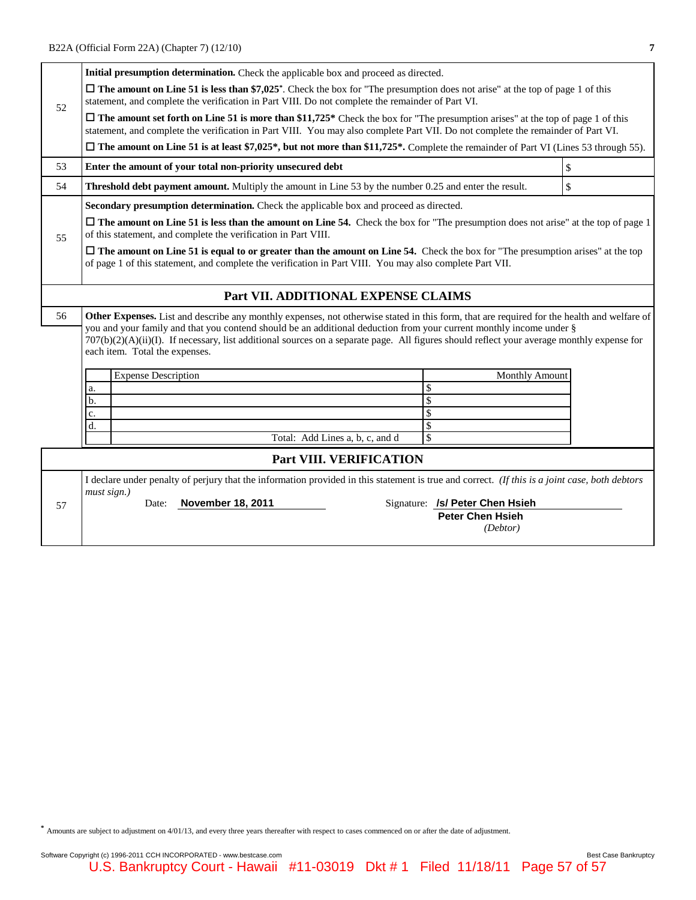| | | |
|---|---|---|
| 52 | **Initial presumption determination.** Check the applicable box and proceed as directed.<br>☐ **The amount on Line 51 is less than $7,025**\*. Check the box for "The presumption does not arise" at the top of page 1 of this statement, and complete the verification in Part VIII. Do not complete the remainder of Part VI.<br>☐ **The amount set forth on Line 51 is more than $11,725\*** Check the box for "The presumption arises" at the top of page 1 of this statement, and complete the verification in Part VIII. You may also complete Part VII. Do not complete the remainder of Part VI.<br>☐ **The amount on Line 51 is at least $7,025\*, but not more than $11,725\*.** Complete the remainder of Part VI (Lines 53 through 55). | |
| 53 | **Enter the amount of your total non-priority unsecured debt** | $ |
| 54 | **Threshold debt payment amount.** Multiply the amount in Line 53 by the number 0.25 and enter the result. | $ |
| 55 | **Secondary presumption determination.** Check the applicable box and proceed as directed.<br>☐ **The amount on Line 51 is less than the amount on Line 54.** Check the box for "The presumption does not arise" at the top of page 1 of this statement, and complete the verification in Part VIII.<br>☐ **The amount on Line 51 is equal to or greater than the amount on Line 54.** Check the box for "The presumption arises" at the top of page 1 of this statement, and complete the verification in Part VIII. You may also complete Part VII. | |

## Part VII. ADDITIONAL EXPENSE CLAIMS

**56** **Other Expenses.** List and describe any monthly expenses, not otherwise stated in this form, that are required for the health and welfare of you and your family and that you contend should be an additional deduction from your current monthly income under § 707(b)(2)(A)(ii)(I). If necessary, list additional sources on a separate page. All figures should reflect your average monthly expense for each item. Total the expenses.

| | Expense Description | Monthly Amount |
|---|---|---|
| a. | | $ |
| b. | | $ |
| c. | | $ |
| d. | | $ |
| | Total: Add Lines a, b, c, and d | $ |

## Part VIII. VERIFICATION

**57** I declare under penalty of perjury that the information provided in this statement is true and correct. *(If this is a joint case, both debtors must sign.)*

Date: **November 18, 2011** Signature: **/s/ Peter Chen Hsieh**
**Peter Chen Hsieh**
*(Debtor)*

\* Amounts are subject to adjustment on 4/01/13, and every three years thereafter with respect to cases commenced on or after the date of adjustment.